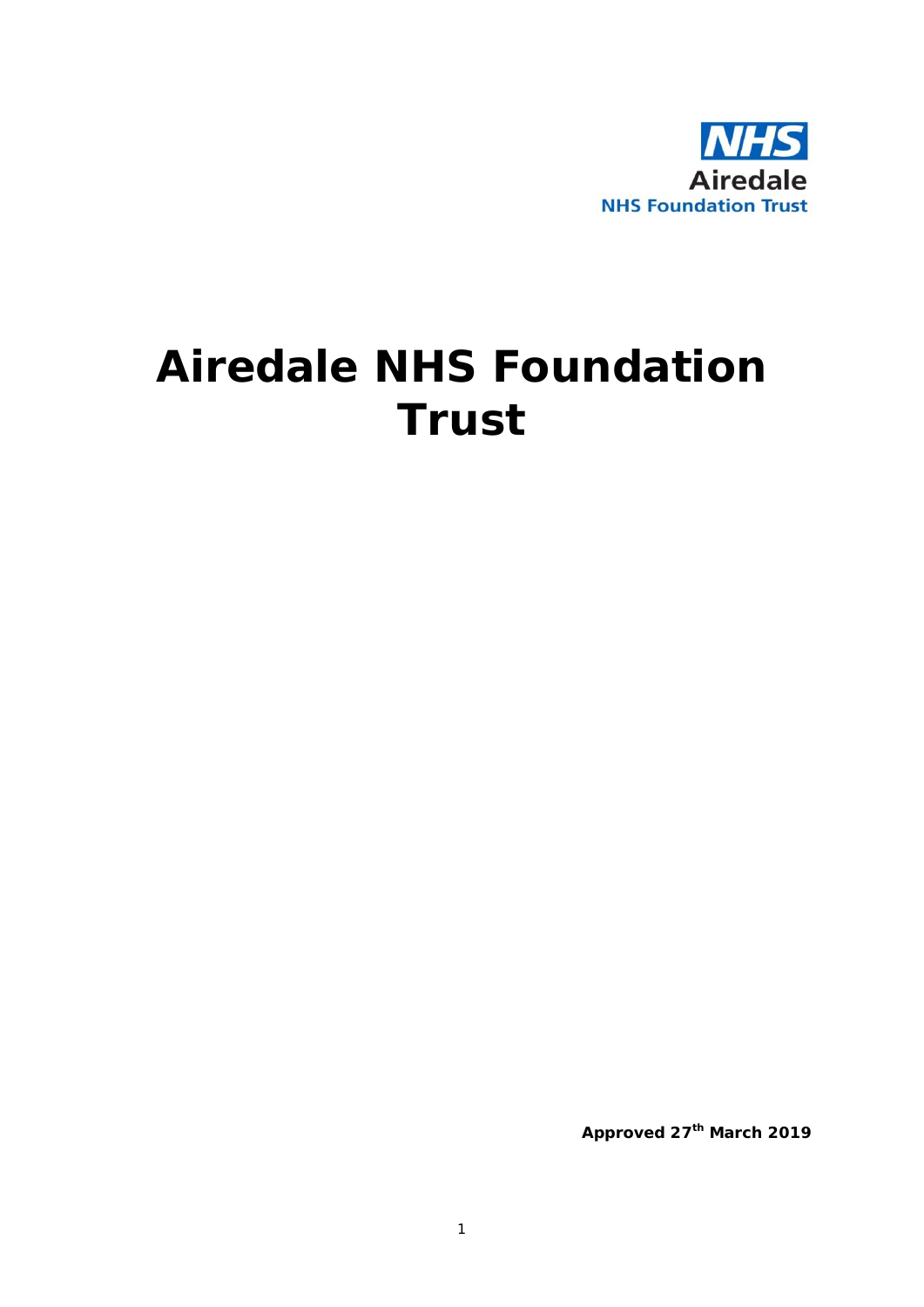NHS
Airedale
NHS Foundation Trust

# Airedale NHS Foundation Trust

**Approved 27th March 2019**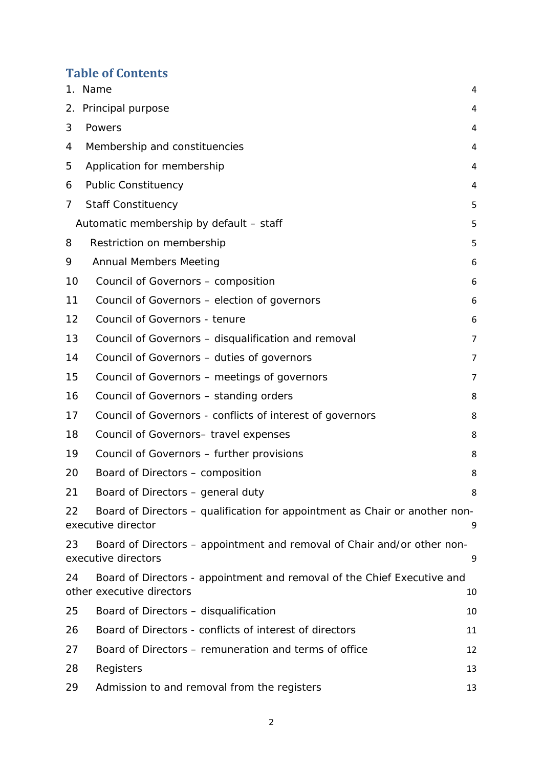# Table of Contents

| | | |
|---|---|---|
| 1. | Name | 4 |
| 2. | Principal purpose | 4 |
| 3 | Powers | 4 |
| 4 | Membership and constituencies | 4 |
| 5 | Application for membership | 4 |
| 6 | Public Constituency | 4 |
| 7 | Staff Constituency | 5 |
| | Automatic membership by default – staff | 5 |
| 8 | Restriction on membership | 5 |
| 9 | Annual Members Meeting | 6 |
| 10 | Council of Governors – composition | 6 |
| 11 | Council of Governors – election of governors | 6 |
| 12 | Council of Governors - tenure | 6 |
| 13 | Council of Governors – disqualification and removal | 7 |
| 14 | Council of Governors – duties of governors | 7 |
| 15 | Council of Governors – meetings of governors | 7 |
| 16 | Council of Governors – standing orders | 8 |
| 17 | Council of Governors - conflicts of interest of governors | 8 |
| 18 | Council of Governors– travel expenses | 8 |
| 19 | Council of Governors – further provisions | 8 |
| 20 | Board of Directors – composition | 8 |
| 21 | Board of Directors – general duty | 8 |
| 22 | Board of Directors – qualification for appointment as Chair or another non-executive director | 9 |
| 23 | Board of Directors – appointment and removal of Chair and/or other non-executive directors | 9 |
| 24 | Board of Directors - appointment and removal of the Chief Executive and other executive directors | 10 |
| 25 | Board of Directors – disqualification | 10 |
| 26 | Board of Directors - conflicts of interest of directors | 11 |
| 27 | Board of Directors – remuneration and terms of office | 12 |
| 28 | Registers | 13 |
| 29 | Admission to and removal from the registers | 13 |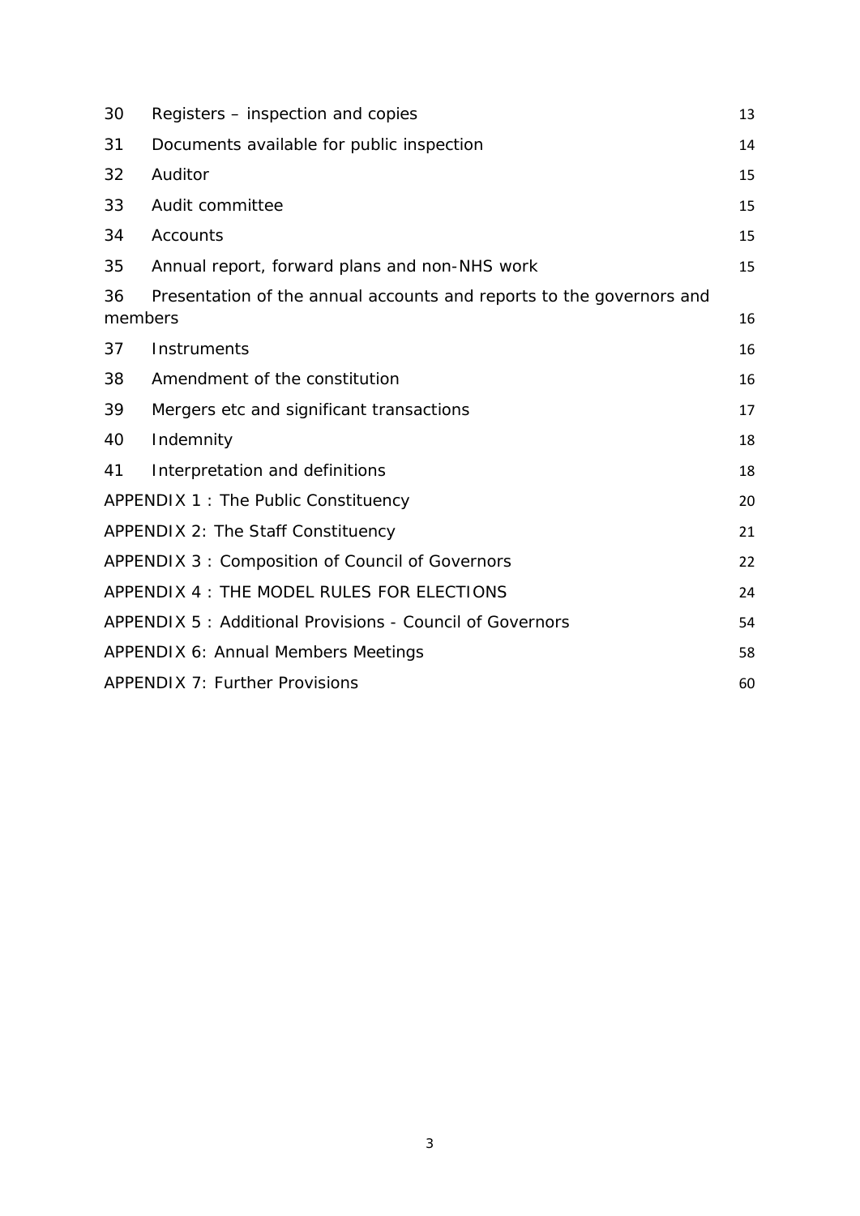| | | |
|---|---|---|
| 30 | Registers – inspection and copies | 13 |
| 31 | Documents available for public inspection | 14 |
| 32 | Auditor | 15 |
| 33 | Audit committee | 15 |
| 34 | Accounts | 15 |
| 35 | Annual report, forward plans and non-NHS work | 15 |
| 36 | Presentation of the annual accounts and reports to the governors and members | 16 |
| 37 | Instruments | 16 |
| 38 | Amendment of the constitution | 16 |
| 39 | Mergers etc and significant transactions | 17 |
| 40 | Indemnity | 18 |
| 41 | Interpretation and definitions | 18 |
| APPENDIX 1 : The Public Constituency | | 20 |
| APPENDIX 2: The Staff Constituency | | 21 |
| APPENDIX 3 : Composition of Council of Governors | | 22 |
| APPENDIX 4 : THE MODEL RULES FOR ELECTIONS | | 24 |
| APPENDIX 5 : Additional Provisions - Council of Governors | | 54 |
| APPENDIX 6: Annual Members Meetings | | 58 |
| APPENDIX 7: Further Provisions | | 60 |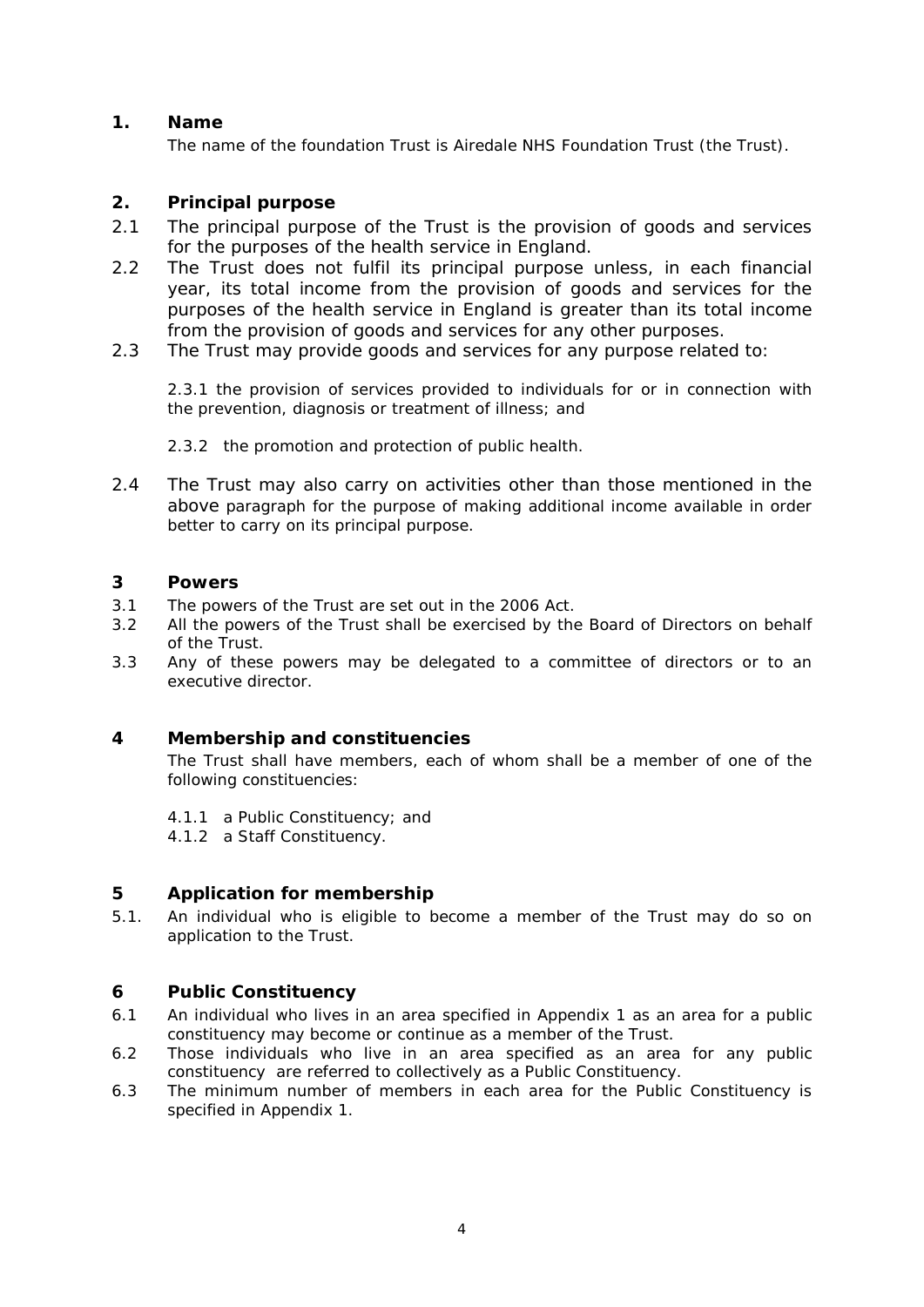## 1. Name

The name of the foundation Trust is Airedale NHS Foundation Trust (the Trust).

## 2. Principal purpose

2.1 The principal purpose of the Trust is the provision of goods and services for the purposes of the health service in England.

2.2 The Trust does not fulfil its principal purpose unless, in each financial year, its total income from the provision of goods and services for the purposes of the health service in England is greater than its total income from the provision of goods and services for any other purposes.

2.3 The Trust may provide goods and services for any purpose related to:

2.3.1 the provision of services provided to individuals for or in connection with the prevention, diagnosis or treatment of illness; and

2.3.2 the promotion and protection of public health.

2.4 The Trust may also carry on activities other than those mentioned in the above paragraph for the purpose of making additional income available in order better to carry on its principal purpose.

## 3 Powers

3.1 The powers of the Trust are set out in the 2006 Act.

3.2 All the powers of the Trust shall be exercised by the Board of Directors on behalf of the Trust.

3.3 Any of these powers may be delegated to a committee of directors or to an executive director.

## 4 Membership and constituencies

The Trust shall have members, each of whom shall be a member of one of the following constituencies:

4.1.1 a Public Constituency; and

4.1.2 a Staff Constituency.

## 5 Application for membership

5.1. An individual who is eligible to become a member of the Trust may do so on application to the Trust.

## 6 Public Constituency

6.1 An individual who lives in an area specified in Appendix 1 as an area for a public constituency may become or continue as a member of the Trust.

6.2 Those individuals who live in an area specified as an area for any public constituency are referred to collectively as a Public Constituency.

6.3 The minimum number of members in each area for the Public Constituency is specified in Appendix 1.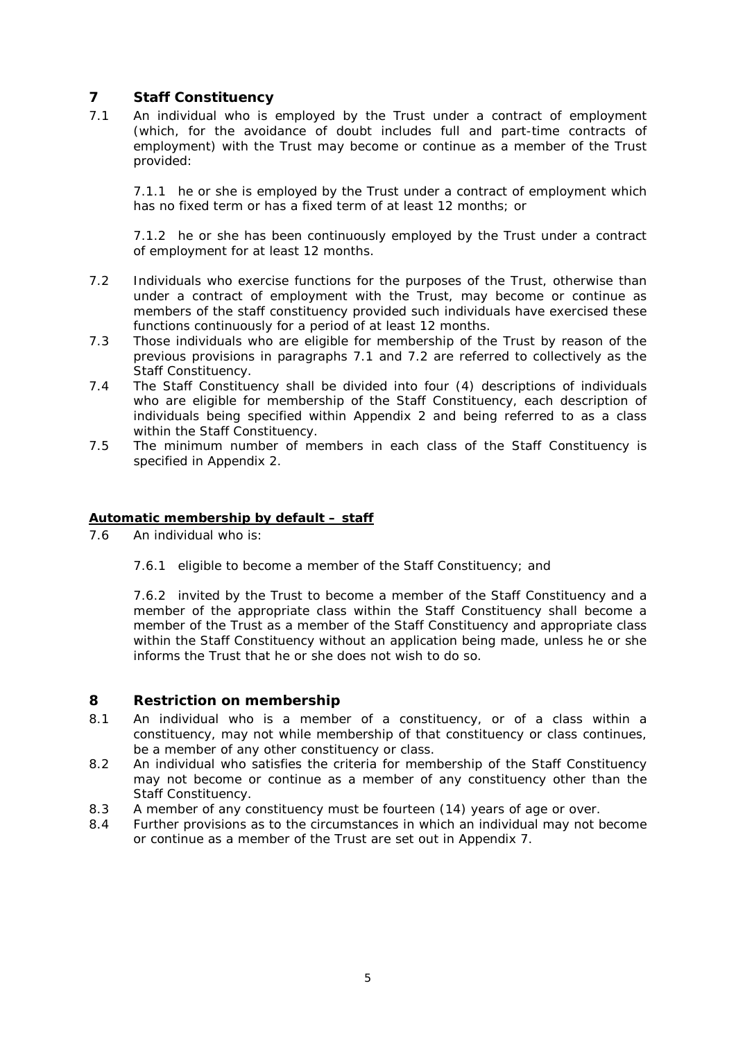## 7 Staff Constituency

7.1 An individual who is employed by the Trust under a contract of employment (which, for the avoidance of doubt includes full and part-time contracts of employment) with the Trust may become or continue as a member of the Trust provided:

7.1.1 he or she is employed by the Trust under a contract of employment which has no fixed term or has a fixed term of at least 12 months; or

7.1.2 he or she has been continuously employed by the Trust under a contract of employment for at least 12 months.

7.2 Individuals who exercise functions for the purposes of the Trust, otherwise than under a contract of employment with the Trust, may become or continue as members of the staff constituency provided such individuals have exercised these functions continuously for a period of at least 12 months.

7.3 Those individuals who are eligible for membership of the Trust by reason of the previous provisions in paragraphs 7.1 and 7.2 are referred to collectively as the Staff Constituency.

7.4 The Staff Constituency shall be divided into four (4) descriptions of individuals who are eligible for membership of the Staff Constituency, each description of individuals being specified within Appendix 2 and being referred to as a class within the Staff Constituency.

7.5 The minimum number of members in each class of the Staff Constituency is specified in Appendix 2.

**Automatic membership by default – staff**

7.6 An individual who is:

7.6.1 eligible to become a member of the Staff Constituency; and

7.6.2 invited by the Trust to become a member of the Staff Constituency and a member of the appropriate class within the Staff Constituency shall become a member of the Trust as a member of the Staff Constituency and appropriate class within the Staff Constituency without an application being made, unless he or she informs the Trust that he or she does not wish to do so.

## 8 Restriction on membership

8.1 An individual who is a member of a constituency, or of a class within a constituency, may not while membership of that constituency or class continues, be a member of any other constituency or class.

8.2 An individual who satisfies the criteria for membership of the Staff Constituency may not become or continue as a member of any constituency other than the Staff Constituency.

8.3 A member of any constituency must be fourteen (14) years of age or over.

8.4 Further provisions as to the circumstances in which an individual may not become or continue as a member of the Trust are set out in Appendix 7.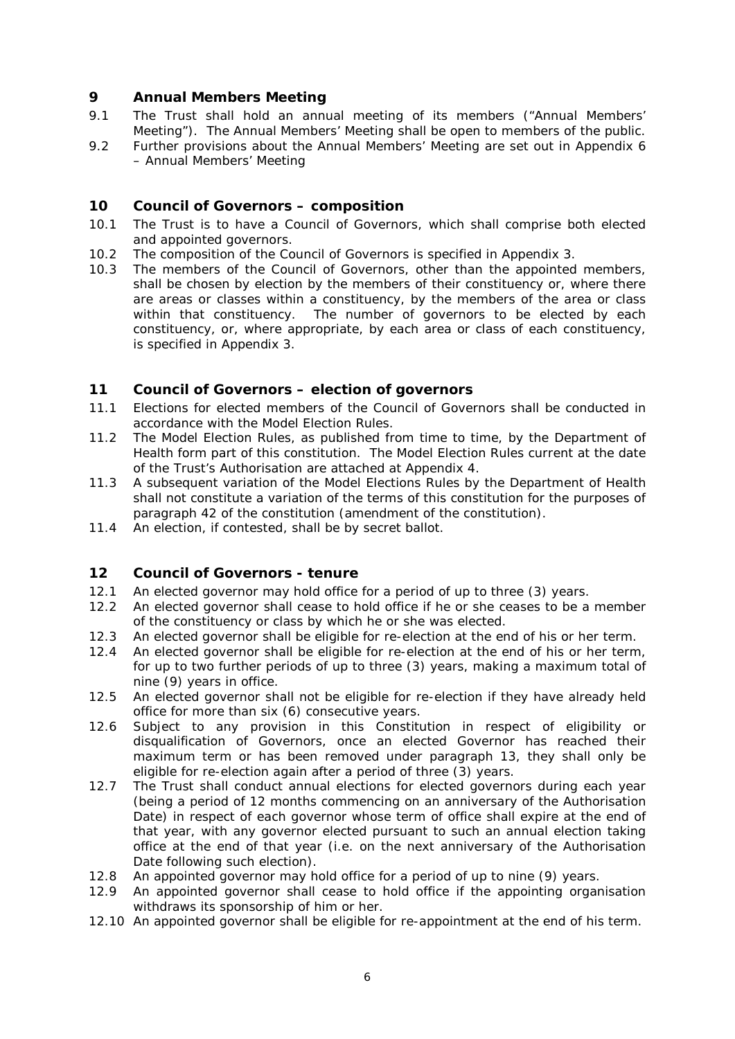## 9 Annual Members Meeting

9.1 The Trust shall hold an annual meeting of its members ("Annual Members' Meeting"). The Annual Members' Meeting shall be open to members of the public.

9.2 Further provisions about the Annual Members' Meeting are set out in Appendix 6 – Annual Members' Meeting

## 10 Council of Governors – composition

10.1 The Trust is to have a Council of Governors, which shall comprise both elected and appointed governors.

10.2 The composition of the Council of Governors is specified in Appendix 3.

10.3 The members of the Council of Governors, other than the appointed members, shall be chosen by election by the members of their constituency or, where there are areas or classes within a constituency, by the members of the area or class within that constituency. The number of governors to be elected by each constituency, or, where appropriate, by each area or class of each constituency, is specified in Appendix 3.

## 11 Council of Governors – election of governors

11.1 Elections for elected members of the Council of Governors shall be conducted in accordance with the Model Election Rules.

11.2 The Model Election Rules, as published from time to time, by the Department of Health form part of this constitution. The Model Election Rules current at the date of the Trust's Authorisation are attached at Appendix 4.

11.3 A subsequent variation of the Model Elections Rules by the Department of Health shall not constitute a variation of the terms of this constitution for the purposes of paragraph 42 of the constitution (amendment of the constitution).

11.4 An election, if contested, shall be by secret ballot.

## 12 Council of Governors - tenure

12.1 An elected governor may hold office for a period of up to three (3) years.

12.2 An elected governor shall cease to hold office if he or she ceases to be a member of the constituency or class by which he or she was elected.

12.3 An elected governor shall be eligible for re-election at the end of his or her term.

12.4 An elected governor shall be eligible for re-election at the end of his or her term, for up to two further periods of up to three (3) years, making a maximum total of nine (9) years in office.

12.5 An elected governor shall not be eligible for re-election if they have already held office for more than six (6) consecutive years.

12.6 Subject to any provision in this Constitution in respect of eligibility or disqualification of Governors, once an elected Governor has reached their maximum term or has been removed under paragraph 13, they shall only be eligible for re-election again after a period of three (3) years.

12.7 The Trust shall conduct annual elections for elected governors during each year (being a period of 12 months commencing on an anniversary of the Authorisation Date) in respect of each governor whose term of office shall expire at the end of that year, with any governor elected pursuant to such an annual election taking office at the end of that year (i.e. on the next anniversary of the Authorisation Date following such election).

12.8 An appointed governor may hold office for a period of up to nine (9) years.

12.9 An appointed governor shall cease to hold office if the appointing organisation withdraws its sponsorship of him or her.

12.10 An appointed governor shall be eligible for re-appointment at the end of his term.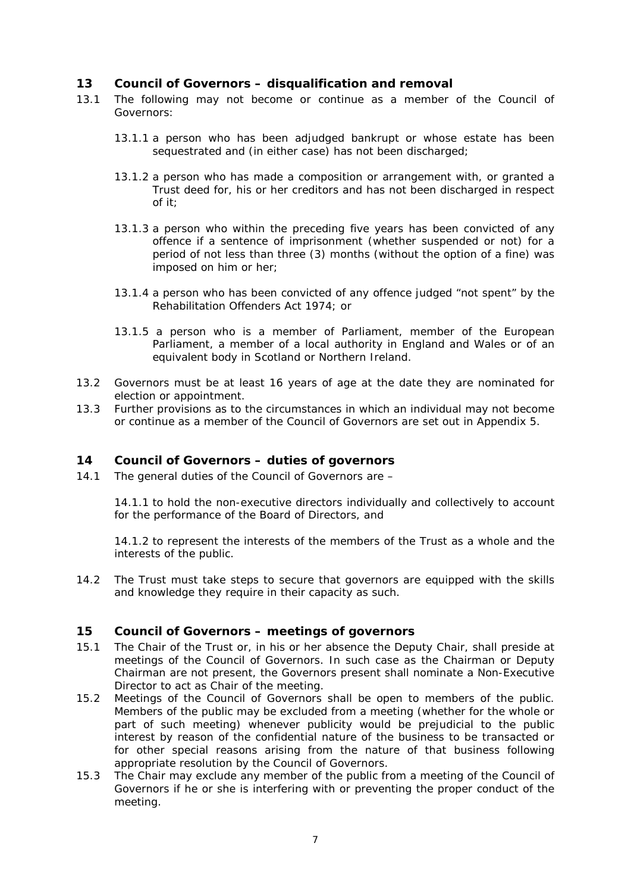## 13 Council of Governors – disqualification and removal

13.1 The following may not become or continue as a member of the Council of Governors:

13.1.1 a person who has been adjudged bankrupt or whose estate has been sequestrated and (in either case) has not been discharged;

13.1.2 a person who has made a composition or arrangement with, or granted a Trust deed for, his or her creditors and has not been discharged in respect of it;

13.1.3 a person who within the preceding five years has been convicted of any offence if a sentence of imprisonment (whether suspended or not) for a period of not less than three (3) months (without the option of a fine) was imposed on him or her;

13.1.4 a person who has been convicted of any offence judged "not spent" by the Rehabilitation Offenders Act 1974; or

13.1.5 a person who is a member of Parliament, member of the European Parliament, a member of a local authority in England and Wales or of an equivalent body in Scotland or Northern Ireland.

13.2 Governors must be at least 16 years of age at the date they are nominated for election or appointment.

13.3 Further provisions as to the circumstances in which an individual may not become or continue as a member of the Council of Governors are set out in Appendix 5.

## 14 Council of Governors – duties of governors

14.1 The general duties of the Council of Governors are –

14.1.1 to hold the non-executive directors individually and collectively to account for the performance of the Board of Directors, and

14.1.2 to represent the interests of the members of the Trust as a whole and the interests of the public.

14.2 The Trust must take steps to secure that governors are equipped with the skills and knowledge they require in their capacity as such.

## 15 Council of Governors – meetings of governors

15.1 The Chair of the Trust or, in his or her absence the Deputy Chair, shall preside at meetings of the Council of Governors. In such case as the Chairman or Deputy Chairman are not present, the Governors present shall nominate a Non-Executive Director to act as Chair of the meeting.

15.2 Meetings of the Council of Governors shall be open to members of the public. Members of the public may be excluded from a meeting (whether for the whole or part of such meeting) whenever publicity would be prejudicial to the public interest by reason of the confidential nature of the business to be transacted or for other special reasons arising from the nature of that business following appropriate resolution by the Council of Governors.

15.3 The Chair may exclude any member of the public from a meeting of the Council of Governors if he or she is interfering with or preventing the proper conduct of the meeting.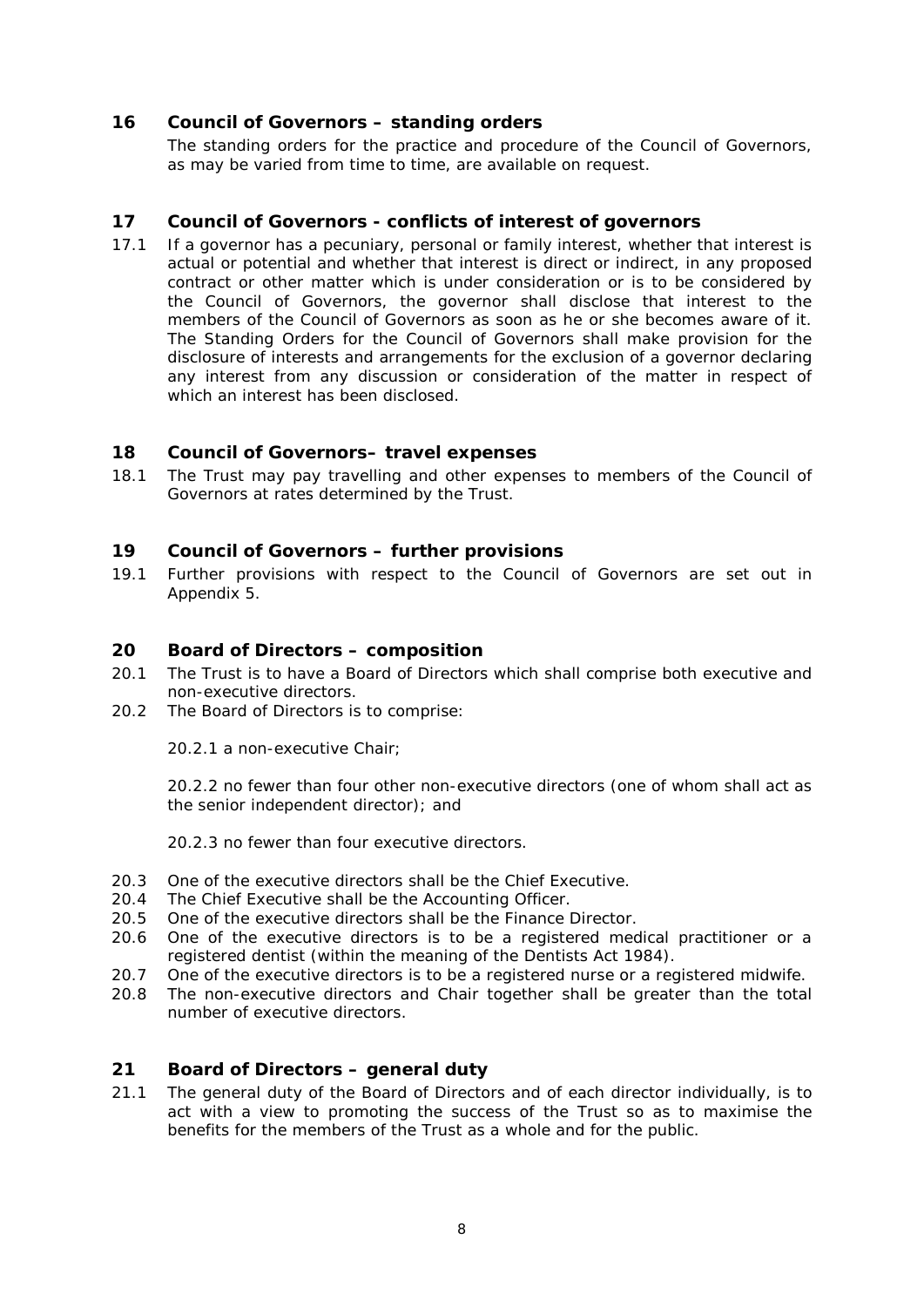## 16 Council of Governors – standing orders

The standing orders for the practice and procedure of the Council of Governors, as may be varied from time to time, are available on request.

## 17 Council of Governors - conflicts of interest of governors

17.1 If a governor has a pecuniary, personal or family interest, whether that interest is actual or potential and whether that interest is direct or indirect, in any proposed contract or other matter which is under consideration or is to be considered by the Council of Governors, the governor shall disclose that interest to the members of the Council of Governors as soon as he or she becomes aware of it. The Standing Orders for the Council of Governors shall make provision for the disclosure of interests and arrangements for the exclusion of a governor declaring any interest from any discussion or consideration of the matter in respect of which an interest has been disclosed.

## 18 Council of Governors– travel expenses

18.1 The Trust may pay travelling and other expenses to members of the Council of Governors at rates determined by the Trust.

## 19 Council of Governors – further provisions

19.1 Further provisions with respect to the Council of Governors are set out in Appendix 5.

## 20 Board of Directors – composition

20.1 The Trust is to have a Board of Directors which shall comprise both executive and non-executive directors.

20.2 The Board of Directors is to comprise:

20.2.1 a non-executive Chair;

20.2.2 no fewer than four other non-executive directors (one of whom shall act as the senior independent director); and

20.2.3 no fewer than four executive directors.

20.3 One of the executive directors shall be the Chief Executive.

20.4 The Chief Executive shall be the Accounting Officer.

20.5 One of the executive directors shall be the Finance Director.

20.6 One of the executive directors is to be a registered medical practitioner or a registered dentist (within the meaning of the Dentists Act 1984).

20.7 One of the executive directors is to be a registered nurse or a registered midwife.

20.8 The non-executive directors and Chair together shall be greater than the total number of executive directors.

## 21 Board of Directors – general duty

21.1 The general duty of the Board of Directors and of each director individually, is to act with a view to promoting the success of the Trust so as to maximise the benefits for the members of the Trust as a whole and for the public.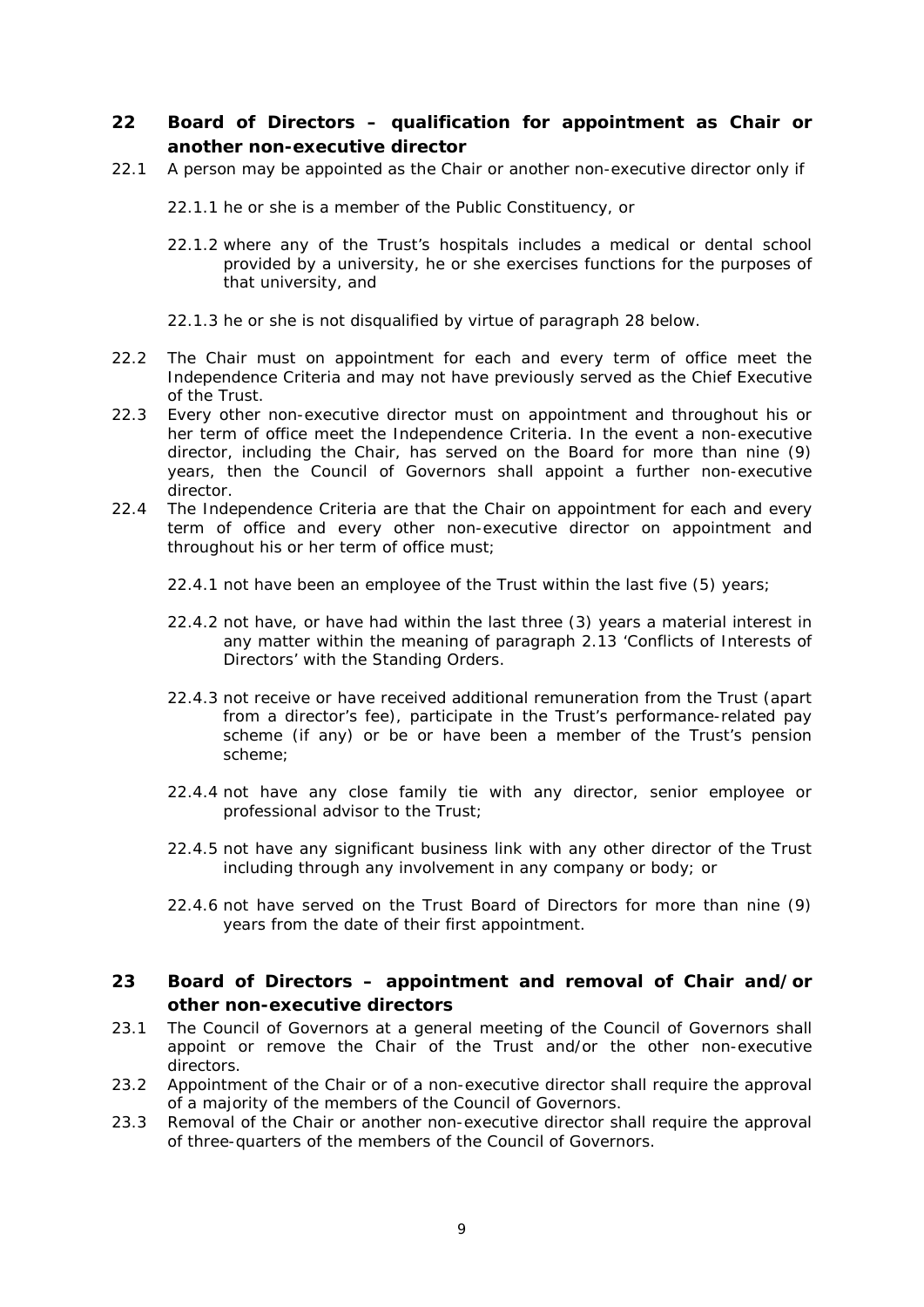## 22 Board of Directors – qualification for appointment as Chair or another non-executive director

22.1 A person may be appointed as the Chair or another non-executive director only if

22.1.1 he or she is a member of the Public Constituency, or

22.1.2 where any of the Trust's hospitals includes a medical or dental school provided by a university, he or she exercises functions for the purposes of that university, and

22.1.3 he or she is not disqualified by virtue of paragraph 28 below.

22.2 The Chair must on appointment for each and every term of office meet the Independence Criteria and may not have previously served as the Chief Executive of the Trust.

22.3 Every other non-executive director must on appointment and throughout his or her term of office meet the Independence Criteria. In the event a non-executive director, including the Chair, has served on the Board for more than nine (9) years, then the Council of Governors shall appoint a further non-executive director.

22.4 The Independence Criteria are that the Chair on appointment for each and every term of office and every other non-executive director on appointment and throughout his or her term of office must;

22.4.1 not have been an employee of the Trust within the last five (5) years;

22.4.2 not have, or have had within the last three (3) years a material interest in any matter within the meaning of paragraph 2.13 'Conflicts of Interests of Directors' with the Standing Orders.

22.4.3 not receive or have received additional remuneration from the Trust (apart from a director's fee), participate in the Trust's performance-related pay scheme (if any) or be or have been a member of the Trust's pension scheme;

22.4.4 not have any close family tie with any director, senior employee or professional advisor to the Trust;

22.4.5 not have any significant business link with any other director of the Trust including through any involvement in any company or body; or

22.4.6 not have served on the Trust Board of Directors for more than nine (9) years from the date of their first appointment.

## 23 Board of Directors – appointment and removal of Chair and/or other non-executive directors

23.1 The Council of Governors at a general meeting of the Council of Governors shall appoint or remove the Chair of the Trust and/or the other non-executive directors.

23.2 Appointment of the Chair or of a non-executive director shall require the approval of a majority of the members of the Council of Governors.

23.3 Removal of the Chair or another non-executive director shall require the approval of three-quarters of the members of the Council of Governors.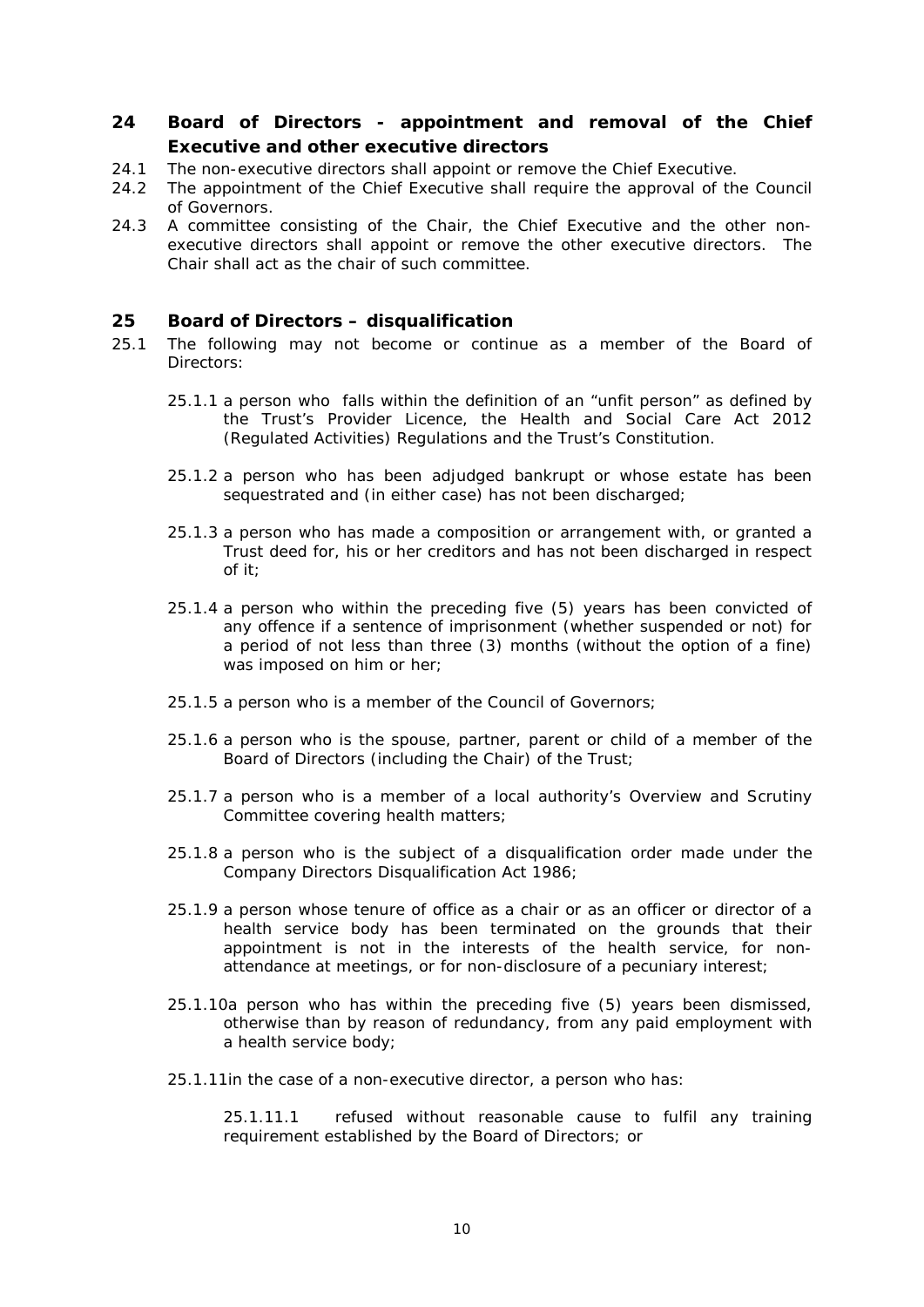## 24 Board of Directors - appointment and removal of the Chief Executive and other executive directors

24.1 The non-executive directors shall appoint or remove the Chief Executive.

24.2 The appointment of the Chief Executive shall require the approval of the Council of Governors.

24.3 A committee consisting of the Chair, the Chief Executive and the other non-executive directors shall appoint or remove the other executive directors. The Chair shall act as the chair of such committee.

## 25 Board of Directors – disqualification

25.1 The following may not become or continue as a member of the Board of Directors:

25.1.1 a person who falls within the definition of an "unfit person" as defined by the Trust's Provider Licence, the Health and Social Care Act 2012 (Regulated Activities) Regulations and the Trust's Constitution.

25.1.2 a person who has been adjudged bankrupt or whose estate has been sequestrated and (in either case) has not been discharged;

25.1.3 a person who has made a composition or arrangement with, or granted a Trust deed for, his or her creditors and has not been discharged in respect of it;

25.1.4 a person who within the preceding five (5) years has been convicted of any offence if a sentence of imprisonment (whether suspended or not) for a period of not less than three (3) months (without the option of a fine) was imposed on him or her;

25.1.5 a person who is a member of the Council of Governors;

25.1.6 a person who is the spouse, partner, parent or child of a member of the Board of Directors (including the Chair) of the Trust;

25.1.7 a person who is a member of a local authority's Overview and Scrutiny Committee covering health matters;

25.1.8 a person who is the subject of a disqualification order made under the Company Directors Disqualification Act 1986;

25.1.9 a person whose tenure of office as a chair or as an officer or director of a health service body has been terminated on the grounds that their appointment is not in the interests of the health service, for non-attendance at meetings, or for non-disclosure of a pecuniary interest;

25.1.10 a person who has within the preceding five (5) years been dismissed, otherwise than by reason of redundancy, from any paid employment with a health service body;

25.1.11 in the case of a non-executive director, a person who has:

25.1.11.1 refused without reasonable cause to fulfil any training requirement established by the Board of Directors; or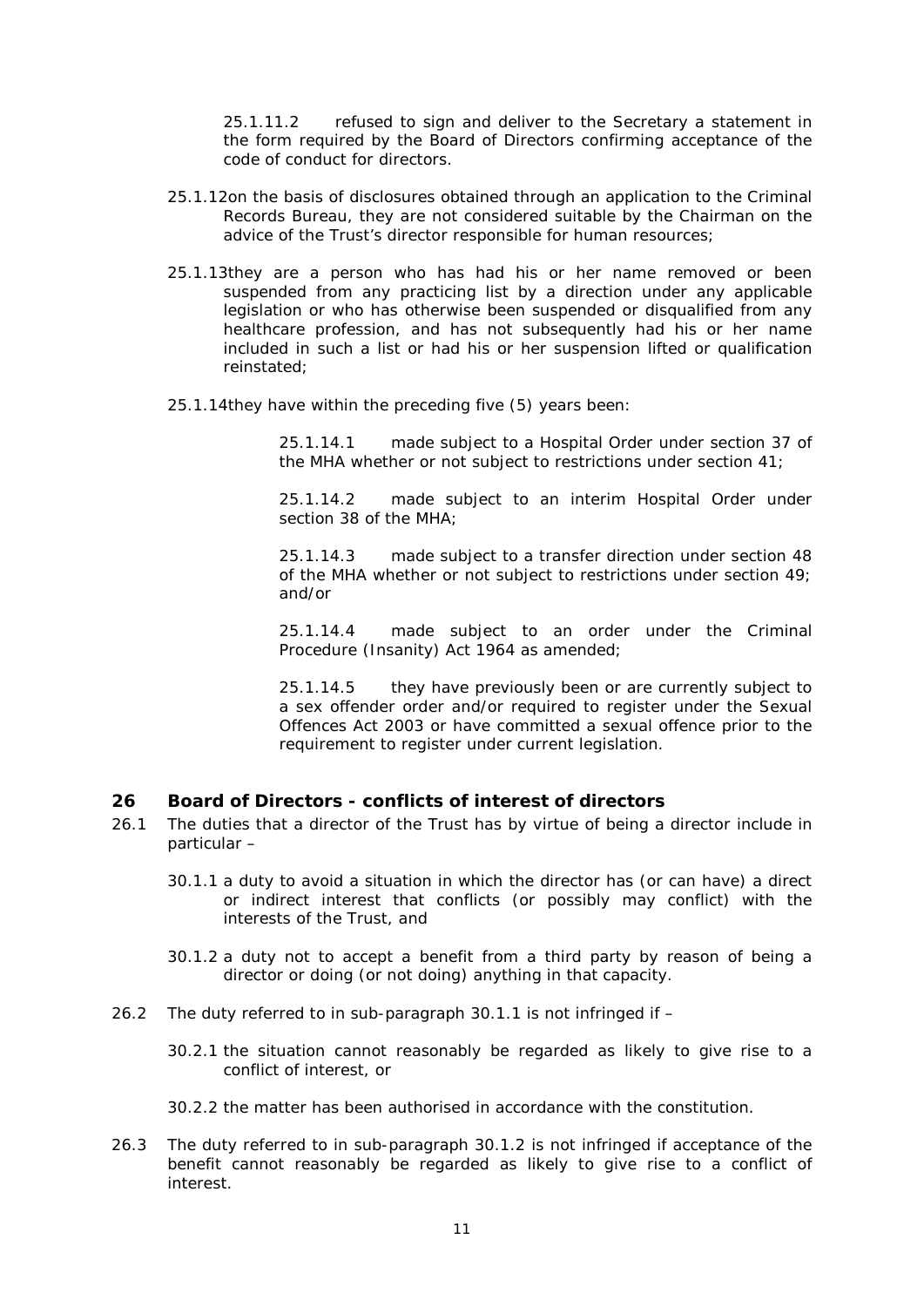25.1.11.2 refused to sign and deliver to the Secretary a statement in the form required by the Board of Directors confirming acceptance of the code of conduct for directors.

25.1.12 on the basis of disclosures obtained through an application to the Criminal Records Bureau, they are not considered suitable by the Chairman on the advice of the Trust's director responsible for human resources;

25.1.13 they are a person who has had his or her name removed or been suspended from any practicing list by a direction under any applicable legislation or who has otherwise been suspended or disqualified from any healthcare profession, and has not subsequently had his or her name included in such a list or had his or her suspension lifted or qualification reinstated;

25.1.14 they have within the preceding five (5) years been:

25.1.14.1 made subject to a Hospital Order under section 37 of the MHA whether or not subject to restrictions under section 41;

25.1.14.2 made subject to an interim Hospital Order under section 38 of the MHA;

25.1.14.3 made subject to a transfer direction under section 48 of the MHA whether or not subject to restrictions under section 49; and/or

25.1.14.4 made subject to an order under the Criminal Procedure (Insanity) Act 1964 as amended;

25.1.14.5 they have previously been or are currently subject to a sex offender order and/or required to register under the Sexual Offences Act 2003 or have committed a sexual offence prior to the requirement to register under current legislation.

## 26 Board of Directors - conflicts of interest of directors

26.1 The duties that a director of the Trust has by virtue of being a director include in particular –

30.1.1 a duty to avoid a situation in which the director has (or can have) a direct or indirect interest that conflicts (or possibly may conflict) with the interests of the Trust, and

30.1.2 a duty not to accept a benefit from a third party by reason of being a director or doing (or not doing) anything in that capacity.

26.2 The duty referred to in sub-paragraph 30.1.1 is not infringed if –

30.2.1 the situation cannot reasonably be regarded as likely to give rise to a conflict of interest, or

30.2.2 the matter has been authorised in accordance with the constitution.

26.3 The duty referred to in sub-paragraph 30.1.2 is not infringed if acceptance of the benefit cannot reasonably be regarded as likely to give rise to a conflict of interest.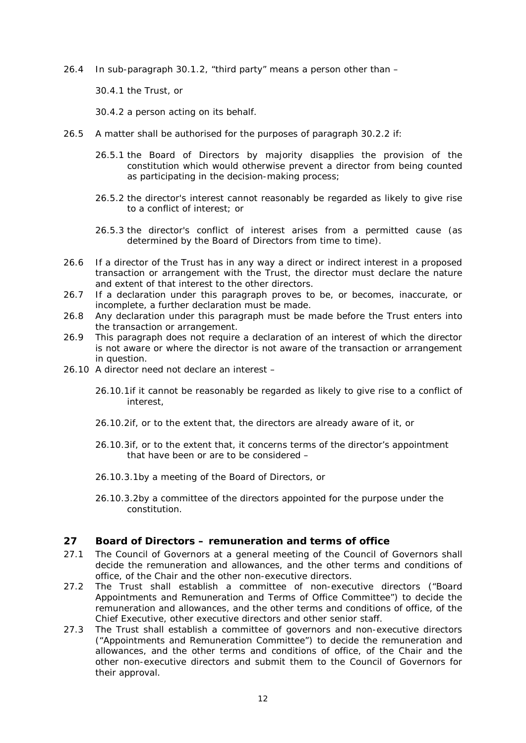26.4 In sub-paragraph 30.1.2, "third party" means a person other than –

30.4.1 the Trust, or

30.4.2 a person acting on its behalf.

26.5 A matter shall be authorised for the purposes of paragraph 30.2.2 if:

26.5.1 the Board of Directors by majority disapplies the provision of the constitution which would otherwise prevent a director from being counted as participating in the decision-making process;

26.5.2 the director's interest cannot reasonably be regarded as likely to give rise to a conflict of interest; or

26.5.3 the director's conflict of interest arises from a permitted cause (as determined by the Board of Directors from time to time).

26.6 If a director of the Trust has in any way a direct or indirect interest in a proposed transaction or arrangement with the Trust, the director must declare the nature and extent of that interest to the other directors.

26.7 If a declaration under this paragraph proves to be, or becomes, inaccurate, or incomplete, a further declaration must be made.

26.8 Any declaration under this paragraph must be made before the Trust enters into the transaction or arrangement.

26.9 This paragraph does not require a declaration of an interest of which the director is not aware or where the director is not aware of the transaction or arrangement in question.

26.10 A director need not declare an interest –

26.10.1 if it cannot be reasonably be regarded as likely to give rise to a conflict of interest,

26.10.2 if, or to the extent that, the directors are already aware of it, or

26.10.3 if, or to the extent that, it concerns terms of the director's appointment that have been or are to be considered –

26.10.3.1 by a meeting of the Board of Directors, or

26.10.3.2 by a committee of the directors appointed for the purpose under the constitution.

## 27 Board of Directors – remuneration and terms of office

27.1 The Council of Governors at a general meeting of the Council of Governors shall decide the remuneration and allowances, and the other terms and conditions of office, of the Chair and the other non-executive directors.

27.2 The Trust shall establish a committee of non-executive directors ("Board Appointments and Remuneration and Terms of Office Committee") to decide the remuneration and allowances, and the other terms and conditions of office, of the Chief Executive, other executive directors and other senior staff.

27.3 The Trust shall establish a committee of governors and non-executive directors ("Appointments and Remuneration Committee") to decide the remuneration and allowances, and the other terms and conditions of office, of the Chair and the other non-executive directors and submit them to the Council of Governors for their approval.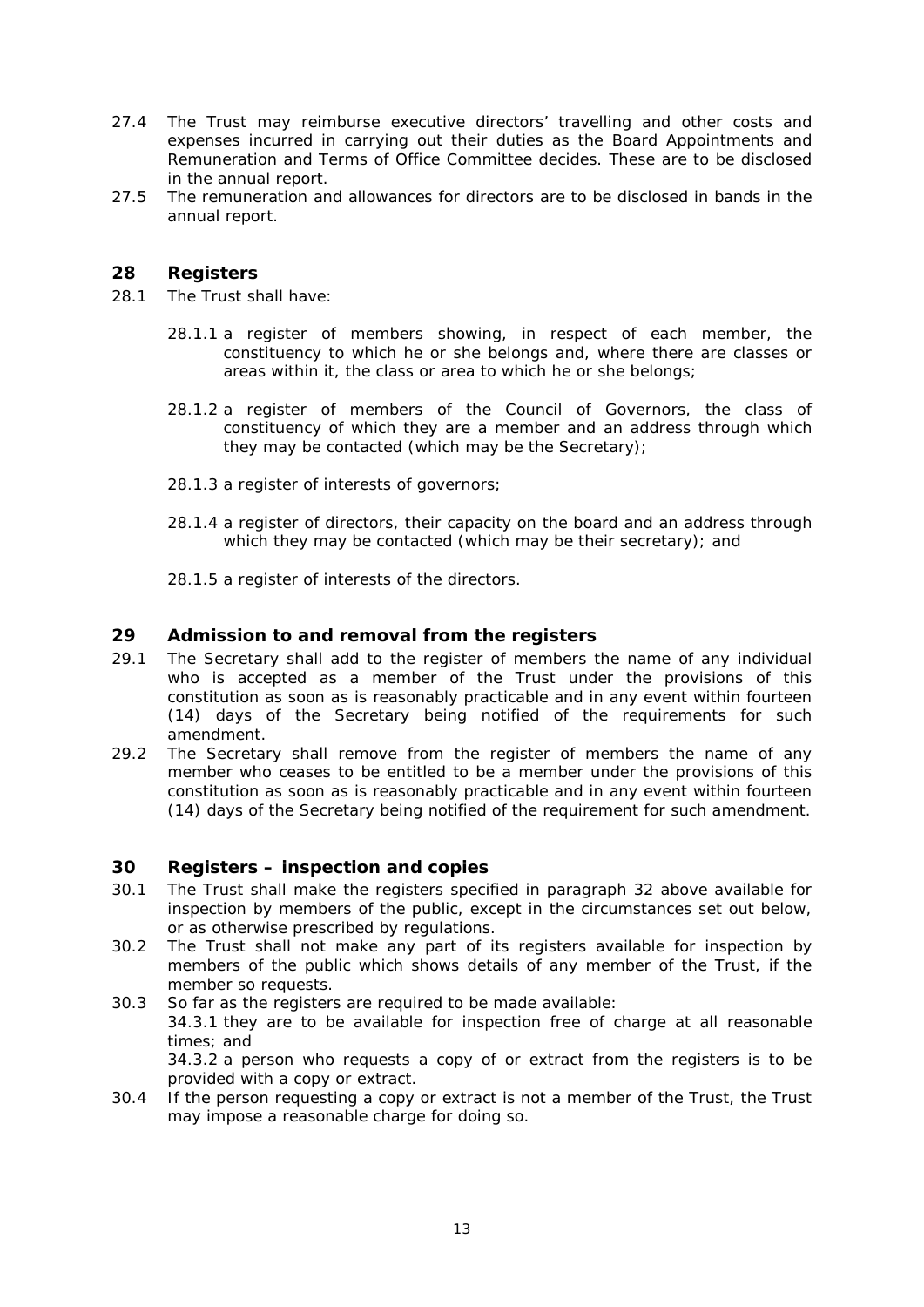27.4 The Trust may reimburse executive directors' travelling and other costs and expenses incurred in carrying out their duties as the Board Appointments and Remuneration and Terms of Office Committee decides. These are to be disclosed in the annual report.

27.5 The remuneration and allowances for directors are to be disclosed in bands in the annual report.

## 28 Registers

28.1 The Trust shall have:

28.1.1 a register of members showing, in respect of each member, the constituency to which he or she belongs and, where there are classes or areas within it, the class or area to which he or she belongs;

28.1.2 a register of members of the Council of Governors, the class of constituency of which they are a member and an address through which they may be contacted (which may be the Secretary);

28.1.3 a register of interests of governors;

28.1.4 a register of directors, their capacity on the board and an address through which they may be contacted (which may be their secretary); and

28.1.5 a register of interests of the directors.

## 29 Admission to and removal from the registers

29.1 The Secretary shall add to the register of members the name of any individual who is accepted as a member of the Trust under the provisions of this constitution as soon as is reasonably practicable and in any event within fourteen (14) days of the Secretary being notified of the requirements for such amendment.

29.2 The Secretary shall remove from the register of members the name of any member who ceases to be entitled to be a member under the provisions of this constitution as soon as is reasonably practicable and in any event within fourteen (14) days of the Secretary being notified of the requirement for such amendment.

## 30 Registers – inspection and copies

30.1 The Trust shall make the registers specified in paragraph 32 above available for inspection by members of the public, except in the circumstances set out below, or as otherwise prescribed by regulations.

30.2 The Trust shall not make any part of its registers available for inspection by members of the public which shows details of any member of the Trust, if the member so requests.

30.3 So far as the registers are required to be made available:

34.3.1 they are to be available for inspection free of charge at all reasonable times; and

34.3.2 a person who requests a copy of or extract from the registers is to be provided with a copy or extract.

30.4 If the person requesting a copy or extract is not a member of the Trust, the Trust may impose a reasonable charge for doing so.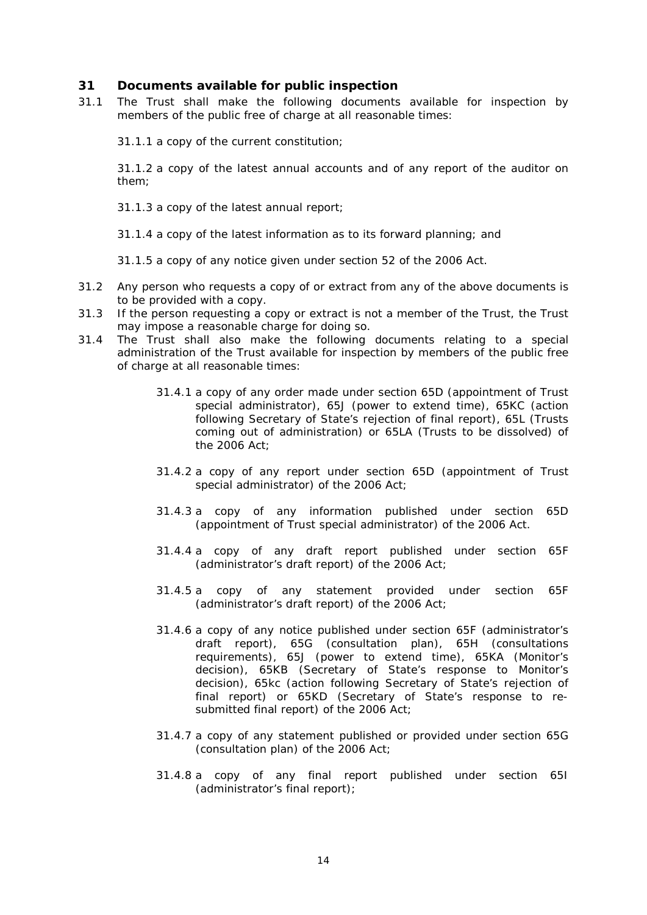## 31 Documents available for public inspection

31.1 The Trust shall make the following documents available for inspection by members of the public free of charge at all reasonable times:

31.1.1 a copy of the current constitution;

31.1.2 a copy of the latest annual accounts and of any report of the auditor on them;

31.1.3 a copy of the latest annual report;

31.1.4 a copy of the latest information as to its forward planning; and

31.1.5 a copy of any notice given under section 52 of the 2006 Act.

31.2 Any person who requests a copy of or extract from any of the above documents is to be provided with a copy.

31.3 If the person requesting a copy or extract is not a member of the Trust, the Trust may impose a reasonable charge for doing so.

31.4 The Trust shall also make the following documents relating to a special administration of the Trust available for inspection by members of the public free of charge at all reasonable times:

31.4.1 a copy of any order made under section 65D (appointment of Trust special administrator), 65J (power to extend time), 65KC (action following Secretary of State's rejection of final report), 65L (Trusts coming out of administration) or 65LA (Trusts to be dissolved) of the 2006 Act;

31.4.2 a copy of any report under section 65D (appointment of Trust special administrator) of the 2006 Act;

31.4.3 a copy of any information published under section 65D (appointment of Trust special administrator) of the 2006 Act.

31.4.4 a copy of any draft report published under section 65F (administrator's draft report) of the 2006 Act;

31.4.5 a copy of any statement provided under section 65F (administrator's draft report) of the 2006 Act;

31.4.6 a copy of any notice published under section 65F (administrator's draft report), 65G (consultation plan), 65H (consultations requirements), 65J (power to extend time), 65KA (Monitor's decision), 65KB (Secretary of State's response to Monitor's decision), 65kc (action following Secretary of State's rejection of final report) or 65KD (Secretary of State's response to re-submitted final report) of the 2006 Act;

31.4.7 a copy of any statement published or provided under section 65G (consultation plan) of the 2006 Act;

31.4.8 a copy of any final report published under section 65I (administrator's final report);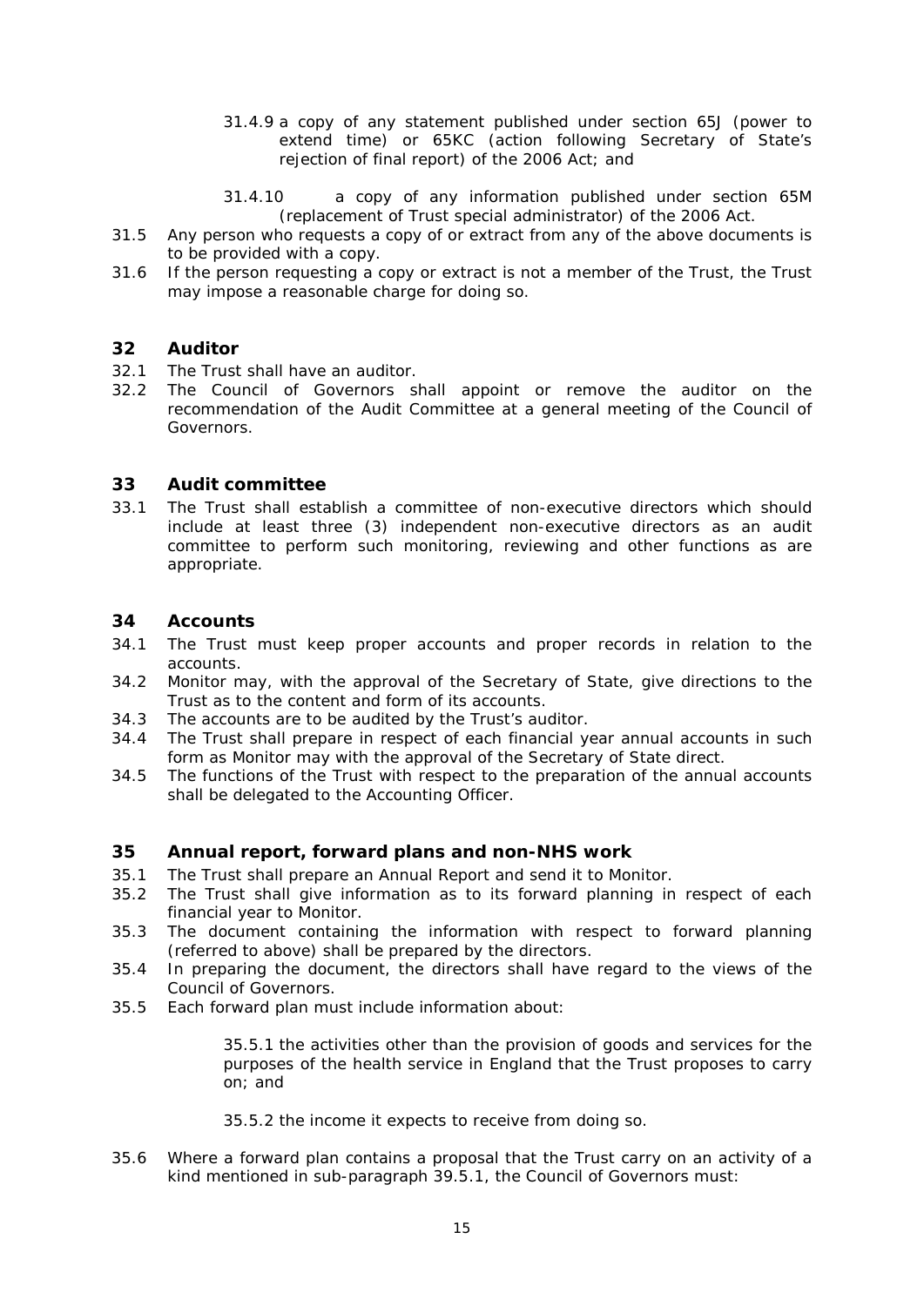31.4.9 a copy of any statement published under section 65J (power to extend time) or 65KC (action following Secretary of State's rejection of final report) of the 2006 Act; and

31.4.10 a copy of any information published under section 65M (replacement of Trust special administrator) of the 2006 Act.

31.5 Any person who requests a copy of or extract from any of the above documents is to be provided with a copy.

31.6 If the person requesting a copy or extract is not a member of the Trust, the Trust may impose a reasonable charge for doing so.

## 32 Auditor

32.1 The Trust shall have an auditor.

32.2 The Council of Governors shall appoint or remove the auditor on the recommendation of the Audit Committee at a general meeting of the Council of Governors.

## 33 Audit committee

33.1 The Trust shall establish a committee of non-executive directors which should include at least three (3) independent non-executive directors as an audit committee to perform such monitoring, reviewing and other functions as are appropriate.

## 34 Accounts

34.1 The Trust must keep proper accounts and proper records in relation to the accounts.

34.2 Monitor may, with the approval of the Secretary of State, give directions to the Trust as to the content and form of its accounts.

34.3 The accounts are to be audited by the Trust's auditor.

34.4 The Trust shall prepare in respect of each financial year annual accounts in such form as Monitor may with the approval of the Secretary of State direct.

34.5 The functions of the Trust with respect to the preparation of the annual accounts shall be delegated to the Accounting Officer.

## 35 Annual report, forward plans and non-NHS work

35.1 The Trust shall prepare an Annual Report and send it to Monitor.

35.2 The Trust shall give information as to its forward planning in respect of each financial year to Monitor.

35.3 The document containing the information with respect to forward planning (referred to above) shall be prepared by the directors.

35.4 In preparing the document, the directors shall have regard to the views of the Council of Governors.

35.5 Each forward plan must include information about:

35.5.1 the activities other than the provision of goods and services for the purposes of the health service in England that the Trust proposes to carry on; and

35.5.2 the income it expects to receive from doing so.

35.6 Where a forward plan contains a proposal that the Trust carry on an activity of a kind mentioned in sub-paragraph 39.5.1, the Council of Governors must: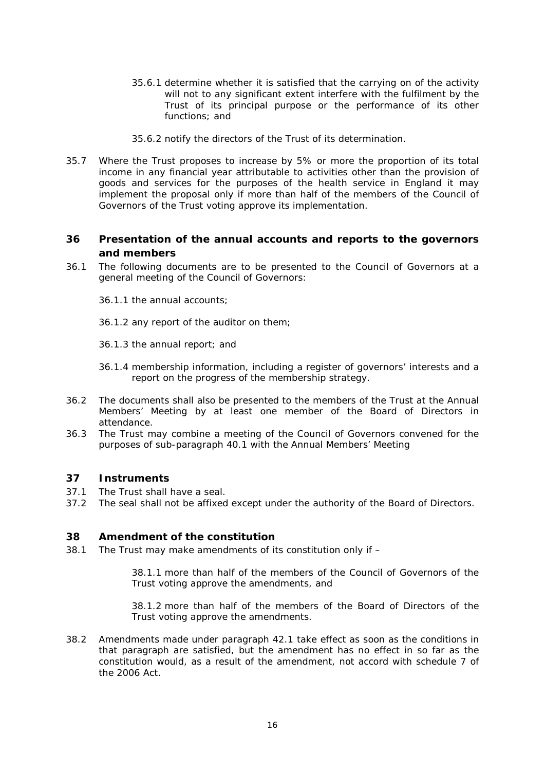35.6.1 determine whether it is satisfied that the carrying on of the activity will not to any significant extent interfere with the fulfilment by the Trust of its principal purpose or the performance of its other functions; and

35.6.2 notify the directors of the Trust of its determination.

35.7 Where the Trust proposes to increase by 5% or more the proportion of its total income in any financial year attributable to activities other than the provision of goods and services for the purposes of the health service in England it may implement the proposal only if more than half of the members of the Council of Governors of the Trust voting approve its implementation.

## 36 Presentation of the annual accounts and reports to the governors and members

36.1 The following documents are to be presented to the Council of Governors at a general meeting of the Council of Governors:

36.1.1 the annual accounts;

36.1.2 any report of the auditor on them;

36.1.3 the annual report; and

36.1.4 membership information, including a register of governors' interests and a report on the progress of the membership strategy.

36.2 The documents shall also be presented to the members of the Trust at the Annual Members' Meeting by at least one member of the Board of Directors in attendance.

36.3 The Trust may combine a meeting of the Council of Governors convened for the purposes of sub-paragraph 40.1 with the Annual Members' Meeting

## 37 Instruments

37.1 The Trust shall have a seal.

37.2 The seal shall not be affixed except under the authority of the Board of Directors.

## 38 Amendment of the constitution

38.1 The Trust may make amendments of its constitution only if –

38.1.1 more than half of the members of the Council of Governors of the Trust voting approve the amendments, and

38.1.2 more than half of the members of the Board of Directors of the Trust voting approve the amendments.

38.2 Amendments made under paragraph 42.1 take effect as soon as the conditions in that paragraph are satisfied, but the amendment has no effect in so far as the constitution would, as a result of the amendment, not accord with schedule 7 of the 2006 Act.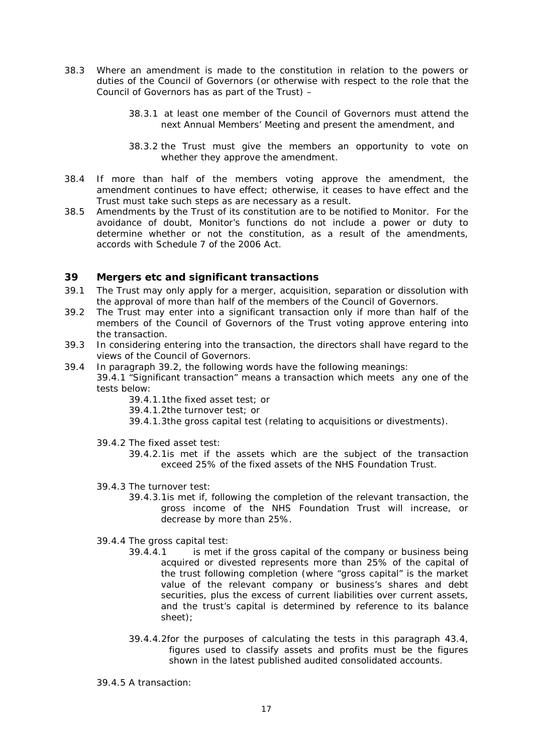38.3 Where an amendment is made to the constitution in relation to the powers or duties of the Council of Governors (or otherwise with respect to the role that the Council of Governors has as part of the Trust) –

> 38.3.1 at least one member of the Council of Governors must attend the next Annual Members' Meeting and present the amendment, and
>
> 38.3.2 the Trust must give the members an opportunity to vote on whether they approve the amendment.

38.4 If more than half of the members voting approve the amendment, the amendment continues to have effect; otherwise, it ceases to have effect and the Trust must take such steps as are necessary as a result.

38.5 Amendments by the Trust of its constitution are to be notified to Monitor. For the avoidance of doubt, Monitor's functions do not include a power or duty to determine whether or not the constitution, as a result of the amendments, accords with Schedule 7 of the 2006 Act.

## 39 Mergers etc and significant transactions

39.1 The Trust may only apply for a merger, acquisition, separation or dissolution with the approval of more than half of the members of the Council of Governors.

39.2 The Trust may enter into a significant transaction only if more than half of the members of the Council of Governors of the Trust voting approve entering into the transaction.

39.3 In considering entering into the transaction, the directors shall have regard to the views of the Council of Governors.

39.4 In paragraph 39.2, the following words have the following meanings:

39.4.1 "Significant transaction" means a transaction which meets any one of the tests below:

> 39.4.1.1 the fixed asset test; or
>
> 39.4.1.2 the turnover test; or
>
> 39.4.1.3 the gross capital test (relating to acquisitions or divestments).

39.4.2 The fixed asset test:

> 39.4.2.1 is met if the assets which are the subject of the transaction exceed 25% of the fixed assets of the NHS Foundation Trust.

39.4.3 The turnover test:

> 39.4.3.1 is met if, following the completion of the relevant transaction, the gross income of the NHS Foundation Trust will increase, or decrease by more than 25%.

39.4.4 The gross capital test:

> 39.4.4.1 is met if the gross capital of the company or business being acquired or divested represents more than 25% of the capital of the trust following completion (where "gross capital" is the market value of the relevant company or business's shares and debt securities, plus the excess of current liabilities over current assets, and the trust's capital is determined by reference to its balance sheet);
>
> 39.4.4.2 for the purposes of calculating the tests in this paragraph 43.4, figures used to classify assets and profits must be the figures shown in the latest published audited consolidated accounts.

39.4.5 A transaction: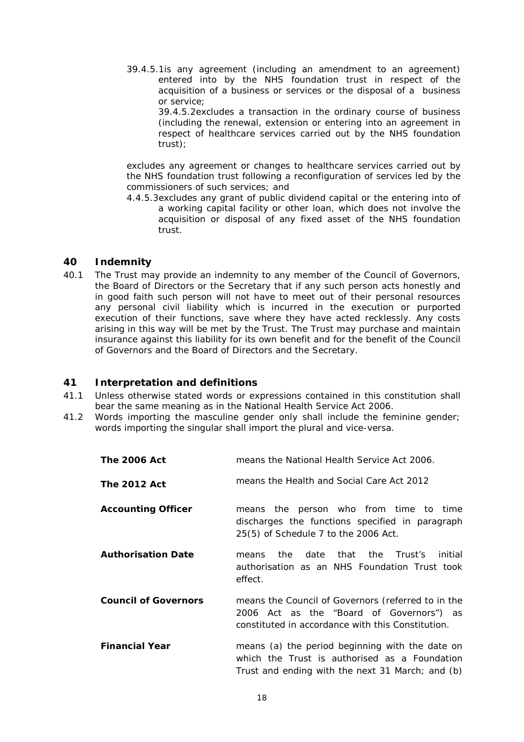39.4.5.1is any agreement (including an amendment to an agreement) entered into by the NHS foundation trust in respect of the acquisition of a business or services or the disposal of a business or service;

39.4.5.2excludes a transaction in the ordinary course of business (including the renewal, extension or entering into an agreement in respect of healthcare services carried out by the NHS foundation trust);

excludes any agreement or changes to healthcare services carried out by the NHS foundation trust following a reconfiguration of services led by the commissioners of such services; and

4.4.5.3excludes any grant of public dividend capital or the entering into of a working capital facility or other loan, which does not involve the acquisition or disposal of any fixed asset of the NHS foundation trust.

## 40 Indemnity

40.1 The Trust may provide an indemnity to any member of the Council of Governors, the Board of Directors or the Secretary that if any such person acts honestly and in good faith such person will not have to meet out of their personal resources any personal civil liability which is incurred in the execution or purported execution of their functions, save where they have acted recklessly. Any costs arising in this way will be met by the Trust. The Trust may purchase and maintain insurance against this liability for its own benefit and for the benefit of the Council of Governors and the Board of Directors and the Secretary.

## 41 Interpretation and definitions

41.1 Unless otherwise stated words or expressions contained in this constitution shall bear the same meaning as in the National Health Service Act 2006.

41.2 Words importing the masculine gender only shall include the feminine gender; words importing the singular shall import the plural and vice-versa.

| | |
|---|---|
| **The 2006 Act** | means the National Health Service Act 2006. |
| **The 2012 Act** | means the Health and Social Care Act 2012 |
| **Accounting Officer** | means the person who from time to time discharges the functions specified in paragraph 25(5) of Schedule 7 to the 2006 Act. |
| **Authorisation Date** | means the date that the Trust's initial authorisation as an NHS Foundation Trust took effect. |
| **Council of Governors** | means the Council of Governors (referred to in the 2006 Act as the "Board of Governors") as constituted in accordance with this Constitution. |
| **Financial Year** | means (a) the period beginning with the date on which the Trust is authorised as a Foundation Trust and ending with the next 31 March; and (b) |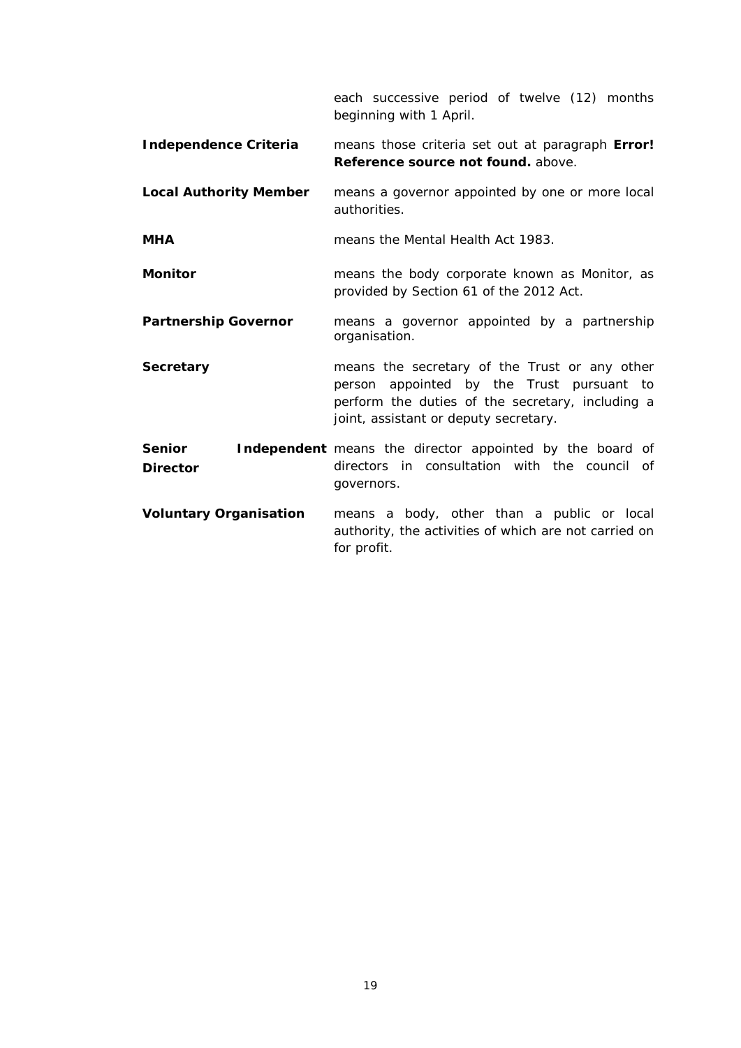| | |
|---|---|
| | each successive period of twelve (12) months beginning with 1 April. |
| **Independence Criteria** | means those criteria set out at paragraph **Error! Reference source not found.** above. |
| **Local Authority Member** | means a governor appointed by one or more local authorities. |
| **MHA** | means the Mental Health Act 1983. |
| **Monitor** | means the body corporate known as Monitor, as provided by Section 61 of the 2012 Act. |
| **Partnership Governor** | means a governor appointed by a partnership organisation. |
| **Secretary** | means the secretary of the Trust or any other person appointed by the Trust pursuant to perform the duties of the secretary, including a joint, assistant or deputy secretary. |
| **Senior Independent Director** | means the director appointed by the board of directors in consultation with the council of governors. |
| **Voluntary Organisation** | means a body, other than a public or local authority, the activities of which are not carried on for profit. |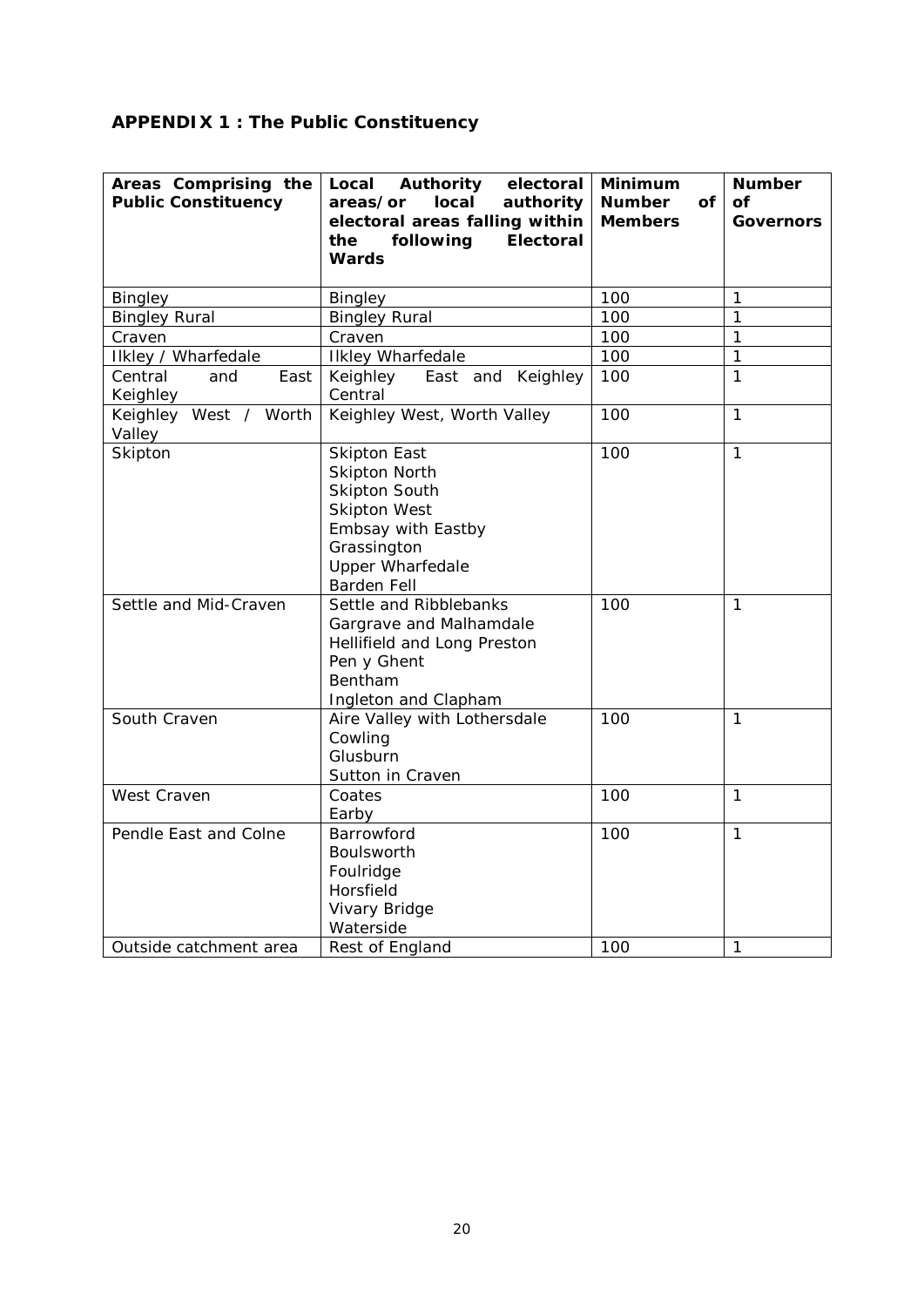## APPENDIX 1 : The Public Constituency

| Areas Comprising the Public Constituency | Local Authority electoral areas/or local authority electoral areas falling within the following Electoral Wards | Minimum Number of Members | Number of Governors |
|---|---|---|---|
| Bingley | Bingley | 100 | 1 |
| Bingley Rural | Bingley Rural | 100 | 1 |
| Craven | Craven | 100 | 1 |
| Ilkley / Wharfedale | Ilkley Wharfedale | 100 | 1 |
| Central and East Keighley | Keighley East and Keighley Central | 100 | 1 |
| Keighley West / Worth Valley | Keighley West, Worth Valley | 100 | 1 |
| Skipton | Skipton East<br>Skipton North<br>Skipton South<br>Skipton West<br>Embsay with Eastby<br>Grassington<br>Upper Wharfedale<br>Barden Fell | 100 | 1 |
| Settle and Mid-Craven | Settle and Ribblebanks<br>Gargrave and Malhamdale<br>Hellifield and Long Preston<br>Pen y Ghent<br>Bentham<br>Ingleton and Clapham | 100 | 1 |
| South Craven | Aire Valley with Lothersdale<br>Cowling<br>Glusburn<br>Sutton in Craven | 100 | 1 |
| West Craven | Coates<br>Earby | 100 | 1 |
| Pendle East and Colne | Barrowford<br>Boulsworth<br>Foulridge<br>Horsfield<br>Vivary Bridge<br>Waterside | 100 | 1 |
| Outside catchment area | Rest of England | 100 | 1 |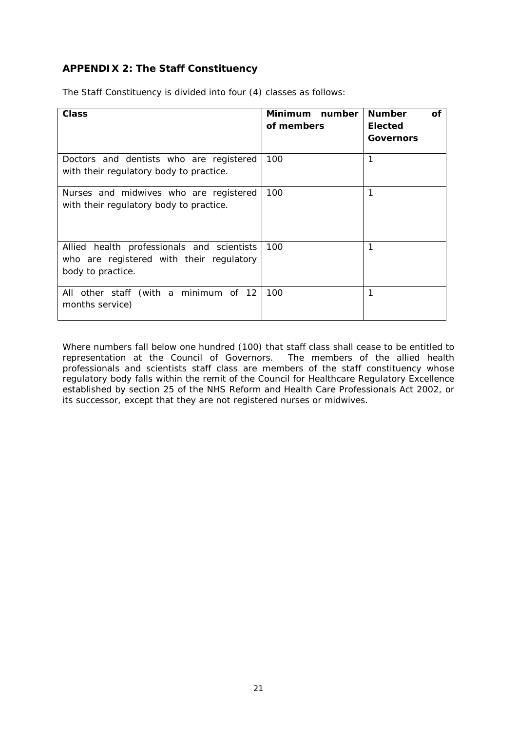## APPENDIX 2: The Staff Constituency

The Staff Constituency is divided into four (4) classes as follows:

| Class | Minimum number of members | Number of Elected Governors |
|---|---|---|
| Doctors and dentists who are registered with their regulatory body to practice. | 100 | 1 |
| Nurses and midwives who are registered with their regulatory body to practice. | 100 | 1 |
| Allied health professionals and scientists who are registered with their regulatory body to practice. | 100 | 1 |
| All other staff (with a minimum of 12 months service) | 100 | 1 |

Where numbers fall below one hundred (100) that staff class shall cease to be entitled to representation at the Council of Governors. The members of the allied health professionals and scientists staff class are members of the staff constituency whose regulatory body falls within the remit of the Council for Healthcare Regulatory Excellence established by section 25 of the NHS Reform and Health Care Professionals Act 2002, or its successor, except that they are not registered nurses or midwives.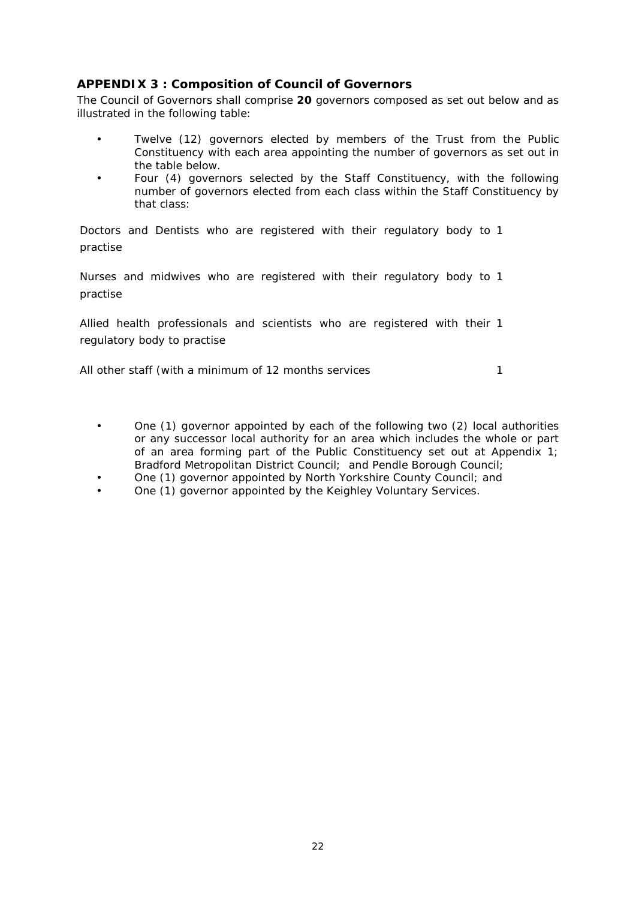### APPENDIX 3 : Composition of Council of Governors

The Council of Governors shall comprise **20** governors composed as set out below and as illustrated in the following table:

- Twelve (12) governors elected by members of the Trust from the Public Constituency with each area appointing the number of governors as set out in the table below.
- Four (4) governors selected by the Staff Constituency, with the following number of governors elected from each class within the Staff Constituency by that class:

| | |
|---|---|
| Doctors and Dentists who are registered with their regulatory body to practise | 1 |
| Nurses and midwives who are registered with their regulatory body to practise | 1 |
| Allied health professionals and scientists who are registered with their regulatory body to practise | 1 |
| All other staff (with a minimum of 12 months services | 1 |

- One (1) governor appointed by each of the following two (2) local authorities or any successor local authority for an area which includes the whole or part of an area forming part of the Public Constituency set out at Appendix 1; Bradford Metropolitan District Council; and Pendle Borough Council;
- One (1) governor appointed by North Yorkshire County Council; and
- One (1) governor appointed by the Keighley Voluntary Services.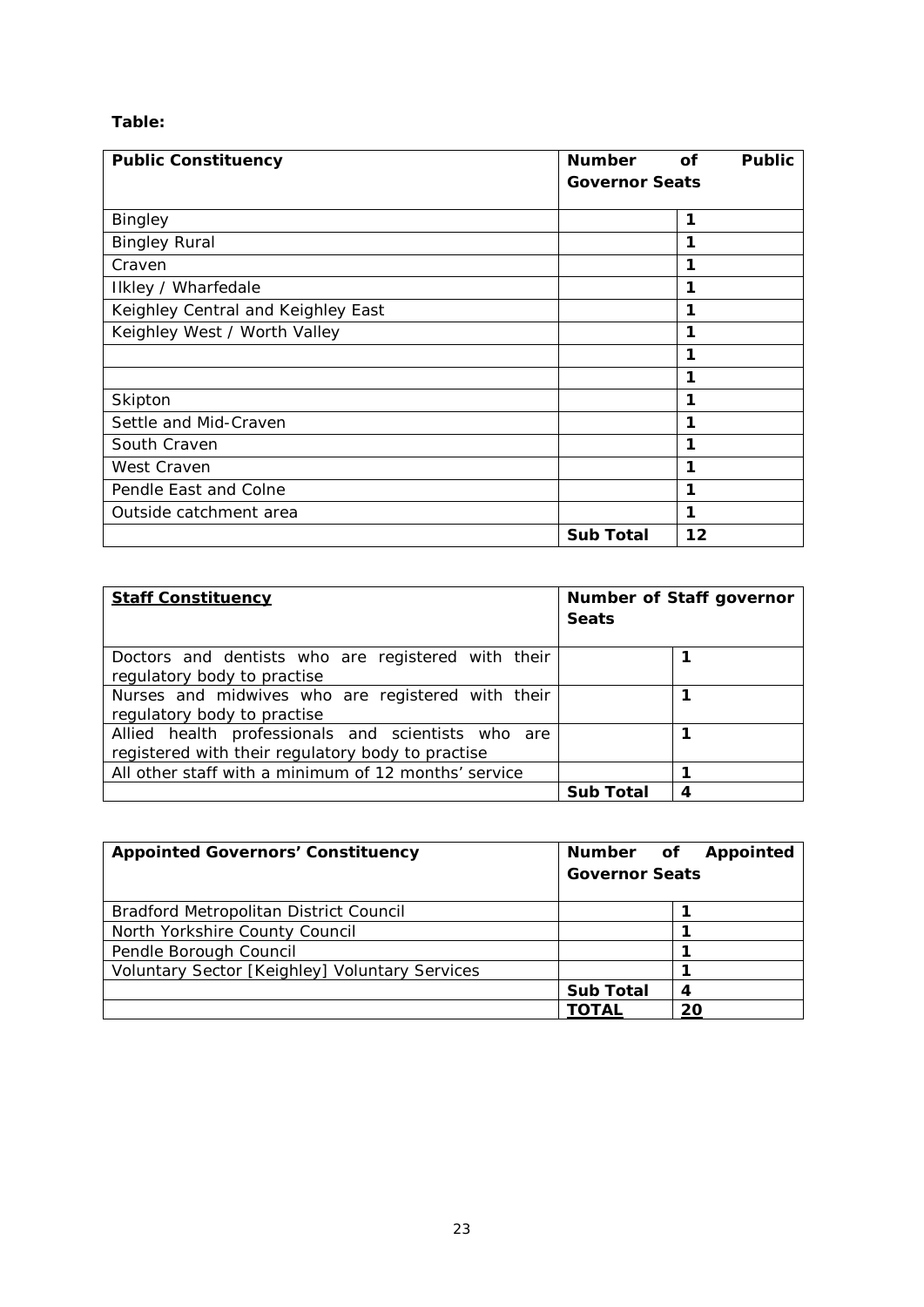**Table:**

| **Public Constituency** | **Number of Public Governor Seats** | |
|---|---|---|
| Bingley | | **1** |
| Bingley Rural | | **1** |
| Craven | | **1** |
| Ilkley / Wharfedale | | **1** |
| Keighley Central and Keighley East | | **1** |
| Keighley West / Worth Valley | | **1** |
| | | **1** |
| | | **1** |
| Skipton | | **1** |
| Settle and Mid-Craven | | **1** |
| South Craven | | **1** |
| West Craven | | **1** |
| Pendle East and Colne | | **1** |
| Outside catchment area | | **1** |
| | **Sub Total** | **12** |

| **<u>Staff Constituency</u>** | **Number of Staff governor Seats** | |
|---|---|---|
| Doctors and dentists who are registered with their regulatory body to practise | | **1** |
| Nurses and midwives who are registered with their regulatory body to practise | | **1** |
| Allied health professionals and scientists who are registered with their regulatory body to practise | | **1** |
| All other staff with a minimum of 12 months' service | | **1** |
| | **Sub Total** | **4** |

| **Appointed Governors' Constituency** | **Number of Appointed Governor Seats** | |
|---|---|---|
| Bradford Metropolitan District Council | | **1** |
| North Yorkshire County Council | | **1** |
| Pendle Borough Council | | **1** |
| Voluntary Sector [Keighley] Voluntary Services | | **1** |
| | **Sub Total** | **4** |
| | **<u>TOTAL</u>** | **<u>20</u>** |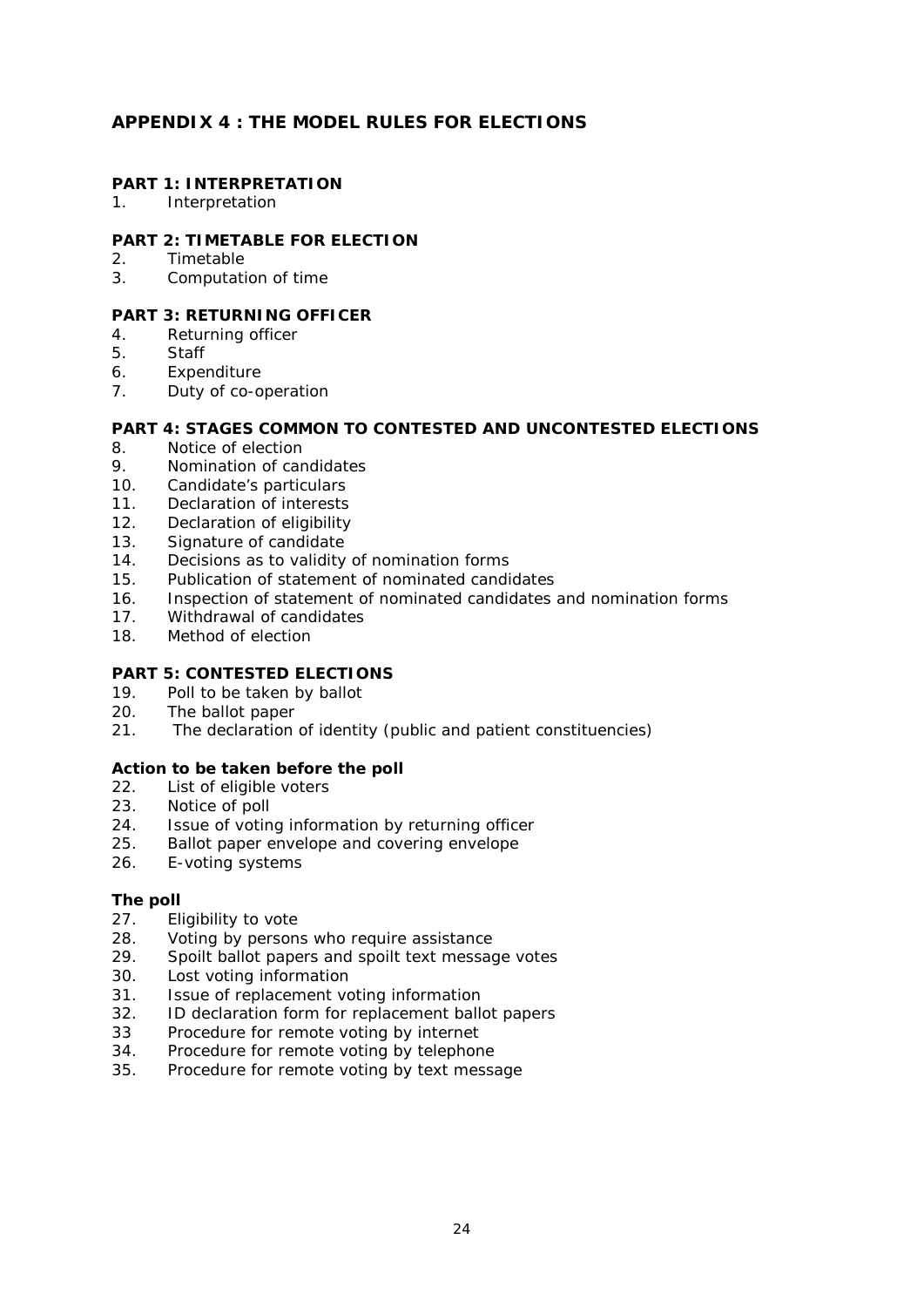## APPENDIX 4 : THE MODEL RULES FOR ELECTIONS

### PART 1: INTERPRETATION

1. Interpretation

### PART 2: TIMETABLE FOR ELECTION

2. Timetable
3. Computation of time

### PART 3: RETURNING OFFICER

4. Returning officer
5. Staff
6. Expenditure
7. Duty of co-operation

### PART 4: STAGES COMMON TO CONTESTED AND UNCONTESTED ELECTIONS

8. Notice of election
9. Nomination of candidates
10. Candidate's particulars
11. Declaration of interests
12. Declaration of eligibility
13. Signature of candidate
14. Decisions as to validity of nomination forms
15. Publication of statement of nominated candidates
16. Inspection of statement of nominated candidates and nomination forms
17. Withdrawal of candidates
18. Method of election

### PART 5: CONTESTED ELECTIONS

19. Poll to be taken by ballot
20. The ballot paper
21. The declaration of identity (public and patient constituencies)

**Action to be taken before the poll**

22. List of eligible voters
23. Notice of poll
24. Issue of voting information by returning officer
25. Ballot paper envelope and covering envelope
26. E-voting systems

**The poll**

27. Eligibility to vote
28. Voting by persons who require assistance
29. Spoilt ballot papers and spoilt text message votes
30. Lost voting information
31. Issue of replacement voting information
32. ID declaration form for replacement ballot papers
33. Procedure for remote voting by internet
34. Procedure for remote voting by telephone
35. Procedure for remote voting by text message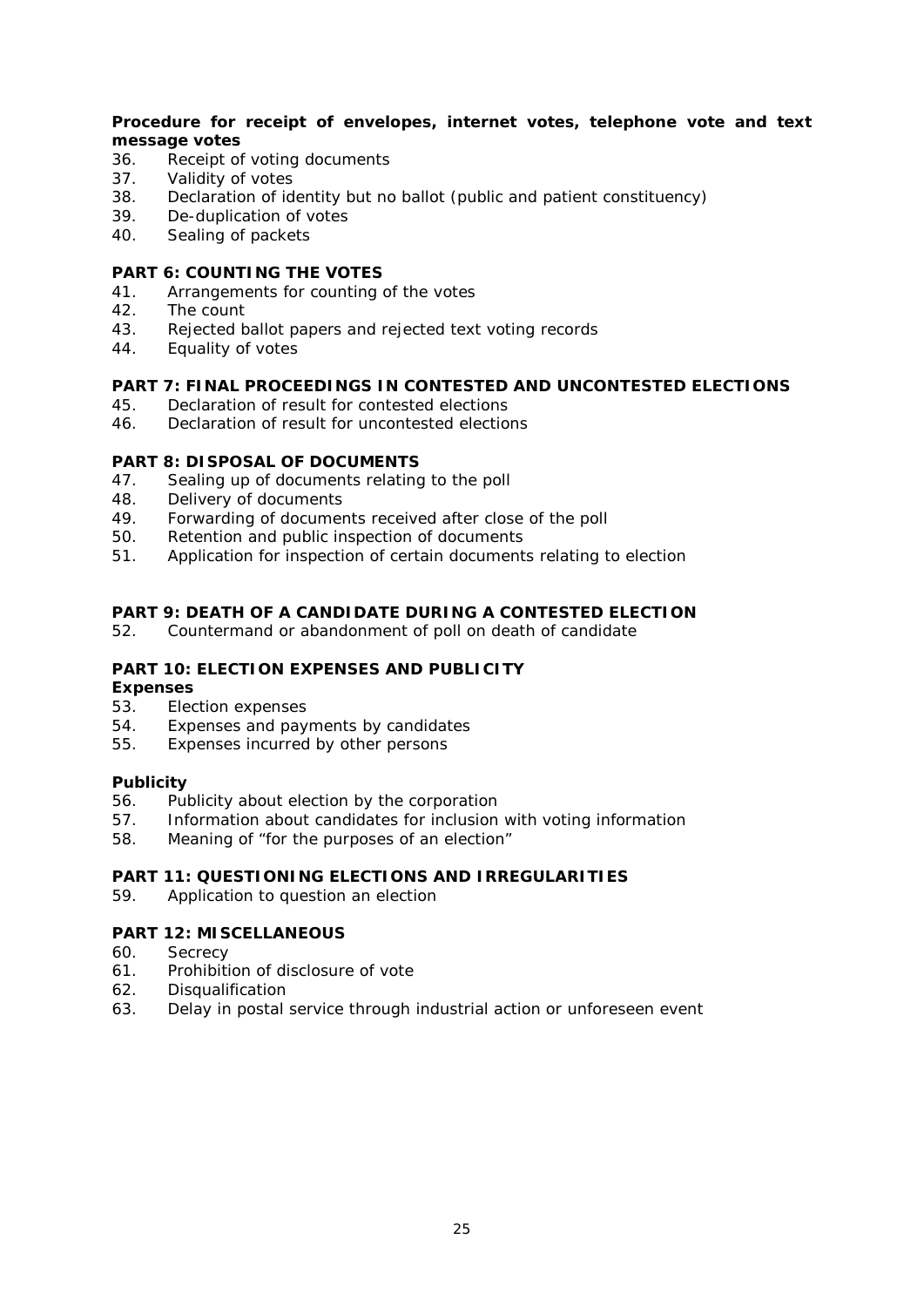**Procedure for receipt of envelopes, internet votes, telephone vote and text message votes**

36. Receipt of voting documents
37. Validity of votes
38. Declaration of identity but no ballot (public and patient constituency)
39. De-duplication of votes
40. Sealing of packets

**PART 6: COUNTING THE VOTES**

41. Arrangements for counting of the votes
42. The count
43. Rejected ballot papers and rejected text voting records
44. Equality of votes

**PART 7: FINAL PROCEEDINGS IN CONTESTED AND UNCONTESTED ELECTIONS**

45. Declaration of result for contested elections
46. Declaration of result for uncontested elections

**PART 8: DISPOSAL OF DOCUMENTS**

47. Sealing up of documents relating to the poll
48. Delivery of documents
49. Forwarding of documents received after close of the poll
50. Retention and public inspection of documents
51. Application for inspection of certain documents relating to election

**PART 9: DEATH OF A CANDIDATE DURING A CONTESTED ELECTION**

52. Countermand or abandonment of poll on death of candidate

**PART 10: ELECTION EXPENSES AND PUBLICITY**

**Expenses**

53. Election expenses
54. Expenses and payments by candidates
55. Expenses incurred by other persons

**Publicity**

56. Publicity about election by the corporation
57. Information about candidates for inclusion with voting information
58. Meaning of "for the purposes of an election"

**PART 11: QUESTIONING ELECTIONS AND IRREGULARITIES**

59. Application to question an election

**PART 12: MISCELLANEOUS**

60. Secrecy
61. Prohibition of disclosure of vote
62. Disqualification
63. Delay in postal service through industrial action or unforeseen event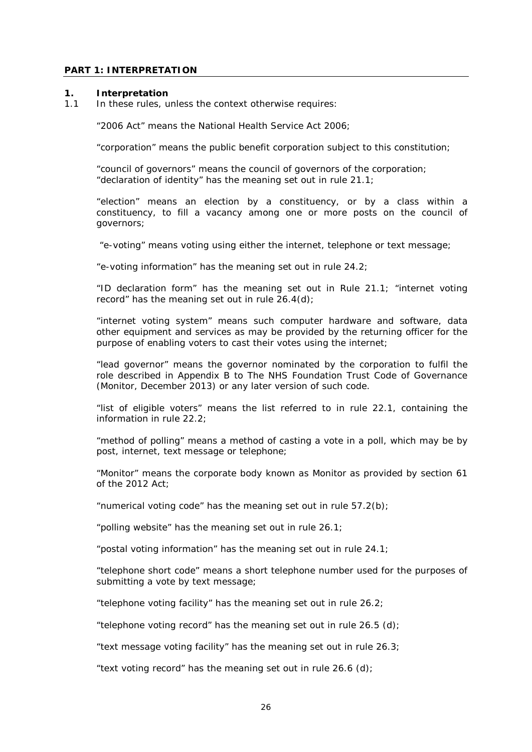**PART 1: INTERPRETATION**

**1. Interpretation**

1.1 In these rules, unless the context otherwise requires:

"2006 Act" means the National Health Service Act 2006;

"corporation" means the public benefit corporation subject to this constitution;

"council of governors" means the council of governors of the corporation;
"declaration of identity" has the meaning set out in rule 21.1;

"election" means an election by a constituency, or by a class within a constituency, to fill a vacancy among one or more posts on the council of governors;

"e-voting" means voting using either the internet, telephone or text message;

"e-voting information" has the meaning set out in rule 24.2;

"ID declaration form" has the meaning set out in Rule 21.1; "internet voting record" has the meaning set out in rule 26.4(d);

"internet voting system" means such computer hardware and software, data other equipment and services as may be provided by the returning officer for the purpose of enabling voters to cast their votes using the internet;

"lead governor" means the governor nominated by the corporation to fulfil the role described in Appendix B to The NHS Foundation Trust Code of Governance (Monitor, December 2013) or any later version of such code.

"list of eligible voters" means the list referred to in rule 22.1, containing the information in rule 22.2;

"method of polling" means a method of casting a vote in a poll, which may be by post, internet, text message or telephone;

"Monitor" means the corporate body known as Monitor as provided by section 61 of the 2012 Act;

"numerical voting code" has the meaning set out in rule 57.2(b);

"polling website" has the meaning set out in rule 26.1;

"postal voting information" has the meaning set out in rule 24.1;

"telephone short code" means a short telephone number used for the purposes of submitting a vote by text message;

"telephone voting facility" has the meaning set out in rule 26.2;

"telephone voting record" has the meaning set out in rule 26.5 (d);

"text message voting facility" has the meaning set out in rule 26.3;

"text voting record" has the meaning set out in rule 26.6 (d);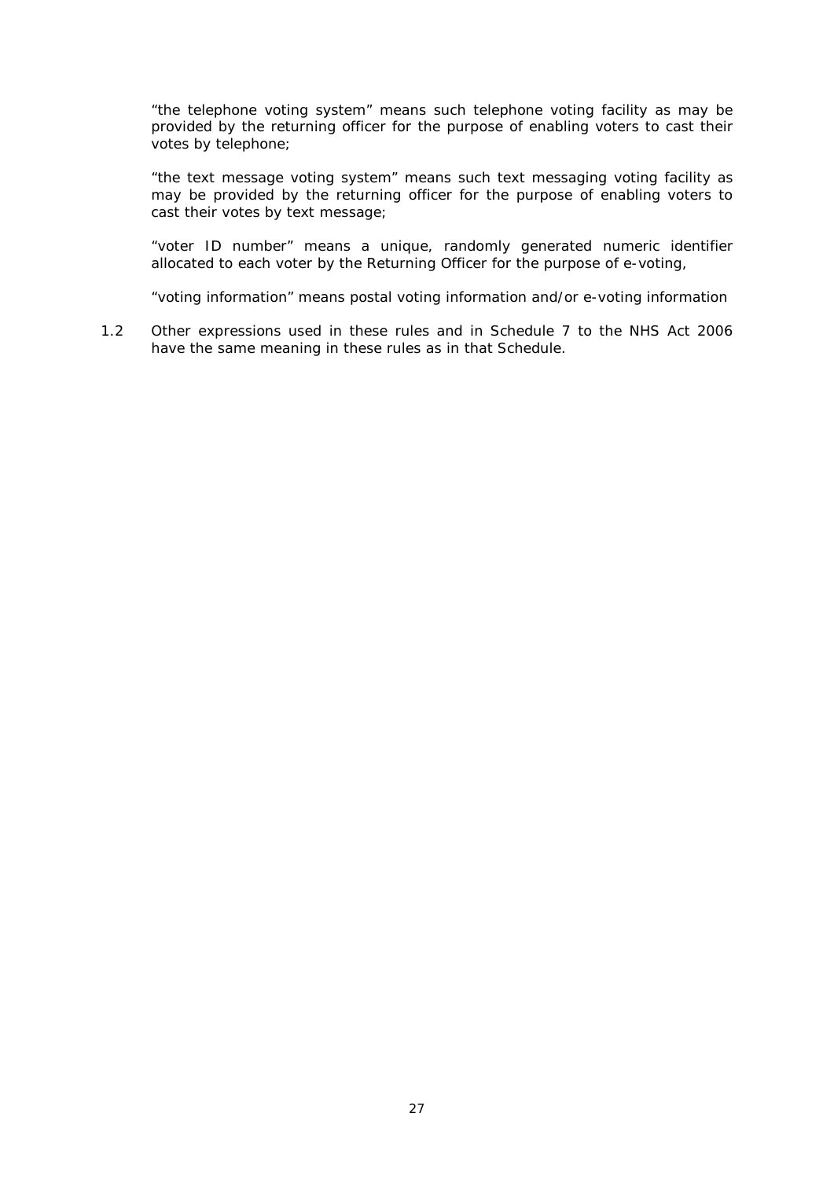"the telephone voting system" means such telephone voting facility as may be provided by the returning officer for the purpose of enabling voters to cast their votes by telephone;

"the text message voting system" means such text messaging voting facility as may be provided by the returning officer for the purpose of enabling voters to cast their votes by text message;

"voter ID number" means a unique, randomly generated numeric identifier allocated to each voter by the Returning Officer for the purpose of e-voting,

"voting information" means postal voting information and/or e-voting information

1.2 Other expressions used in these rules and in Schedule 7 to the NHS Act 2006 have the same meaning in these rules as in that Schedule.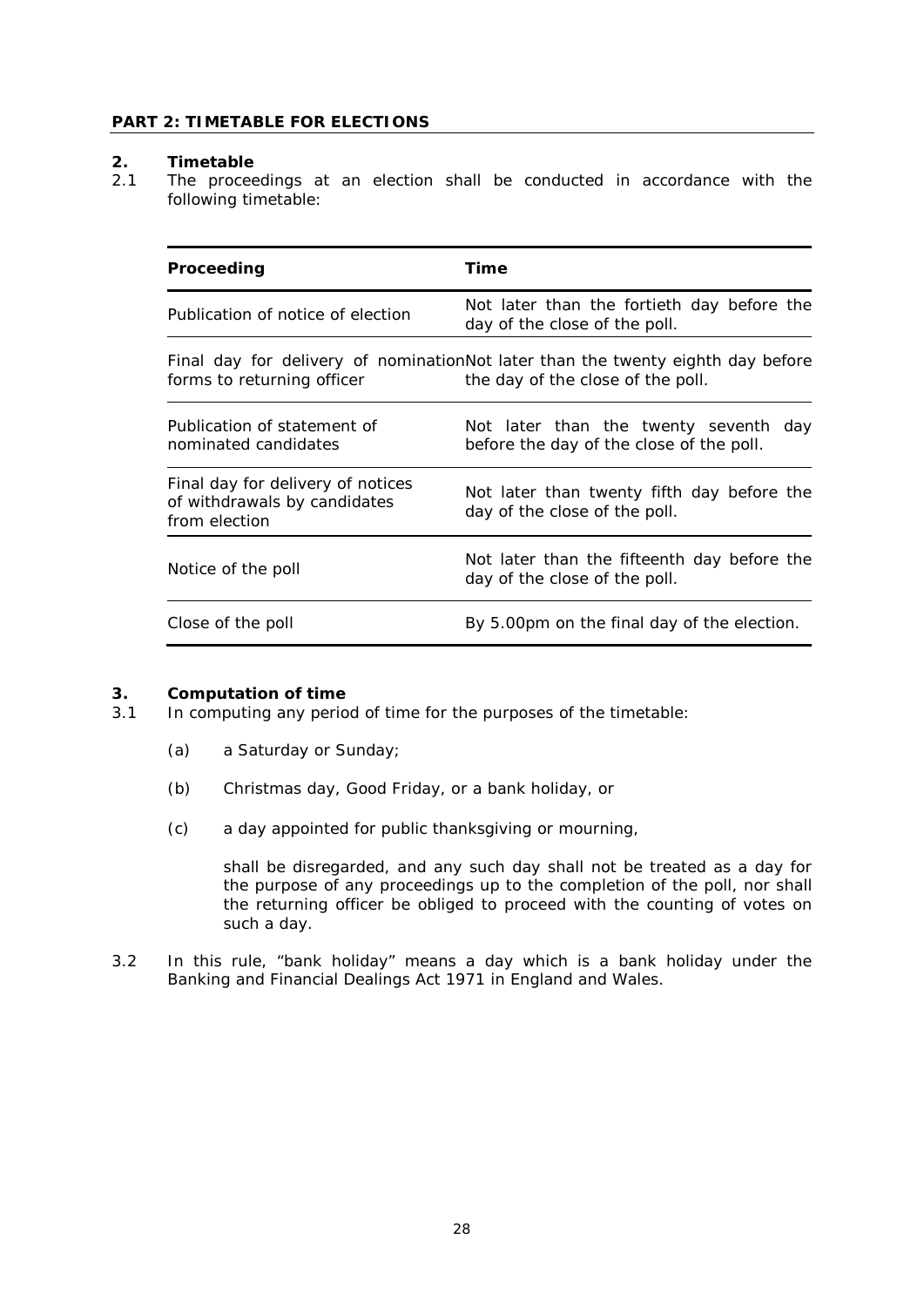## PART 2: TIMETABLE FOR ELECTIONS

### 2. Timetable

2.1 The proceedings at an election shall be conducted in accordance with the following timetable:

| Proceeding | Time |
|---|---|
| Publication of notice of election | Not later than the fortieth day before the day of the close of the poll. |
| Final day for delivery of nomination forms to returning officer | Not later than the twenty eighth day before the day of the close of the poll. |
| Publication of statement of nominated candidates | Not later than the twenty seventh day before the day of the close of the poll. |
| Final day for delivery of notices of withdrawals by candidates from election | Not later than twenty fifth day before the day of the close of the poll. |
| Notice of the poll | Not later than the fifteenth day before the day of the close of the poll. |
| Close of the poll | By 5.00pm on the final day of the election. |

### 3. Computation of time

3.1 In computing any period of time for the purposes of the timetable:

(a) a Saturday or Sunday;

(b) Christmas day, Good Friday, or a bank holiday, or

(c) a day appointed for public thanksgiving or mourning,

shall be disregarded, and any such day shall not be treated as a day for the purpose of any proceedings up to the completion of the poll, nor shall the returning officer be obliged to proceed with the counting of votes on such a day.

3.2 In this rule, "bank holiday" means a day which is a bank holiday under the Banking and Financial Dealings Act 1971 in England and Wales.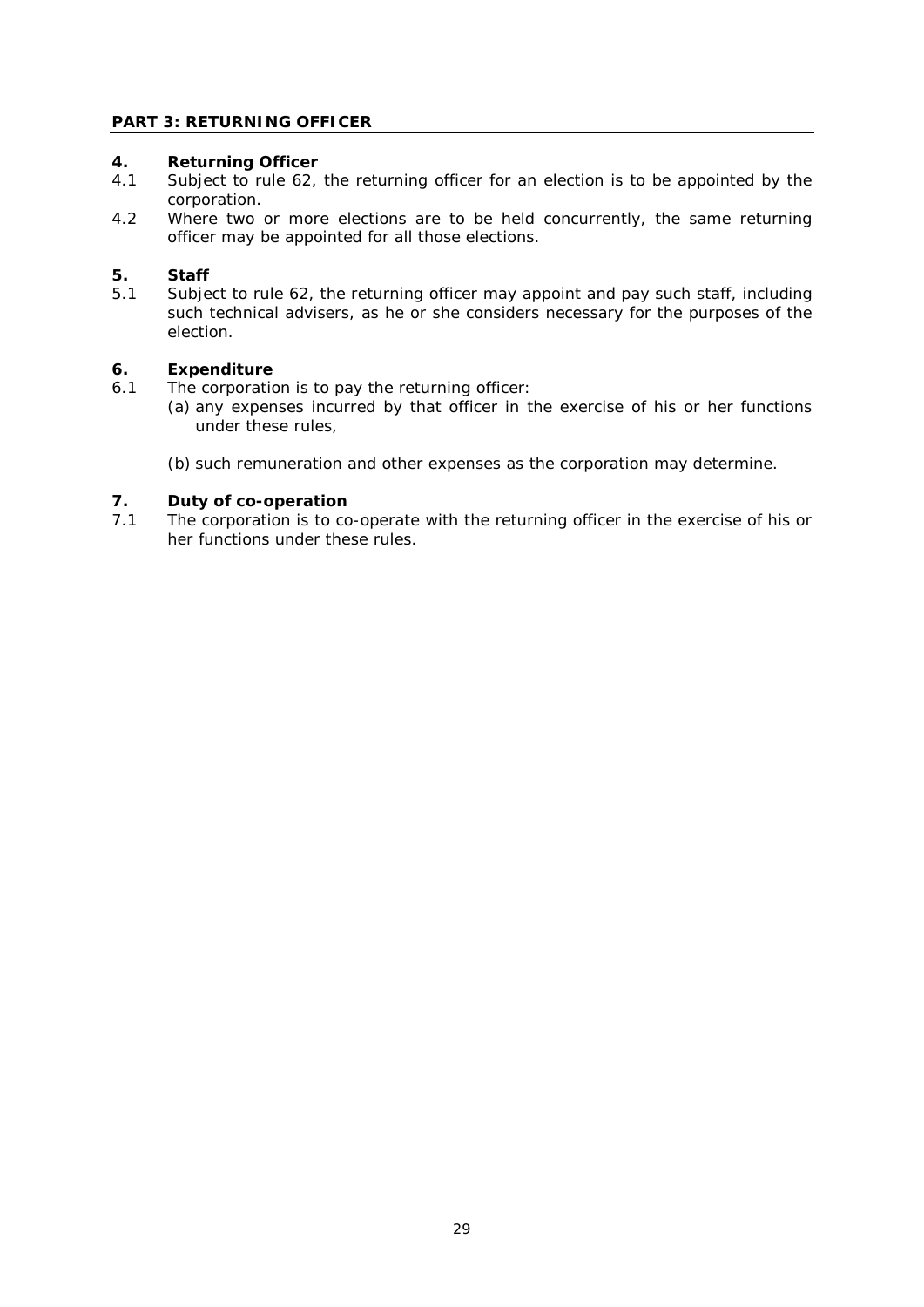## PART 3: RETURNING OFFICER

### 4. Returning Officer

4.1 Subject to rule 62, the returning officer for an election is to be appointed by the corporation.

4.2 Where two or more elections are to be held concurrently, the same returning officer may be appointed for all those elections.

### 5. Staff

5.1 Subject to rule 62, the returning officer may appoint and pay such staff, including such technical advisers, as he or she considers necessary for the purposes of the election.

### 6. Expenditure

6.1 The corporation is to pay the returning officer:

(a) any expenses incurred by that officer in the exercise of his or her functions under these rules,

(b) such remuneration and other expenses as the corporation may determine.

### 7. Duty of co-operation

7.1 The corporation is to co-operate with the returning officer in the exercise of his or her functions under these rules.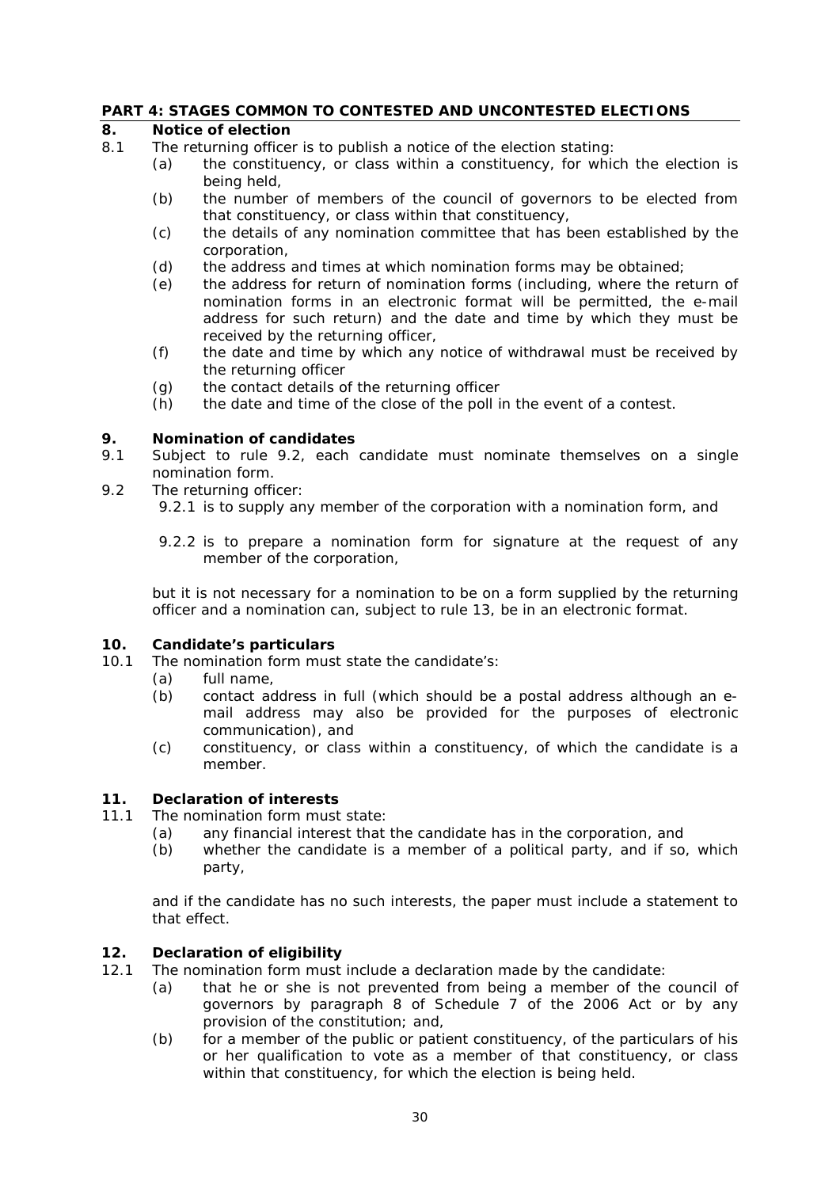## PART 4: STAGES COMMON TO CONTESTED AND UNCONTESTED ELECTIONS

### 8. Notice of election

8.1 The returning officer is to publish a notice of the election stating:

- (a) the constituency, or class within a constituency, for which the election is being held,
- (b) the number of members of the council of governors to be elected from that constituency, or class within that constituency,
- (c) the details of any nomination committee that has been established by the corporation,
- (d) the address and times at which nomination forms may be obtained;
- (e) the address for return of nomination forms (including, where the return of nomination forms in an electronic format will be permitted, the e-mail address for such return) and the date and time by which they must be received by the returning officer,
- (f) the date and time by which any notice of withdrawal must be received by the returning officer
- (g) the contact details of the returning officer
- (h) the date and time of the close of the poll in the event of a contest.

### 9. Nomination of candidates

9.1 Subject to rule 9.2, each candidate must nominate themselves on a single nomination form.

9.2 The returning officer:

9.2.1 is to supply any member of the corporation with a nomination form, and

9.2.2 is to prepare a nomination form for signature at the request of any member of the corporation,

but it is not necessary for a nomination to be on a form supplied by the returning officer and a nomination can, subject to rule 13, be in an electronic format.

### 10. Candidate's particulars

10.1 The nomination form must state the candidate's:

- (a) full name,
- (b) contact address in full (which should be a postal address although an e-mail address may also be provided for the purposes of electronic communication), and
- (c) constituency, or class within a constituency, of which the candidate is a member.

### 11. Declaration of interests

11.1 The nomination form must state:

- (a) any financial interest that the candidate has in the corporation, and
- (b) whether the candidate is a member of a political party, and if so, which party,

and if the candidate has no such interests, the paper must include a statement to that effect.

### 12. Declaration of eligibility

12.1 The nomination form must include a declaration made by the candidate:

- (a) that he or she is not prevented from being a member of the council of governors by paragraph 8 of Schedule 7 of the 2006 Act or by any provision of the constitution; and,
- (b) for a member of the public or patient constituency, of the particulars of his or her qualification to vote as a member of that constituency, or class within that constituency, for which the election is being held.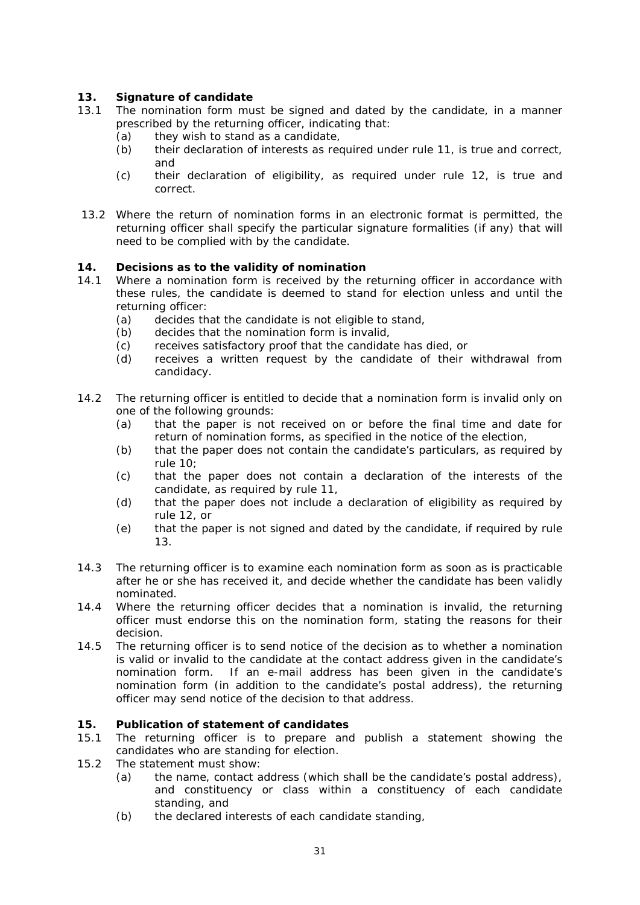**13. Signature of candidate**

13.1 The nomination form must be signed and dated by the candidate, in a manner prescribed by the returning officer, indicating that:

- (a) they wish to stand as a candidate,
- (b) their declaration of interests as required under rule 11, is true and correct, and
- (c) their declaration of eligibility, as required under rule 12, is true and correct.

13.2 Where the return of nomination forms in an electronic format is permitted, the returning officer shall specify the particular signature formalities (if any) that will need to be complied with by the candidate.

**14. Decisions as to the validity of nomination**

14.1 Where a nomination form is received by the returning officer in accordance with these rules, the candidate is deemed to stand for election unless and until the returning officer:

- (a) decides that the candidate is not eligible to stand,
- (b) decides that the nomination form is invalid,
- (c) receives satisfactory proof that the candidate has died, or
- (d) receives a written request by the candidate of their withdrawal from candidacy.

14.2 The returning officer is entitled to decide that a nomination form is invalid only on one of the following grounds:

- (a) that the paper is not received on or before the final time and date for return of nomination forms, as specified in the notice of the election,
- (b) that the paper does not contain the candidate's particulars, as required by rule 10;
- (c) that the paper does not contain a declaration of the interests of the candidate, as required by rule 11,
- (d) that the paper does not include a declaration of eligibility as required by rule 12, or
- (e) that the paper is not signed and dated by the candidate, if required by rule 13.

14.3 The returning officer is to examine each nomination form as soon as is practicable after he or she has received it, and decide whether the candidate has been validly nominated.

14.4 Where the returning officer decides that a nomination is invalid, the returning officer must endorse this on the nomination form, stating the reasons for their decision.

14.5 The returning officer is to send notice of the decision as to whether a nomination is valid or invalid to the candidate at the contact address given in the candidate's nomination form. If an e-mail address has been given in the candidate's nomination form (in addition to the candidate's postal address), the returning officer may send notice of the decision to that address.

**15. Publication of statement of candidates**

15.1 The returning officer is to prepare and publish a statement showing the candidates who are standing for election.

15.2 The statement must show:

- (a) the name, contact address (which shall be the candidate's postal address), and constituency or class within a constituency of each candidate standing, and
- (b) the declared interests of each candidate standing,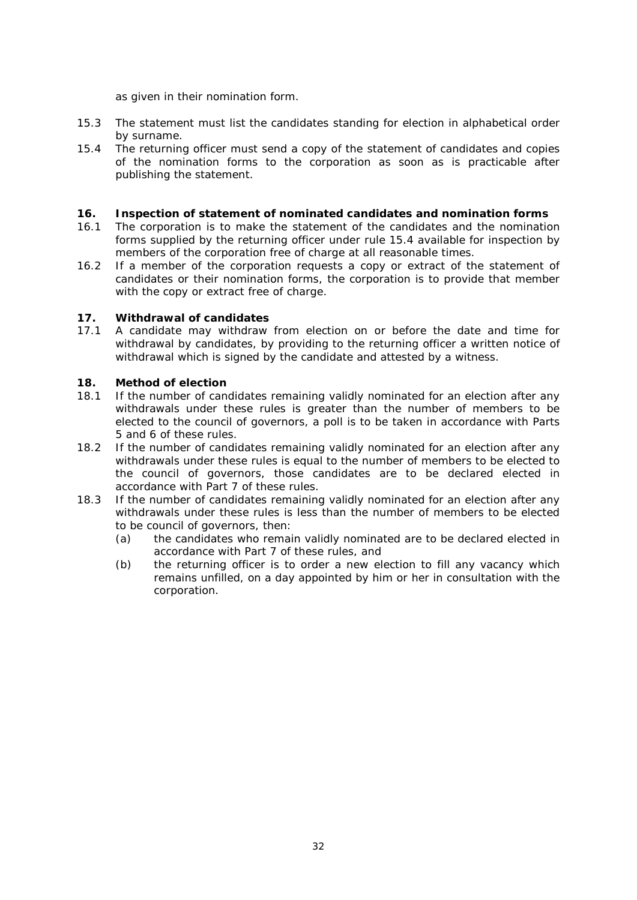as given in their nomination form.

15.3 The statement must list the candidates standing for election in alphabetical order by surname.

15.4 The returning officer must send a copy of the statement of candidates and copies of the nomination forms to the corporation as soon as is practicable after publishing the statement.

**16. Inspection of statement of nominated candidates and nomination forms**

16.1 The corporation is to make the statement of the candidates and the nomination forms supplied by the returning officer under rule 15.4 available for inspection by members of the corporation free of charge at all reasonable times.

16.2 If a member of the corporation requests a copy or extract of the statement of candidates or their nomination forms, the corporation is to provide that member with the copy or extract free of charge.

**17. Withdrawal of candidates**

17.1 A candidate may withdraw from election on or before the date and time for withdrawal by candidates, by providing to the returning officer a written notice of withdrawal which is signed by the candidate and attested by a witness.

**18. Method of election**

18.1 If the number of candidates remaining validly nominated for an election after any withdrawals under these rules is greater than the number of members to be elected to the council of governors, a poll is to be taken in accordance with Parts 5 and 6 of these rules.

18.2 If the number of candidates remaining validly nominated for an election after any withdrawals under these rules is equal to the number of members to be elected to the council of governors, those candidates are to be declared elected in accordance with Part 7 of these rules.

18.3 If the number of candidates remaining validly nominated for an election after any withdrawals under these rules is less than the number of members to be elected to be council of governors, then:

(a) the candidates who remain validly nominated are to be declared elected in accordance with Part 7 of these rules, and

(b) the returning officer is to order a new election to fill any vacancy which remains unfilled, on a day appointed by him or her in consultation with the corporation.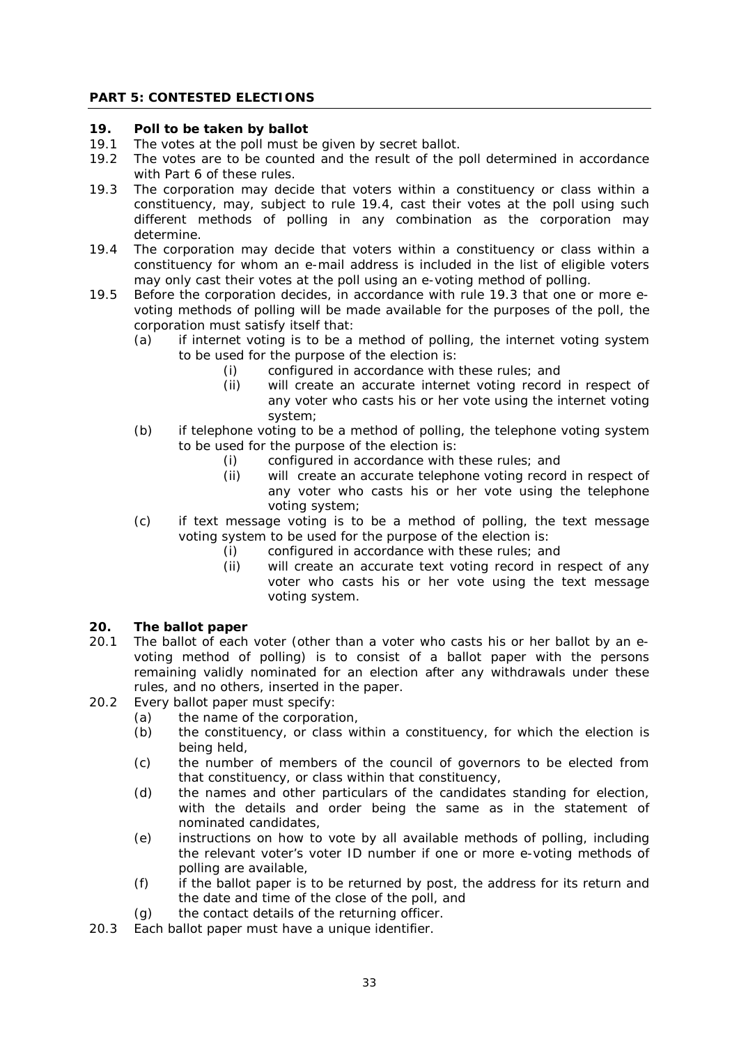## PART 5: CONTESTED ELECTIONS

### 19. Poll to be taken by ballot

19.1 The votes at the poll must be given by secret ballot.

19.2 The votes are to be counted and the result of the poll determined in accordance with Part 6 of these rules.

19.3 The corporation may decide that voters within a constituency or class within a constituency, may, subject to rule 19.4, cast their votes at the poll using such different methods of polling in any combination as the corporation may determine.

19.4 The corporation may decide that voters within a constituency or class within a constituency for whom an e-mail address is included in the list of eligible voters may only cast their votes at the poll using an e-voting method of polling.

19.5 Before the corporation decides, in accordance with rule 19.3 that one or more e-voting methods of polling will be made available for the purposes of the poll, the corporation must satisfy itself that:

- (a) if internet voting is to be a method of polling, the internet voting system to be used for the purpose of the election is:
  - (i) configured in accordance with these rules; and
  - (ii) will create an accurate internet voting record in respect of any voter who casts his or her vote using the internet voting system;
- (b) if telephone voting to be a method of polling, the telephone voting system to be used for the purpose of the election is:
  - (i) configured in accordance with these rules; and
  - (ii) will create an accurate telephone voting record in respect of any voter who casts his or her vote using the telephone voting system;
- (c) if text message voting is to be a method of polling, the text message voting system to be used for the purpose of the election is:
  - (i) configured in accordance with these rules; and
  - (ii) will create an accurate text voting record in respect of any voter who casts his or her vote using the text message voting system.

### 20. The ballot paper

20.1 The ballot of each voter (other than a voter who casts his or her ballot by an e-voting method of polling) is to consist of a ballot paper with the persons remaining validly nominated for an election after any withdrawals under these rules, and no others, inserted in the paper.

20.2 Every ballot paper must specify:

- (a) the name of the corporation,
- (b) the constituency, or class within a constituency, for which the election is being held,
- (c) the number of members of the council of governors to be elected from that constituency, or class within that constituency,
- (d) the names and other particulars of the candidates standing for election, with the details and order being the same as in the statement of nominated candidates,
- (e) instructions on how to vote by all available methods of polling, including the relevant voter's voter ID number if one or more e-voting methods of polling are available,
- (f) if the ballot paper is to be returned by post, the address for its return and the date and time of the close of the poll, and
- (g) the contact details of the returning officer.

20.3 Each ballot paper must have a unique identifier.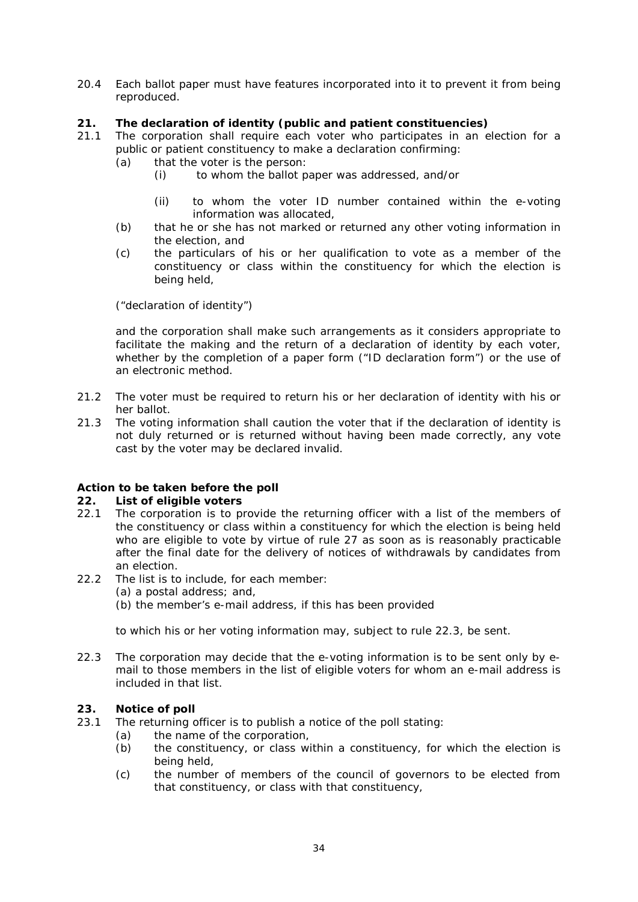20.4 Each ballot paper must have features incorporated into it to prevent it from being reproduced.

**21. The declaration of identity (public and patient constituencies)**

21.1 The corporation shall require each voter who participates in an election for a public or patient constituency to make a declaration confirming:

- (a) that the voter is the person:
  - (i) to whom the ballot paper was addressed, and/or
  - (ii) to whom the voter ID number contained within the e-voting information was allocated,
- (b) that he or she has not marked or returned any other voting information in the election, and
- (c) the particulars of his or her qualification to vote as a member of the constituency or class within the constituency for which the election is being held,

("declaration of identity")

and the corporation shall make such arrangements as it considers appropriate to facilitate the making and the return of a declaration of identity by each voter, whether by the completion of a paper form ("ID declaration form") or the use of an electronic method.

21.2 The voter must be required to return his or her declaration of identity with his or her ballot.

21.3 The voting information shall caution the voter that if the declaration of identity is not duly returned or is returned without having been made correctly, any vote cast by the voter may be declared invalid.

**Action to be taken before the poll**

**22. List of eligible voters**

22.1 The corporation is to provide the returning officer with a list of the members of the constituency or class within a constituency for which the election is being held who are eligible to vote by virtue of rule 27 as soon as is reasonably practicable after the final date for the delivery of notices of withdrawals by candidates from an election.

22.2 The list is to include, for each member:

(a) a postal address; and,

(b) the member's e-mail address, if this has been provided

to which his or her voting information may, subject to rule 22.3, be sent.

22.3 The corporation may decide that the e-voting information is to be sent only by e-mail to those members in the list of eligible voters for whom an e-mail address is included in that list.

**23. Notice of poll**

23.1 The returning officer is to publish a notice of the poll stating:

- (a) the name of the corporation,
- (b) the constituency, or class within a constituency, for which the election is being held,
- (c) the number of members of the council of governors to be elected from that constituency, or class with that constituency,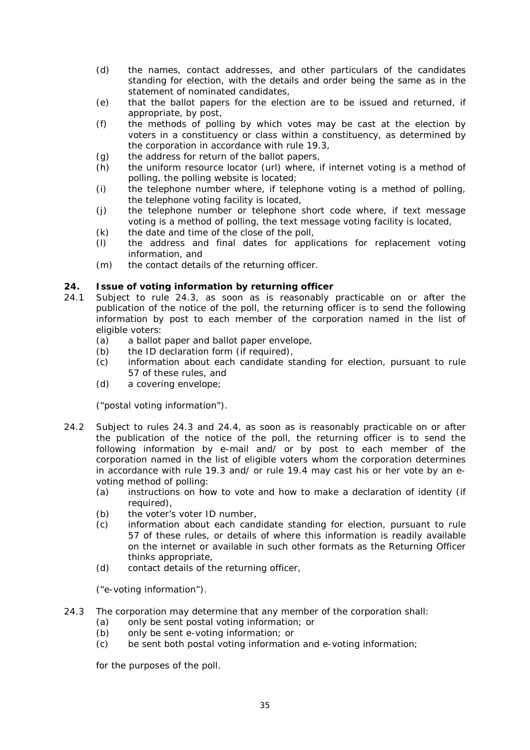(d) the names, contact addresses, and other particulars of the candidates standing for election, with the details and order being the same as in the statement of nominated candidates,
(e) that the ballot papers for the election are to be issued and returned, if appropriate, by post,
(f) the methods of polling by which votes may be cast at the election by voters in a constituency or class within a constituency, as determined by the corporation in accordance with rule 19.3,
(g) the address for return of the ballot papers,
(h) the uniform resource locator (url) where, if internet voting is a method of polling, the polling website is located;
(i) the telephone number where, if telephone voting is a method of polling, the telephone voting facility is located,
(j) the telephone number or telephone short code where, if text message voting is a method of polling, the text message voting facility is located,
(k) the date and time of the close of the poll,
(l) the address and final dates for applications for replacement voting information, and
(m) the contact details of the returning officer.

**24. Issue of voting information by returning officer**

24.1 Subject to rule 24.3, as soon as is reasonably practicable on or after the publication of the notice of the poll, the returning officer is to send the following information by post to each member of the corporation named in the list of eligible voters:
(a) a ballot paper and ballot paper envelope,
(b) the ID declaration form (if required),
(c) information about each candidate standing for election, pursuant to rule 57 of these rules, and
(d) a covering envelope;

("postal voting information").

24.2 Subject to rules 24.3 and 24.4, as soon as is reasonably practicable on or after the publication of the notice of the poll, the returning officer is to send the following information by e-mail and/ or by post to each member of the corporation named in the list of eligible voters whom the corporation determines in accordance with rule 19.3 and/ or rule 19.4 may cast his or her vote by an e-voting method of polling:
(a) instructions on how to vote and how to make a declaration of identity (if required),
(b) the voter's voter ID number,
(c) information about each candidate standing for election, pursuant to rule 57 of these rules, or details of where this information is readily available on the internet or available in such other formats as the Returning Officer thinks appropriate,
(d) contact details of the returning officer,

("e-voting information").

24.3 The corporation may determine that any member of the corporation shall:
(a) only be sent postal voting information; or
(b) only be sent e-voting information; or
(c) be sent both postal voting information and e-voting information;

for the purposes of the poll.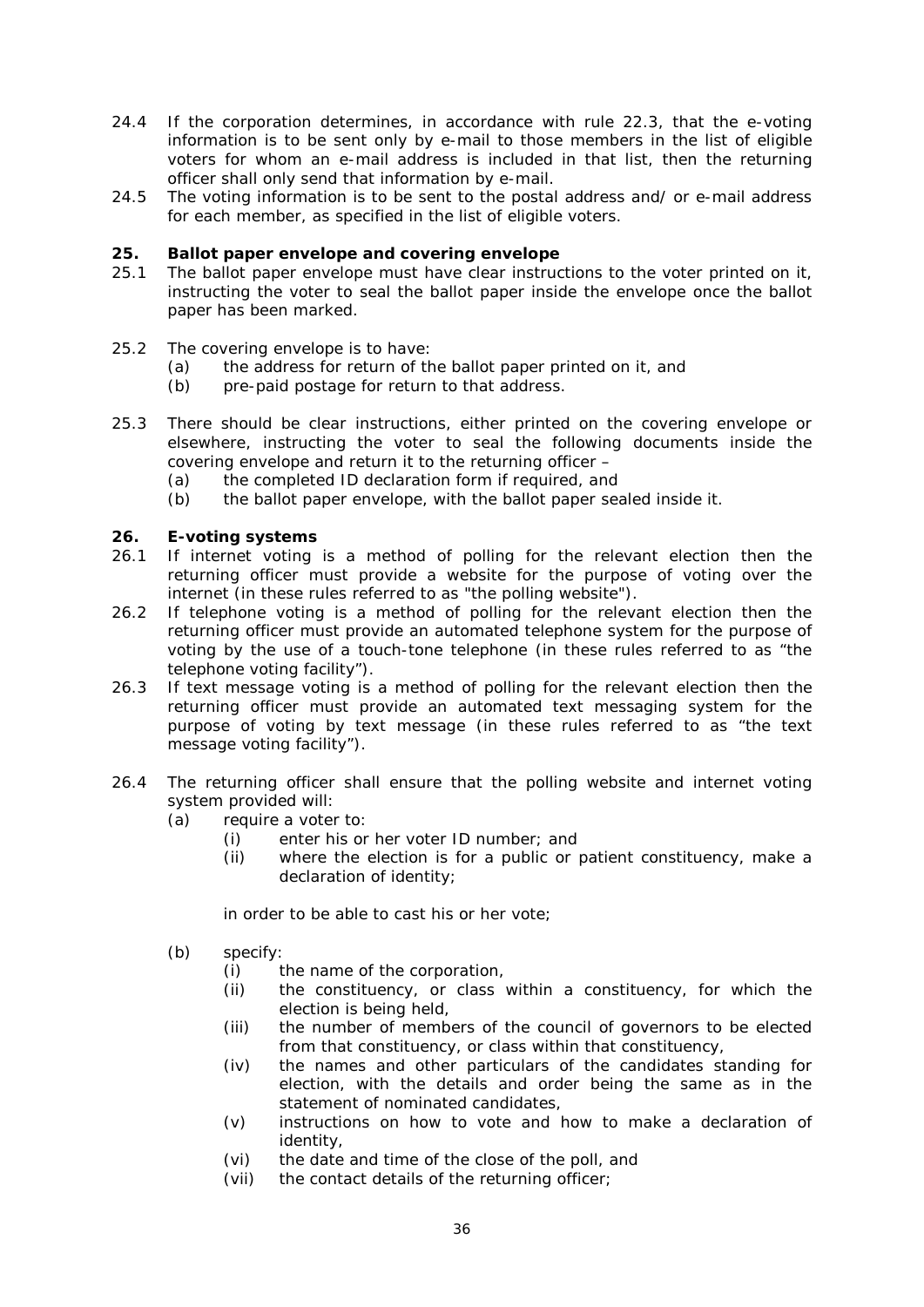24.4 If the corporation determines, in accordance with rule 22.3, that the e-voting information is to be sent only by e-mail to those members in the list of eligible voters for whom an e-mail address is included in that list, then the returning officer shall only send that information by e-mail.

24.5 The voting information is to be sent to the postal address and/ or e-mail address for each member, as specified in the list of eligible voters.

**25. Ballot paper envelope and covering envelope**

25.1 The ballot paper envelope must have clear instructions to the voter printed on it, instructing the voter to seal the ballot paper inside the envelope once the ballot paper has been marked.

25.2 The covering envelope is to have:

- (a) the address for return of the ballot paper printed on it, and
- (b) pre-paid postage for return to that address.

25.3 There should be clear instructions, either printed on the covering envelope or elsewhere, instructing the voter to seal the following documents inside the covering envelope and return it to the returning officer –

- (a) the completed ID declaration form if required, and
- (b) the ballot paper envelope, with the ballot paper sealed inside it.

**26. E-voting systems**

26.1 If internet voting is a method of polling for the relevant election then the returning officer must provide a website for the purpose of voting over the internet (in these rules referred to as "the polling website").

26.2 If telephone voting is a method of polling for the relevant election then the returning officer must provide an automated telephone system for the purpose of voting by the use of a touch-tone telephone (in these rules referred to as "the telephone voting facility").

26.3 If text message voting is a method of polling for the relevant election then the returning officer must provide an automated text messaging system for the purpose of voting by text message (in these rules referred to as "the text message voting facility").

26.4 The returning officer shall ensure that the polling website and internet voting system provided will:

- (a) require a voter to:
  - (i) enter his or her voter ID number; and
  - (ii) where the election is for a public or patient constituency, make a declaration of identity;

  in order to be able to cast his or her vote;

- (b) specify:
  - (i) the name of the corporation,
  - (ii) the constituency, or class within a constituency, for which the election is being held,
  - (iii) the number of members of the council of governors to be elected from that constituency, or class within that constituency,
  - (iv) the names and other particulars of the candidates standing for election, with the details and order being the same as in the statement of nominated candidates,
  - (v) instructions on how to vote and how to make a declaration of identity,
  - (vi) the date and time of the close of the poll, and
  - (vii) the contact details of the returning officer;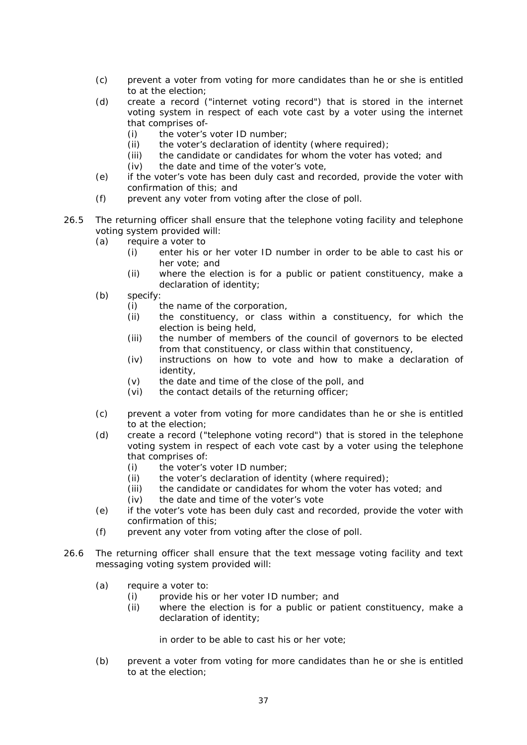(c) prevent a voter from voting for more candidates than he or she is entitled to at the election;

(d) create a record ("internet voting record") that is stored in the internet voting system in respect of each vote cast by a voter using the internet that comprises of-

   (i) the voter's voter ID number;
   (ii) the voter's declaration of identity (where required);
   (iii) the candidate or candidates for whom the voter has voted; and
   (iv) the date and time of the voter's vote,

(e) if the voter's vote has been duly cast and recorded, provide the voter with confirmation of this; and

(f) prevent any voter from voting after the close of poll.

26.5 The returning officer shall ensure that the telephone voting facility and telephone voting system provided will:

(a) require a voter to

   (i) enter his or her voter ID number in order to be able to cast his or her vote; and
   (ii) where the election is for a public or patient constituency, make a declaration of identity;

(b) specify:

   (i) the name of the corporation,
   (ii) the constituency, or class within a constituency, for which the election is being held,
   (iii) the number of members of the council of governors to be elected from that constituency, or class within that constituency,
   (iv) instructions on how to vote and how to make a declaration of identity,
   (v) the date and time of the close of the poll, and
   (vi) the contact details of the returning officer;

(c) prevent a voter from voting for more candidates than he or she is entitled to at the election;

(d) create a record ("telephone voting record") that is stored in the telephone voting system in respect of each vote cast by a voter using the telephone that comprises of:

   (i) the voter's voter ID number;
   (ii) the voter's declaration of identity (where required);
   (iii) the candidate or candidates for whom the voter has voted; and
   (iv) the date and time of the voter's vote

(e) if the voter's vote has been duly cast and recorded, provide the voter with confirmation of this;

(f) prevent any voter from voting after the close of poll.

26.6 The returning officer shall ensure that the text message voting facility and text messaging voting system provided will:

(a) require a voter to:

   (i) provide his or her voter ID number; and
   (ii) where the election is for a public or patient constituency, make a declaration of identity;

   in order to be able to cast his or her vote;

(b) prevent a voter from voting for more candidates than he or she is entitled to at the election;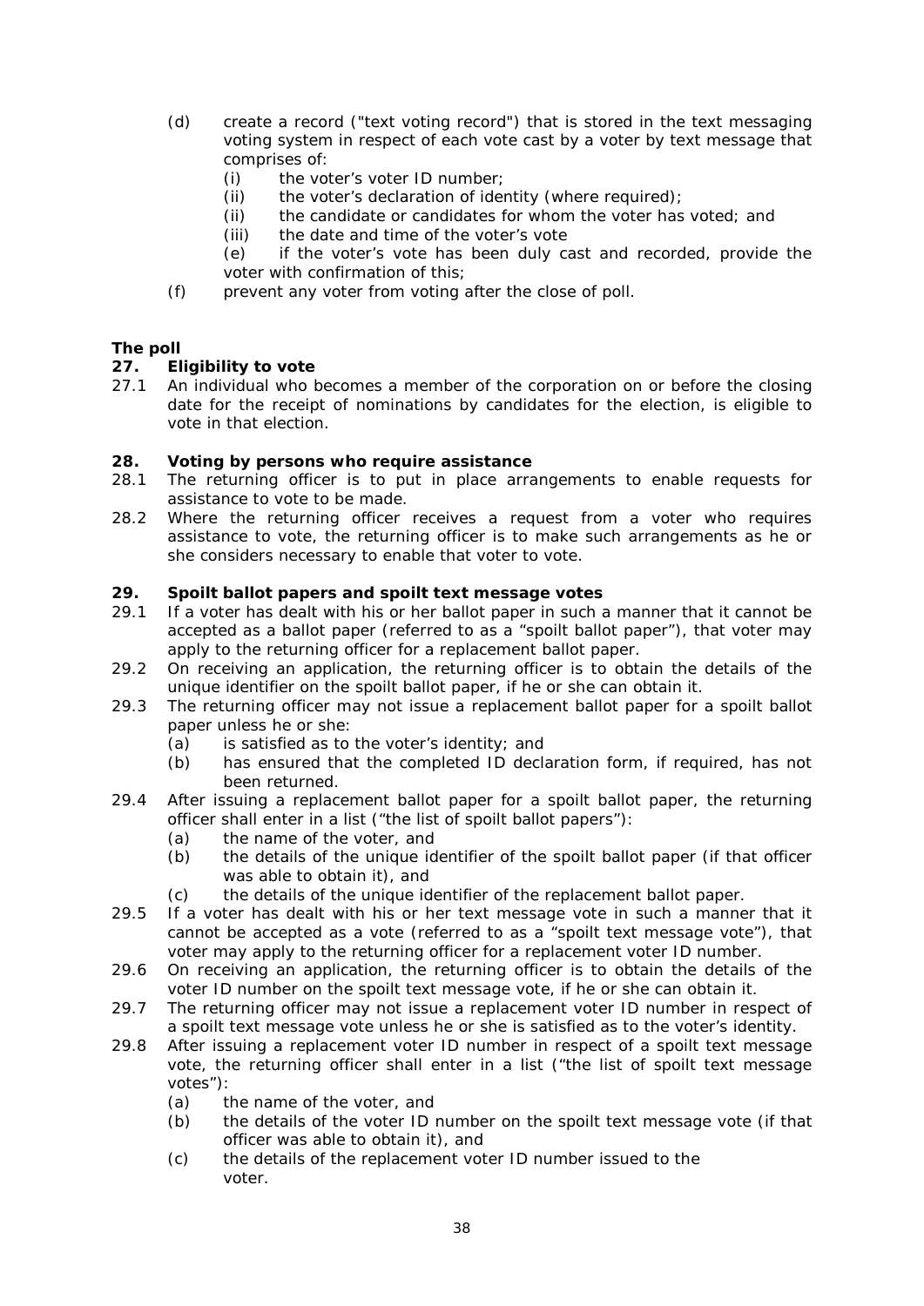(d) create a record ("text voting record") that is stored in the text messaging voting system in respect of each vote cast by a voter by text message that comprises of:
  - (i) the voter's voter ID number;
  - (ii) the voter's declaration of identity (where required);
  - (ii) the candidate or candidates for whom the voter has voted; and
  - (iii) the date and time of the voter's vote

  (e) if the voter's vote has been duly cast and recorded, provide the voter with confirmation of this;

(f) prevent any voter from voting after the close of poll.

**The poll**

**27. Eligibility to vote**

27.1 An individual who becomes a member of the corporation on or before the closing date for the receipt of nominations by candidates for the election, is eligible to vote in that election.

**28. Voting by persons who require assistance**

28.1 The returning officer is to put in place arrangements to enable requests for assistance to vote to be made.

28.2 Where the returning officer receives a request from a voter who requires assistance to vote, the returning officer is to make such arrangements as he or she considers necessary to enable that voter to vote.

**29. Spoilt ballot papers and spoilt text message votes**

29.1 If a voter has dealt with his or her ballot paper in such a manner that it cannot be accepted as a ballot paper (referred to as a "spoilt ballot paper"), that voter may apply to the returning officer for a replacement ballot paper.

29.2 On receiving an application, the returning officer is to obtain the details of the unique identifier on the spoilt ballot paper, if he or she can obtain it.

29.3 The returning officer may not issue a replacement ballot paper for a spoilt ballot paper unless he or she:
  - (a) is satisfied as to the voter's identity; and
  - (b) has ensured that the completed ID declaration form, if required, has not been returned.

29.4 After issuing a replacement ballot paper for a spoilt ballot paper, the returning officer shall enter in a list ("the list of spoilt ballot papers"):
  - (a) the name of the voter, and
  - (b) the details of the unique identifier of the spoilt ballot paper (if that officer was able to obtain it), and
  - (c) the details of the unique identifier of the replacement ballot paper.

29.5 If a voter has dealt with his or her text message vote in such a manner that it cannot be accepted as a vote (referred to as a "spoilt text message vote"), that voter may apply to the returning officer for a replacement voter ID number.

29.6 On receiving an application, the returning officer is to obtain the details of the voter ID number on the spoilt text message vote, if he or she can obtain it.

29.7 The returning officer may not issue a replacement voter ID number in respect of a spoilt text message vote unless he or she is satisfied as to the voter's identity.

29.8 After issuing a replacement voter ID number in respect of a spoilt text message vote, the returning officer shall enter in a list ("the list of spoilt text message votes"):
  - (a) the name of the voter, and
  - (b) the details of the voter ID number on the spoilt text message vote (if that officer was able to obtain it), and
  - (c) the details of the replacement voter ID number issued to the voter.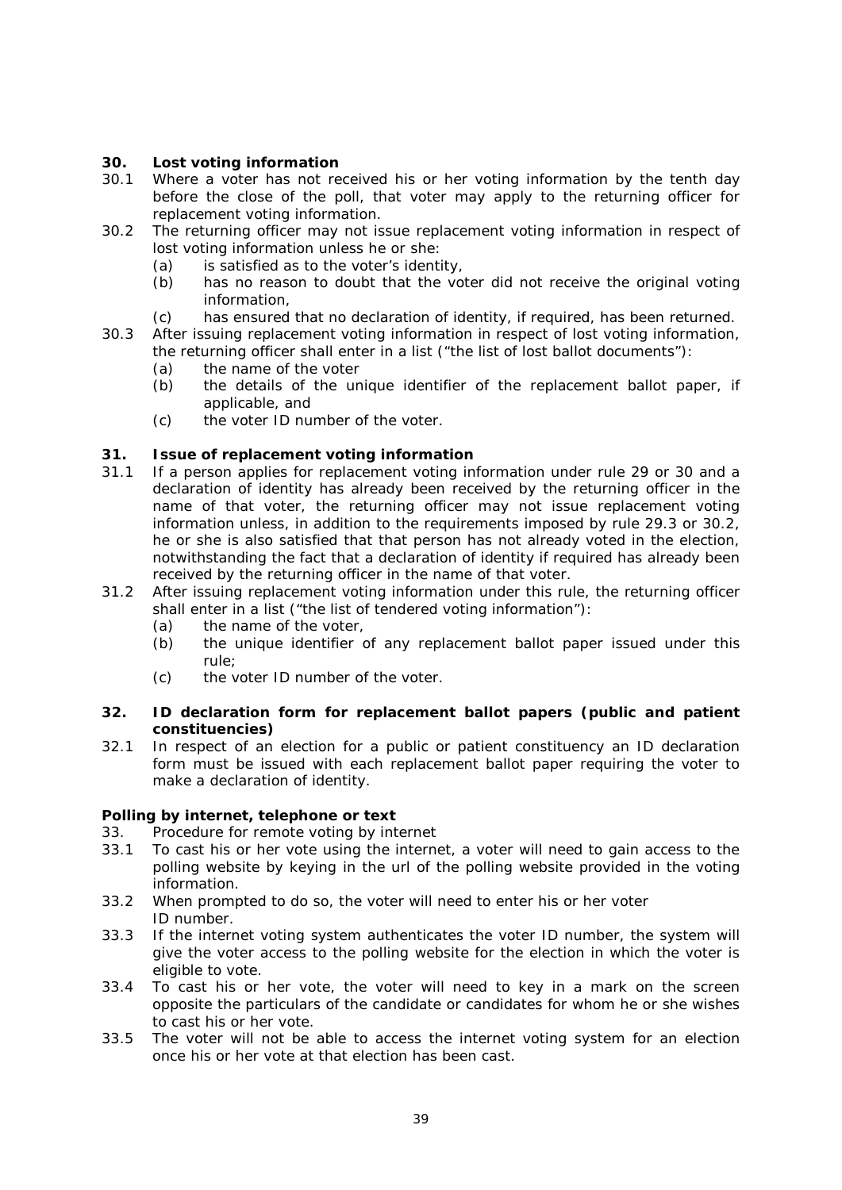### 30. Lost voting information

30.1 Where a voter has not received his or her voting information by the tenth day before the close of the poll, that voter may apply to the returning officer for replacement voting information.

30.2 The returning officer may not issue replacement voting information in respect of lost voting information unless he or she:

- (a) is satisfied as to the voter's identity,
- (b) has no reason to doubt that the voter did not receive the original voting information,
- (c) has ensured that no declaration of identity, if required, has been returned.

30.3 After issuing replacement voting information in respect of lost voting information, the returning officer shall enter in a list ("the list of lost ballot documents"):

- (a) the name of the voter
- (b) the details of the unique identifier of the replacement ballot paper, if applicable, and
- (c) the voter ID number of the voter.

### 31. Issue of replacement voting information

31.1 If a person applies for replacement voting information under rule 29 or 30 and a declaration of identity has already been received by the returning officer in the name of that voter, the returning officer may not issue replacement voting information unless, in addition to the requirements imposed by rule 29.3 or 30.2, he or she is also satisfied that that person has not already voted in the election, notwithstanding the fact that a declaration of identity if required has already been received by the returning officer in the name of that voter.

31.2 After issuing replacement voting information under this rule, the returning officer shall enter in a list ("the list of tendered voting information"):

- (a) the name of the voter,
- (b) the unique identifier of any replacement ballot paper issued under this rule;
- (c) the voter ID number of the voter.

### 32. ID declaration form for replacement ballot papers (public and patient constituencies)

32.1 In respect of an election for a public or patient constituency an ID declaration form must be issued with each replacement ballot paper requiring the voter to make a declaration of identity.

**Polling by internet, telephone or text**

33. Procedure for remote voting by internet

33.1 To cast his or her vote using the internet, a voter will need to gain access to the polling website by keying in the url of the polling website provided in the voting information.

33.2 When prompted to do so, the voter will need to enter his or her voter ID number.

33.3 If the internet voting system authenticates the voter ID number, the system will give the voter access to the polling website for the election in which the voter is eligible to vote.

33.4 To cast his or her vote, the voter will need to key in a mark on the screen opposite the particulars of the candidate or candidates for whom he or she wishes to cast his or her vote.

33.5 The voter will not be able to access the internet voting system for an election once his or her vote at that election has been cast.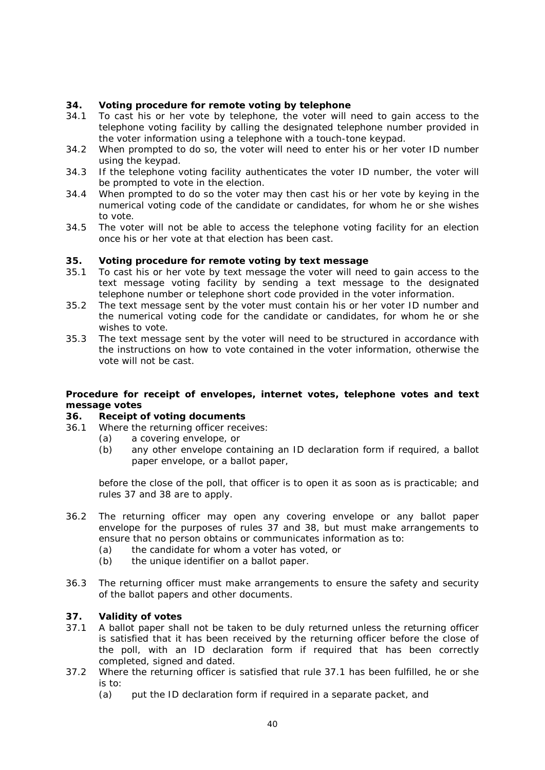### 34. Voting procedure for remote voting by telephone

34.1 To cast his or her vote by telephone, the voter will need to gain access to the telephone voting facility by calling the designated telephone number provided in the voter information using a telephone with a touch-tone keypad.

34.2 When prompted to do so, the voter will need to enter his or her voter ID number using the keypad.

34.3 If the telephone voting facility authenticates the voter ID number, the voter will be prompted to vote in the election.

34.4 When prompted to do so the voter may then cast his or her vote by keying in the numerical voting code of the candidate or candidates, for whom he or she wishes to vote.

34.5 The voter will not be able to access the telephone voting facility for an election once his or her vote at that election has been cast.

### 35. Voting procedure for remote voting by text message

35.1 To cast his or her vote by text message the voter will need to gain access to the text message voting facility by sending a text message to the designated telephone number or telephone short code provided in the voter information.

35.2 The text message sent by the voter must contain his or her voter ID number and the numerical voting code for the candidate or candidates, for whom he or she wishes to vote.

35.3 The text message sent by the voter will need to be structured in accordance with the instructions on how to vote contained in the voter information, otherwise the vote will not be cast.

## Procedure for receipt of envelopes, internet votes, telephone votes and text message votes

### 36. Receipt of voting documents

36.1 Where the returning officer receives:

- (a) a covering envelope, or
- (b) any other envelope containing an ID declaration form if required, a ballot paper envelope, or a ballot paper,

before the close of the poll, that officer is to open it as soon as is practicable; and rules 37 and 38 are to apply.

36.2 The returning officer may open any covering envelope or any ballot paper envelope for the purposes of rules 37 and 38, but must make arrangements to ensure that no person obtains or communicates information as to:

- (a) the candidate for whom a voter has voted, or
- (b) the unique identifier on a ballot paper.

36.3 The returning officer must make arrangements to ensure the safety and security of the ballot papers and other documents.

### 37. Validity of votes

37.1 A ballot paper shall not be taken to be duly returned unless the returning officer is satisfied that it has been received by the returning officer before the close of the poll, with an ID declaration form if required that has been correctly completed, signed and dated.

37.2 Where the returning officer is satisfied that rule 37.1 has been fulfilled, he or she is to:

- (a) put the ID declaration form if required in a separate packet, and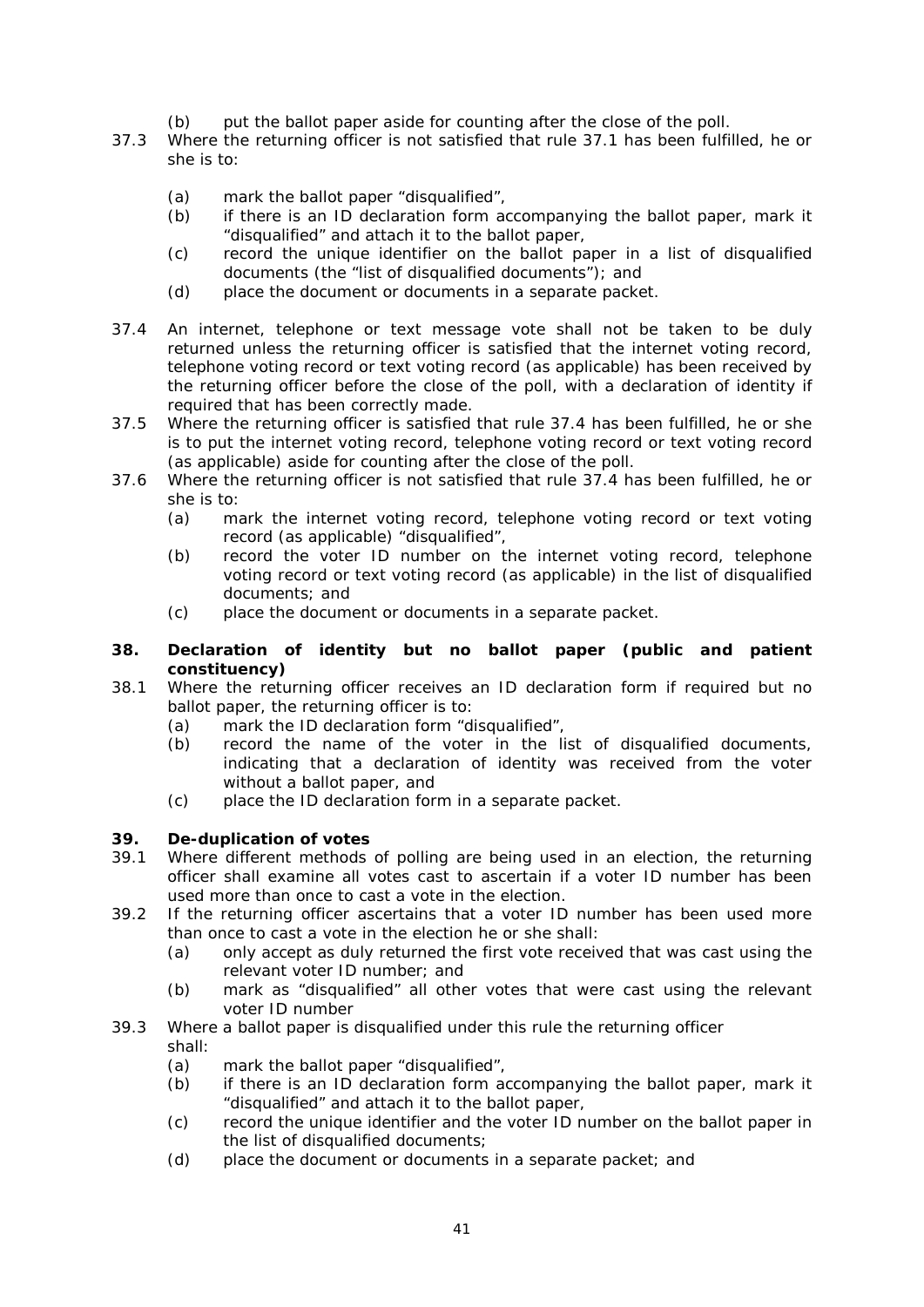(b) put the ballot paper aside for counting after the close of the poll.

37.3 Where the returning officer is not satisfied that rule 37.1 has been fulfilled, he or she is to:

(a) mark the ballot paper "disqualified",
(b) if there is an ID declaration form accompanying the ballot paper, mark it "disqualified" and attach it to the ballot paper,
(c) record the unique identifier on the ballot paper in a list of disqualified documents (the "list of disqualified documents"); and
(d) place the document or documents in a separate packet.

37.4 An internet, telephone or text message vote shall not be taken to be duly returned unless the returning officer is satisfied that the internet voting record, telephone voting record or text voting record (as applicable) has been received by the returning officer before the close of the poll, with a declaration of identity if required that has been correctly made.

37.5 Where the returning officer is satisfied that rule 37.4 has been fulfilled, he or she is to put the internet voting record, telephone voting record or text voting record (as applicable) aside for counting after the close of the poll.

37.6 Where the returning officer is not satisfied that rule 37.4 has been fulfilled, he or she is to:

(a) mark the internet voting record, telephone voting record or text voting record (as applicable) "disqualified",
(b) record the voter ID number on the internet voting record, telephone voting record or text voting record (as applicable) in the list of disqualified documents; and
(c) place the document or documents in a separate packet.

**38. Declaration of identity but no ballot paper (public and patient constituency)**

38.1 Where the returning officer receives an ID declaration form if required but no ballot paper, the returning officer is to:

(a) mark the ID declaration form "disqualified",
(b) record the name of the voter in the list of disqualified documents, indicating that a declaration of identity was received from the voter without a ballot paper, and
(c) place the ID declaration form in a separate packet.

**39. De-duplication of votes**

39.1 Where different methods of polling are being used in an election, the returning officer shall examine all votes cast to ascertain if a voter ID number has been used more than once to cast a vote in the election.

39.2 If the returning officer ascertains that a voter ID number has been used more than once to cast a vote in the election he or she shall:

(a) only accept as duly returned the first vote received that was cast using the relevant voter ID number; and
(b) mark as "disqualified" all other votes that were cast using the relevant voter ID number

39.3 Where a ballot paper is disqualified under this rule the returning officer shall:

(a) mark the ballot paper "disqualified",
(b) if there is an ID declaration form accompanying the ballot paper, mark it "disqualified" and attach it to the ballot paper,
(c) record the unique identifier and the voter ID number on the ballot paper in the list of disqualified documents;
(d) place the document or documents in a separate packet; and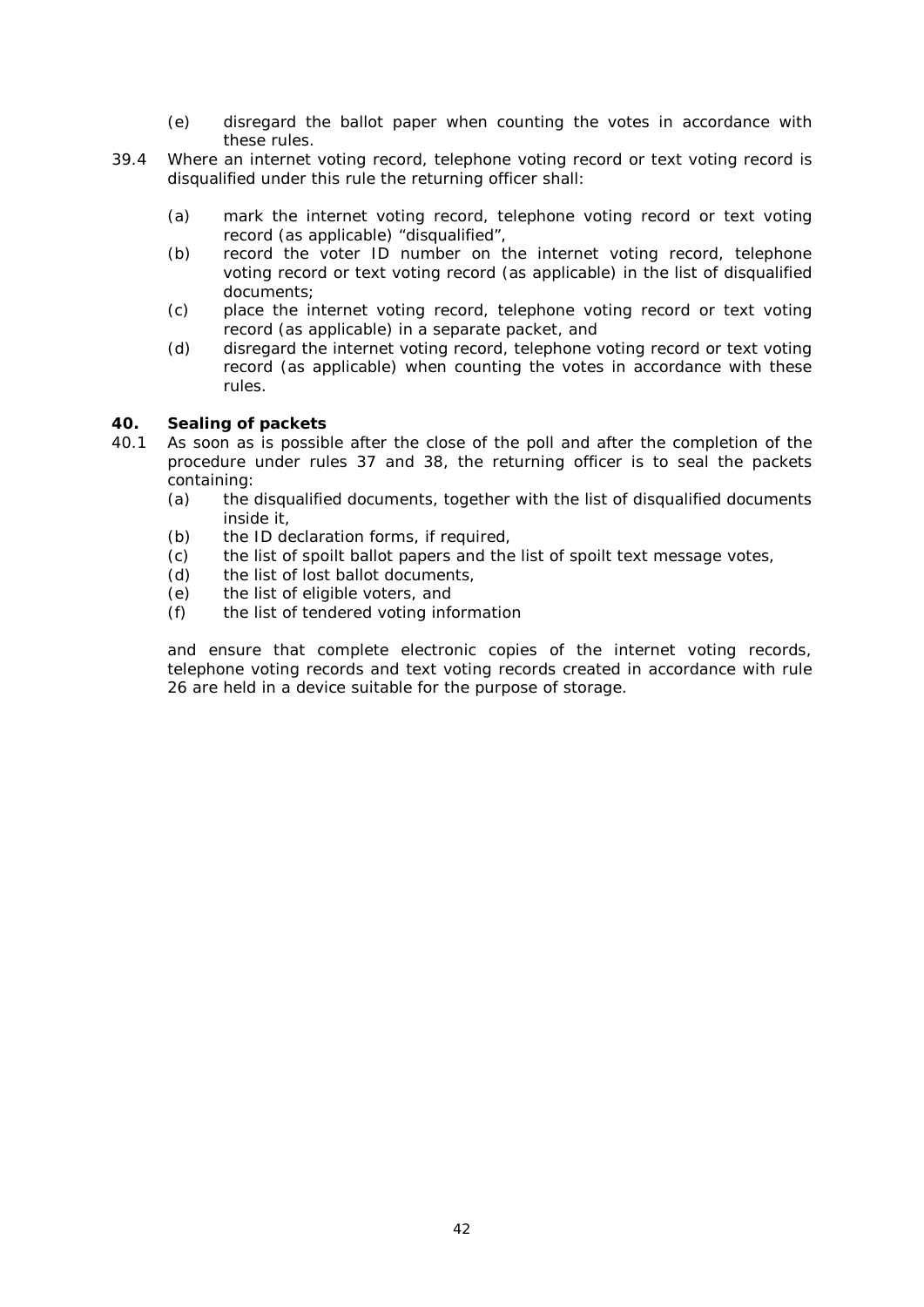(e) disregard the ballot paper when counting the votes in accordance with these rules.

39.4 Where an internet voting record, telephone voting record or text voting record is disqualified under this rule the returning officer shall:

(a) mark the internet voting record, telephone voting record or text voting record (as applicable) "disqualified",

(b) record the voter ID number on the internet voting record, telephone voting record or text voting record (as applicable) in the list of disqualified documents;

(c) place the internet voting record, telephone voting record or text voting record (as applicable) in a separate packet, and

(d) disregard the internet voting record, telephone voting record or text voting record (as applicable) when counting the votes in accordance with these rules.

**40. Sealing of packets**

40.1 As soon as is possible after the close of the poll and after the completion of the procedure under rules 37 and 38, the returning officer is to seal the packets containing:

(a) the disqualified documents, together with the list of disqualified documents inside it,

(b) the ID declaration forms, if required,

(c) the list of spoilt ballot papers and the list of spoilt text message votes,

(d) the list of lost ballot documents,

(e) the list of eligible voters, and

(f) the list of tendered voting information

and ensure that complete electronic copies of the internet voting records, telephone voting records and text voting records created in accordance with rule 26 are held in a device suitable for the purpose of storage.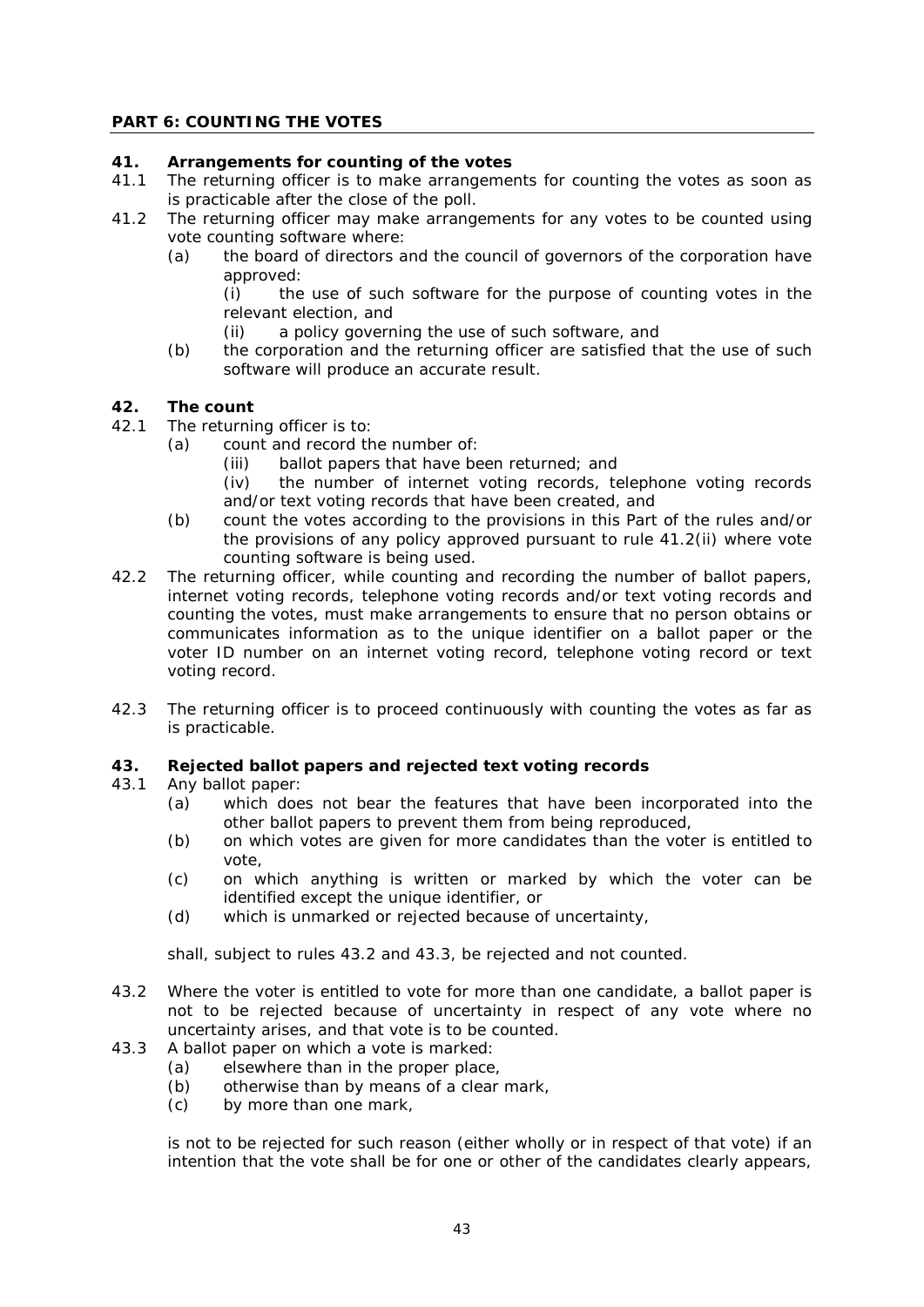## PART 6: COUNTING THE VOTES

### 41. Arrangements for counting of the votes

41.1 The returning officer is to make arrangements for counting the votes as soon as is practicable after the close of the poll.

41.2 The returning officer may make arrangements for any votes to be counted using vote counting software where:

- (a) the board of directors and the council of governors of the corporation have approved:
  - (i) the use of such software for the purpose of counting votes in the relevant election, and
  - (ii) a policy governing the use of such software, and
- (b) the corporation and the returning officer are satisfied that the use of such software will produce an accurate result.

### 42. The count

42.1 The returning officer is to:

- (a) count and record the number of:
  - (iii) ballot papers that have been returned; and
  - (iv) the number of internet voting records, telephone voting records and/or text voting records that have been created, and
- (b) count the votes according to the provisions in this Part of the rules and/or the provisions of any policy approved pursuant to rule 41.2(ii) where vote counting software is being used.

42.2 The returning officer, while counting and recording the number of ballot papers, internet voting records, telephone voting records and/or text voting records and counting the votes, must make arrangements to ensure that no person obtains or communicates information as to the unique identifier on a ballot paper or the voter ID number on an internet voting record, telephone voting record or text voting record.

42.3 The returning officer is to proceed continuously with counting the votes as far as is practicable.

### 43. Rejected ballot papers and rejected text voting records

43.1 Any ballot paper:

- (a) which does not bear the features that have been incorporated into the other ballot papers to prevent them from being reproduced,
- (b) on which votes are given for more candidates than the voter is entitled to vote,
- (c) on which anything is written or marked by which the voter can be identified except the unique identifier, or
- (d) which is unmarked or rejected because of uncertainty,

shall, subject to rules 43.2 and 43.3, be rejected and not counted.

43.2 Where the voter is entitled to vote for more than one candidate, a ballot paper is not to be rejected because of uncertainty in respect of any vote where no uncertainty arises, and that vote is to be counted.

43.3 A ballot paper on which a vote is marked:

- (a) elsewhere than in the proper place,
- (b) otherwise than by means of a clear mark,
- (c) by more than one mark,

is not to be rejected for such reason (either wholly or in respect of that vote) if an intention that the vote shall be for one or other of the candidates clearly appears,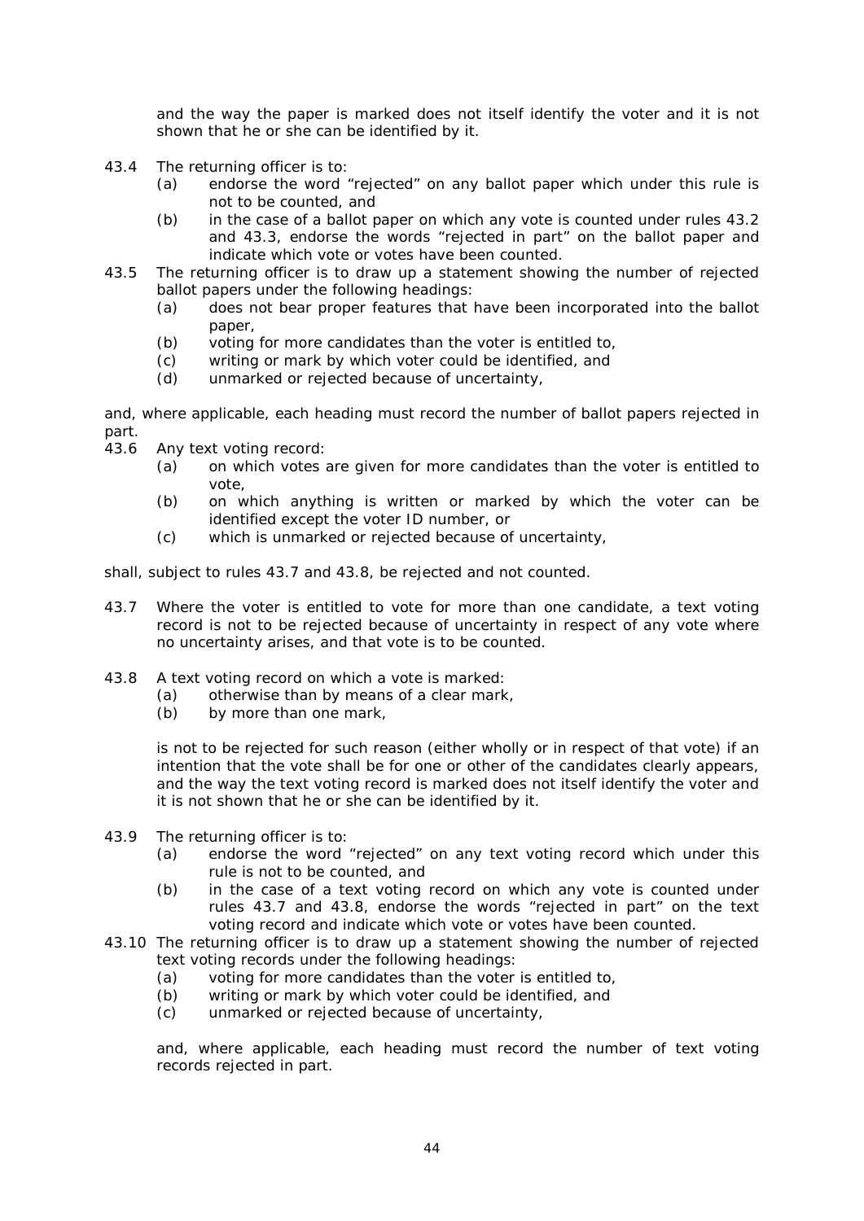and the way the paper is marked does not itself identify the voter and it is not shown that he or she can be identified by it.

43.4 The returning officer is to:

- (a) endorse the word "rejected" on any ballot paper which under this rule is not to be counted, and
- (b) in the case of a ballot paper on which any vote is counted under rules 43.2 and 43.3, endorse the words "rejected in part" on the ballot paper and indicate which vote or votes have been counted.

43.5 The returning officer is to draw up a statement showing the number of rejected ballot papers under the following headings:

- (a) does not bear proper features that have been incorporated into the ballot paper,
- (b) voting for more candidates than the voter is entitled to,
- (c) writing or mark by which voter could be identified, and
- (d) unmarked or rejected because of uncertainty,

and, where applicable, each heading must record the number of ballot papers rejected in part.

43.6 Any text voting record:

- (a) on which votes are given for more candidates than the voter is entitled to vote,
- (b) on which anything is written or marked by which the voter can be identified except the voter ID number, or
- (c) which is unmarked or rejected because of uncertainty,

shall, subject to rules 43.7 and 43.8, be rejected and not counted.

43.7 Where the voter is entitled to vote for more than one candidate, a text voting record is not to be rejected because of uncertainty in respect of any vote where no uncertainty arises, and that vote is to be counted.

43.8 A text voting record on which a vote is marked:

- (a) otherwise than by means of a clear mark,
- (b) by more than one mark,

is not to be rejected for such reason (either wholly or in respect of that vote) if an intention that the vote shall be for one or other of the candidates clearly appears, and the way the text voting record is marked does not itself identify the voter and it is not shown that he or she can be identified by it.

43.9 The returning officer is to:

- (a) endorse the word "rejected" on any text voting record which under this rule is not to be counted, and
- (b) in the case of a text voting record on which any vote is counted under rules 43.7 and 43.8, endorse the words "rejected in part" on the text voting record and indicate which vote or votes have been counted.

43.10 The returning officer is to draw up a statement showing the number of rejected text voting records under the following headings:

- (a) voting for more candidates than the voter is entitled to,
- (b) writing or mark by which voter could be identified, and
- (c) unmarked or rejected because of uncertainty,

and, where applicable, each heading must record the number of text voting records rejected in part.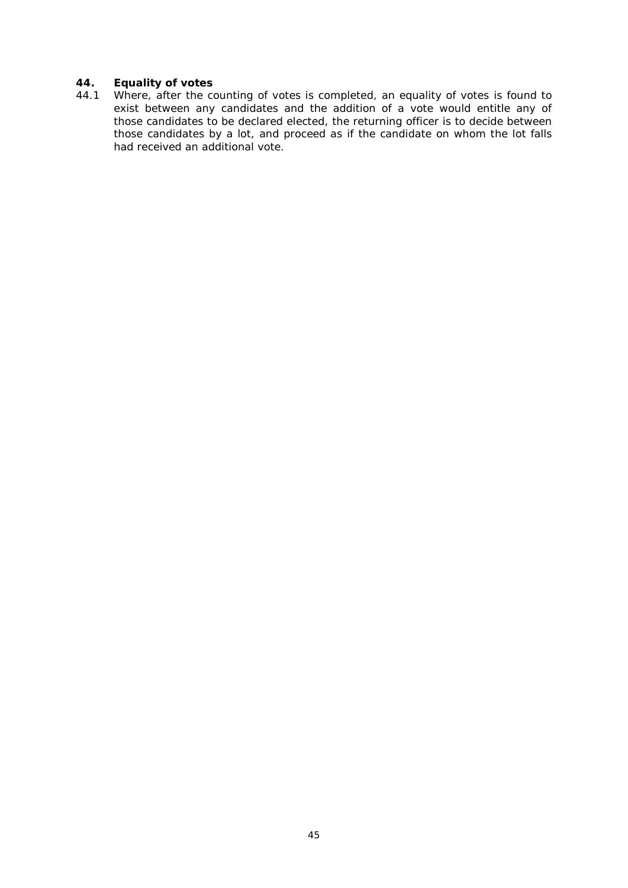## 44. Equality of votes

44.1 Where, after the counting of votes is completed, an equality of votes is found to exist between any candidates and the addition of a vote would entitle any of those candidates to be declared elected, the returning officer is to decide between those candidates by a lot, and proceed as if the candidate on whom the lot falls had received an additional vote.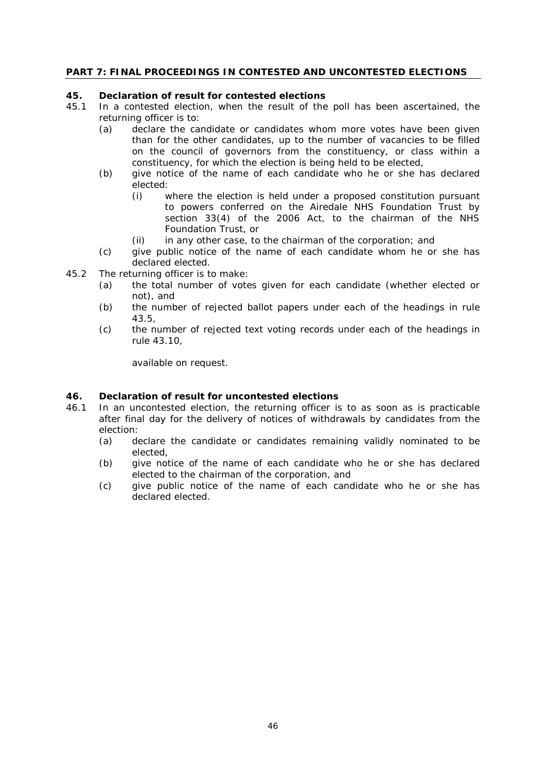## PART 7: FINAL PROCEEDINGS IN CONTESTED AND UNCONTESTED ELECTIONS

### 45. Declaration of result for contested elections

45.1 In a contested election, when the result of the poll has been ascertained, the returning officer is to:

- (a) declare the candidate or candidates whom more votes have been given than for the other candidates, up to the number of vacancies to be filled on the council of governors from the constituency, or class within a constituency, for which the election is being held to be elected,
- (b) give notice of the name of each candidate who he or she has declared elected:
  - (i) where the election is held under a proposed constitution pursuant to powers conferred on the Airedale NHS Foundation Trust by section 33(4) of the 2006 Act, to the chairman of the NHS Foundation Trust, or
  - (ii) in any other case, to the chairman of the corporation; and
- (c) give public notice of the name of each candidate whom he or she has declared elected.

45.2 The returning officer is to make:

- (a) the total number of votes given for each candidate (whether elected or not), and
- (b) the number of rejected ballot papers under each of the headings in rule 43.5,
- (c) the number of rejected text voting records under each of the headings in rule 43.10,

available on request.

### 46. Declaration of result for uncontested elections

46.1 In an uncontested election, the returning officer is to as soon as is practicable after final day for the delivery of notices of withdrawals by candidates from the election:

- (a) declare the candidate or candidates remaining validly nominated to be elected,
- (b) give notice of the name of each candidate who he or she has declared elected to the chairman of the corporation, and
- (c) give public notice of the name of each candidate who he or she has declared elected.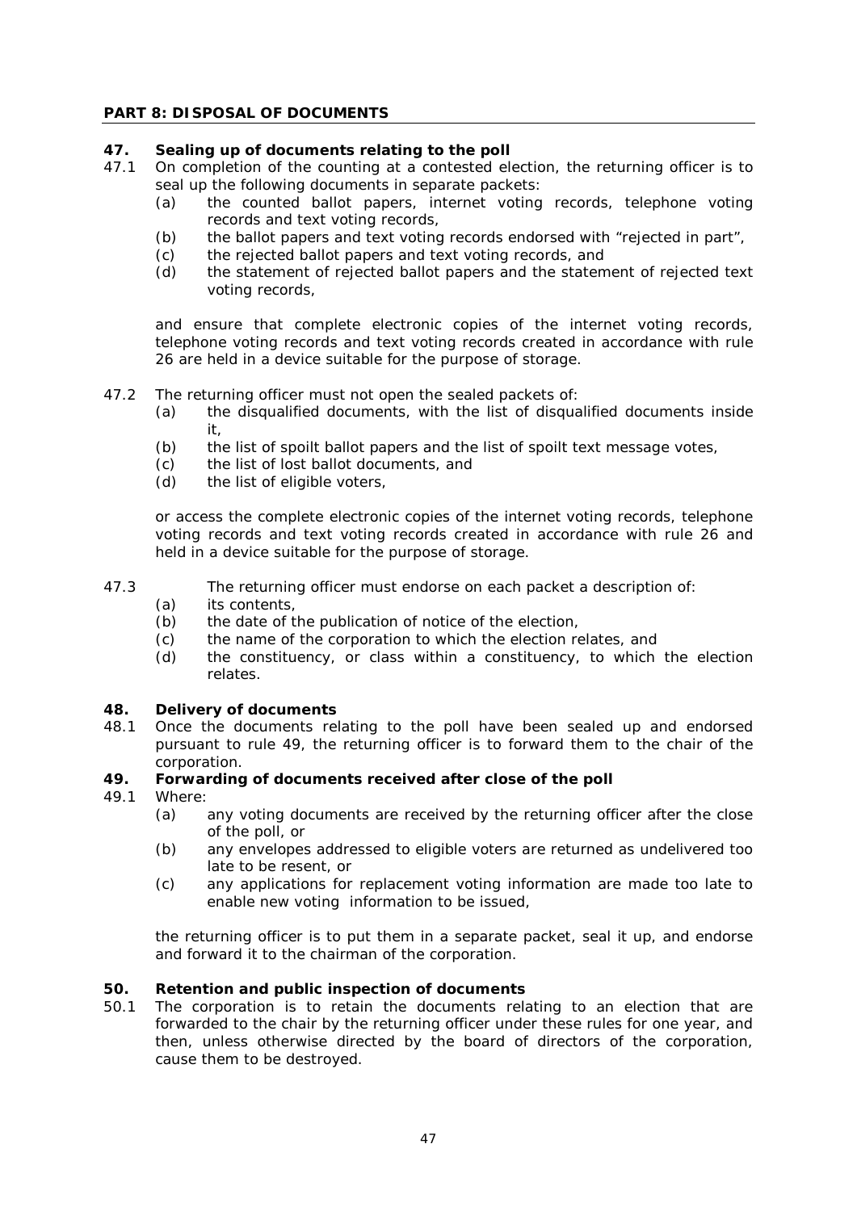## PART 8: DISPOSAL OF DOCUMENTS

### 47. Sealing up of documents relating to the poll

47.1 On completion of the counting at a contested election, the returning officer is to seal up the following documents in separate packets:

- (a) the counted ballot papers, internet voting records, telephone voting records and text voting records,
- (b) the ballot papers and text voting records endorsed with "rejected in part",
- (c) the rejected ballot papers and text voting records, and
- (d) the statement of rejected ballot papers and the statement of rejected text voting records,

and ensure that complete electronic copies of the internet voting records, telephone voting records and text voting records created in accordance with rule 26 are held in a device suitable for the purpose of storage.

47.2 The returning officer must not open the sealed packets of:

- (a) the disqualified documents, with the list of disqualified documents inside it,
- (b) the list of spoilt ballot papers and the list of spoilt text message votes,
- (c) the list of lost ballot documents, and
- (d) the list of eligible voters,

or access the complete electronic copies of the internet voting records, telephone voting records and text voting records created in accordance with rule 26 and held in a device suitable for the purpose of storage.

47.3 The returning officer must endorse on each packet a description of:

- (a) its contents,
- (b) the date of the publication of notice of the election,
- (c) the name of the corporation to which the election relates, and
- (d) the constituency, or class within a constituency, to which the election relates.

### 48. Delivery of documents

48.1 Once the documents relating to the poll have been sealed up and endorsed pursuant to rule 49, the returning officer is to forward them to the chair of the corporation.

### 49. Forwarding of documents received after close of the poll

49.1 Where:

- (a) any voting documents are received by the returning officer after the close of the poll, or
- (b) any envelopes addressed to eligible voters are returned as undelivered too late to be resent, or
- (c) any applications for replacement voting information are made too late to enable new voting information to be issued,

the returning officer is to put them in a separate packet, seal it up, and endorse and forward it to the chairman of the corporation.

### 50. Retention and public inspection of documents

50.1 The corporation is to retain the documents relating to an election that are forwarded to the chair by the returning officer under these rules for one year, and then, unless otherwise directed by the board of directors of the corporation, cause them to be destroyed.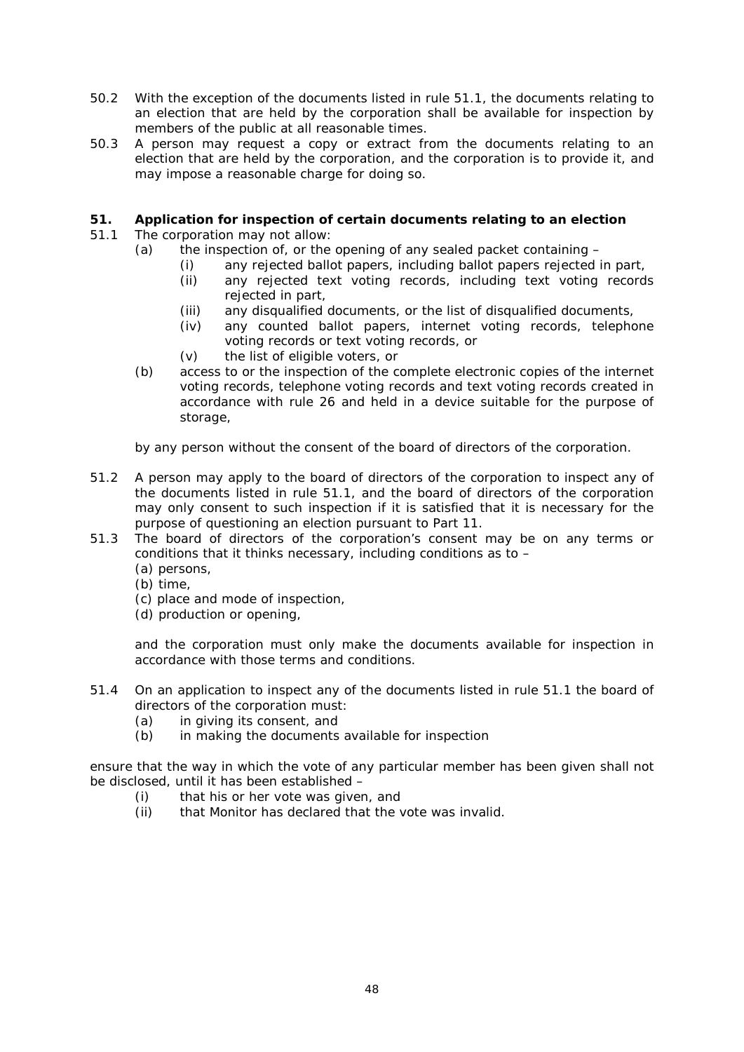50.2 With the exception of the documents listed in rule 51.1, the documents relating to an election that are held by the corporation shall be available for inspection by members of the public at all reasonable times.

50.3 A person may request a copy or extract from the documents relating to an election that are held by the corporation, and the corporation is to provide it, and may impose a reasonable charge for doing so.

**51. Application for inspection of certain documents relating to an election**

51.1 The corporation may not allow:

- (a) the inspection of, or the opening of any sealed packet containing –
  - (i) any rejected ballot papers, including ballot papers rejected in part,
  - (ii) any rejected text voting records, including text voting records rejected in part,
  - (iii) any disqualified documents, or the list of disqualified documents,
  - (iv) any counted ballot papers, internet voting records, telephone voting records or text voting records, or
  - (v) the list of eligible voters, or
- (b) access to or the inspection of the complete electronic copies of the internet voting records, telephone voting records and text voting records created in accordance with rule 26 and held in a device suitable for the purpose of storage,

by any person without the consent of the board of directors of the corporation.

51.2 A person may apply to the board of directors of the corporation to inspect any of the documents listed in rule 51.1, and the board of directors of the corporation may only consent to such inspection if it is satisfied that it is necessary for the purpose of questioning an election pursuant to Part 11.

51.3 The board of directors of the corporation's consent may be on any terms or conditions that it thinks necessary, including conditions as to –

(a) persons,
(b) time,
(c) place and mode of inspection,
(d) production or opening,

and the corporation must only make the documents available for inspection in accordance with those terms and conditions.

51.4 On an application to inspect any of the documents listed in rule 51.1 the board of directors of the corporation must:

- (a) in giving its consent, and
- (b) in making the documents available for inspection

ensure that the way in which the vote of any particular member has been given shall not be disclosed, until it has been established –

- (i) that his or her vote was given, and
- (ii) that Monitor has declared that the vote was invalid.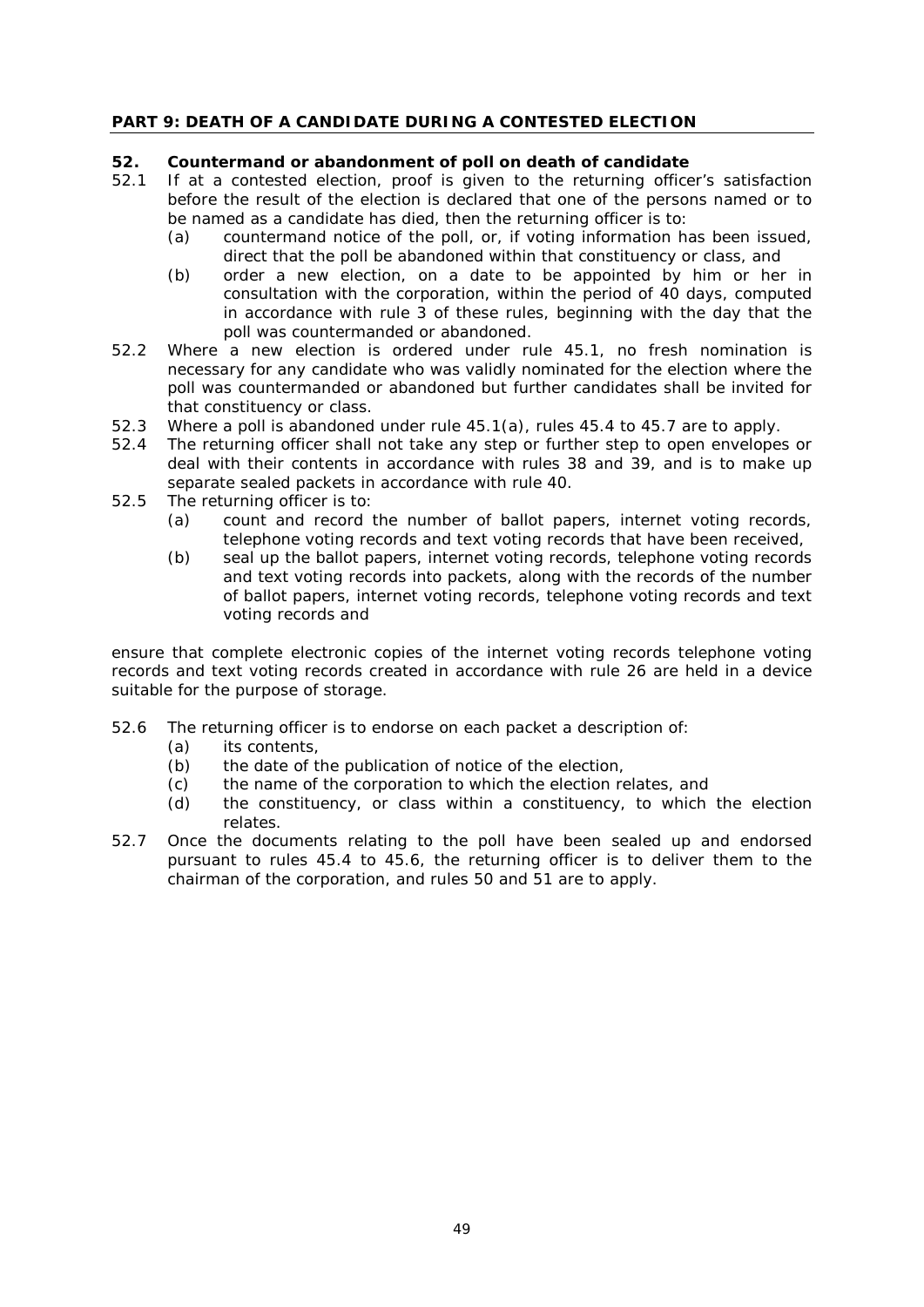## PART 9: DEATH OF A CANDIDATE DURING A CONTESTED ELECTION

### 52. Countermand or abandonment of poll on death of candidate

52.1 If at a contested election, proof is given to the returning officer's satisfaction before the result of the election is declared that one of the persons named or to be named as a candidate has died, then the returning officer is to:

- (a) countermand notice of the poll, or, if voting information has been issued, direct that the poll be abandoned within that constituency or class, and
- (b) order a new election, on a date to be appointed by him or her in consultation with the corporation, within the period of 40 days, computed in accordance with rule 3 of these rules, beginning with the day that the poll was countermanded or abandoned.

52.2 Where a new election is ordered under rule 45.1, no fresh nomination is necessary for any candidate who was validly nominated for the election where the poll was countermanded or abandoned but further candidates shall be invited for that constituency or class.

52.3 Where a poll is abandoned under rule 45.1(a), rules 45.4 to 45.7 are to apply.

52.4 The returning officer shall not take any step or further step to open envelopes or deal with their contents in accordance with rules 38 and 39, and is to make up separate sealed packets in accordance with rule 40.

52.5 The returning officer is to:

- (a) count and record the number of ballot papers, internet voting records, telephone voting records and text voting records that have been received,
- (b) seal up the ballot papers, internet voting records, telephone voting records and text voting records into packets, along with the records of the number of ballot papers, internet voting records, telephone voting records and text voting records and

ensure that complete electronic copies of the internet voting records telephone voting records and text voting records created in accordance with rule 26 are held in a device suitable for the purpose of storage.

52.6 The returning officer is to endorse on each packet a description of:

- (a) its contents,
- (b) the date of the publication of notice of the election,
- (c) the name of the corporation to which the election relates, and
- (d) the constituency, or class within a constituency, to which the election relates.

52.7 Once the documents relating to the poll have been sealed up and endorsed pursuant to rules 45.4 to 45.6, the returning officer is to deliver them to the chairman of the corporation, and rules 50 and 51 are to apply.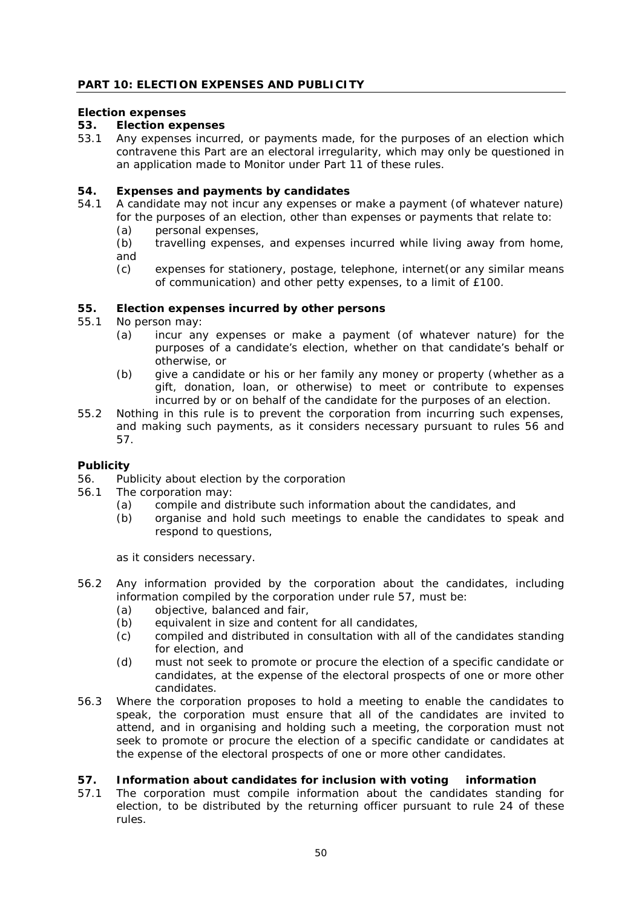## PART 10: ELECTION EXPENSES AND PUBLICITY

### Election expenses

**53. Election expenses**

53.1 Any expenses incurred, or payments made, for the purposes of an election which contravene this Part are an electoral irregularity, which may only be questioned in an application made to Monitor under Part 11 of these rules.

**54. Expenses and payments by candidates**

54.1 A candidate may not incur any expenses or make a payment (of whatever nature) for the purposes of an election, other than expenses or payments that relate to:

- (a) personal expenses,
- (b) travelling expenses, and expenses incurred while living away from home, and
- (c) expenses for stationery, postage, telephone, internet(or any similar means of communication) and other petty expenses, to a limit of £100.

**55. Election expenses incurred by other persons**

55.1 No person may:

- (a) incur any expenses or make a payment (of whatever nature) for the purposes of a candidate's election, whether on that candidate's behalf or otherwise, or
- (b) give a candidate or his or her family any money or property (whether as a gift, donation, loan, or otherwise) to meet or contribute to expenses incurred by or on behalf of the candidate for the purposes of an election.

55.2 Nothing in this rule is to prevent the corporation from incurring such expenses, and making such payments, as it considers necessary pursuant to rules 56 and 57.

### Publicity

56. Publicity about election by the corporation

56.1 The corporation may:

- (a) compile and distribute such information about the candidates, and
- (b) organise and hold such meetings to enable the candidates to speak and respond to questions,

as it considers necessary.

56.2 Any information provided by the corporation about the candidates, including information compiled by the corporation under rule 57, must be:

- (a) objective, balanced and fair,
- (b) equivalent in size and content for all candidates,
- (c) compiled and distributed in consultation with all of the candidates standing for election, and
- (d) must not seek to promote or procure the election of a specific candidate or candidates, at the expense of the electoral prospects of one or more other candidates.

56.3 Where the corporation proposes to hold a meeting to enable the candidates to speak, the corporation must ensure that all of the candidates are invited to attend, and in organising and holding such a meeting, the corporation must not seek to promote or procure the election of a specific candidate or candidates at the expense of the electoral prospects of one or more other candidates.

**57. Information about candidates for inclusion with voting information**

57.1 The corporation must compile information about the candidates standing for election, to be distributed by the returning officer pursuant to rule 24 of these rules.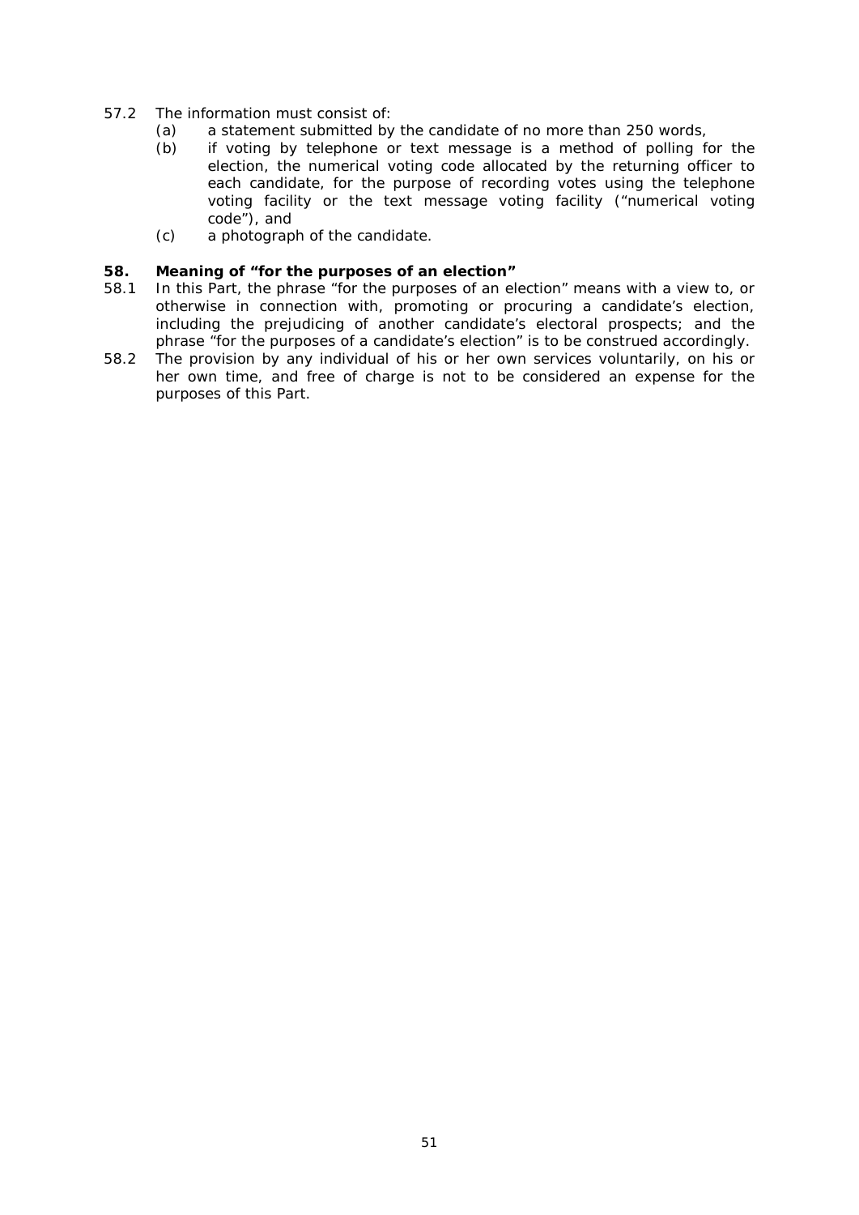57.2 The information must consist of:

(a) a statement submitted by the candidate of no more than 250 words,

(b) if voting by telephone or text message is a method of polling for the election, the numerical voting code allocated by the returning officer to each candidate, for the purpose of recording votes using the telephone voting facility or the text message voting facility ("numerical voting code"), and

(c) a photograph of the candidate.

### 58. Meaning of "for the purposes of an election"

58.1 In this Part, the phrase "for the purposes of an election" means with a view to, or otherwise in connection with, promoting or procuring a candidate's election, including the prejudicing of another candidate's electoral prospects; and the phrase "for the purposes of a candidate's election" is to be construed accordingly.

58.2 The provision by any individual of his or her own services voluntarily, on his or her own time, and free of charge is not to be considered an expense for the purposes of this Part.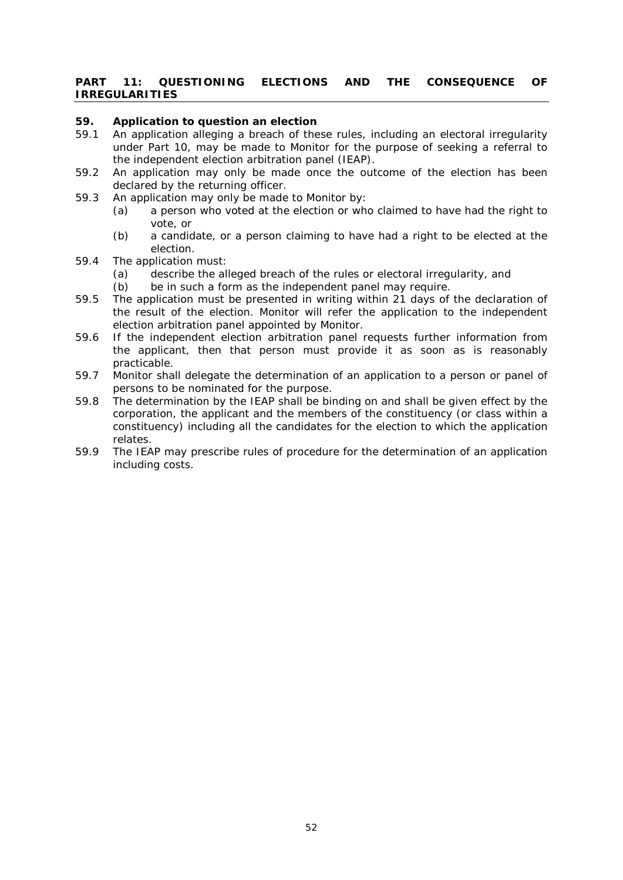## PART 11: QUESTIONING ELECTIONS AND THE CONSEQUENCE OF IRREGULARITIES

### 59. Application to question an election

59.1 An application alleging a breach of these rules, including an electoral irregularity under Part 10, may be made to Monitor for the purpose of seeking a referral to the independent election arbitration panel (IEAP).

59.2 An application may only be made once the outcome of the election has been declared by the returning officer.

59.3 An application may only be made to Monitor by:

- (a) a person who voted at the election or who claimed to have had the right to vote, or
- (b) a candidate, or a person claiming to have had a right to be elected at the election.

59.4 The application must:

- (a) describe the alleged breach of the rules or electoral irregularity, and
- (b) be in such a form as the independent panel may require.

59.5 The application must be presented in writing within 21 days of the declaration of the result of the election. Monitor will refer the application to the independent election arbitration panel appointed by Monitor.

59.6 If the independent election arbitration panel requests further information from the applicant, then that person must provide it as soon as is reasonably practicable.

59.7 Monitor shall delegate the determination of an application to a person or panel of persons to be nominated for the purpose.

59.8 The determination by the IEAP shall be binding on and shall be given effect by the corporation, the applicant and the members of the constituency (or class within a constituency) including all the candidates for the election to which the application relates.

59.9 The IEAP may prescribe rules of procedure for the determination of an application including costs.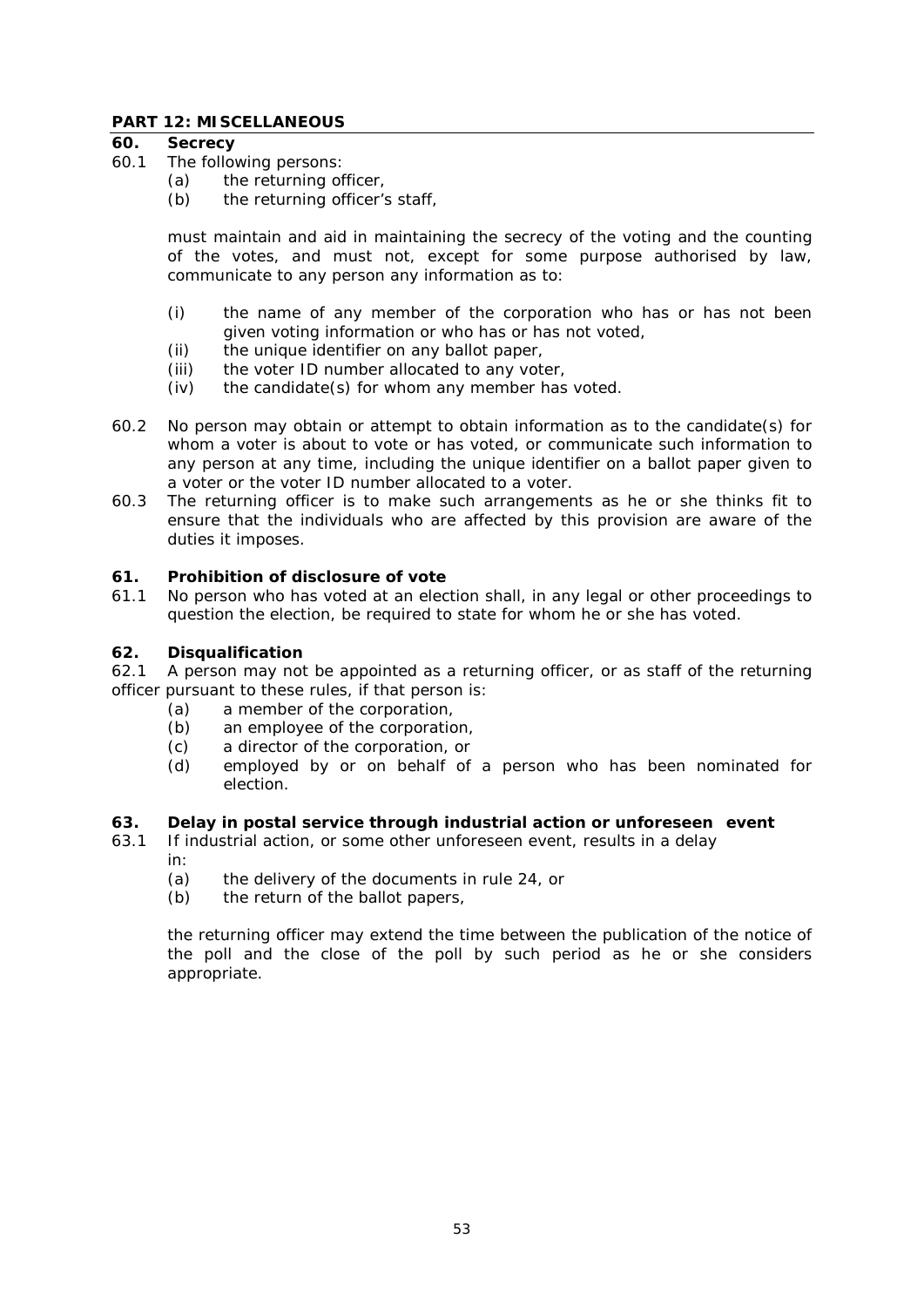## PART 12: MISCELLANEOUS

### 60. Secrecy

60.1 The following persons:

   (a) the returning officer,
   (b) the returning officer's staff,

   must maintain and aid in maintaining the secrecy of the voting and the counting of the votes, and must not, except for some purpose authorised by law, communicate to any person any information as to:

   (i) the name of any member of the corporation who has or has not been given voting information or who has or has not voted,
   (ii) the unique identifier on any ballot paper,
   (iii) the voter ID number allocated to any voter,
   (iv) the candidate(s) for whom any member has voted.

60.2 No person may obtain or attempt to obtain information as to the candidate(s) for whom a voter is about to vote or has voted, or communicate such information to any person at any time, including the unique identifier on a ballot paper given to a voter or the voter ID number allocated to a voter.

60.3 The returning officer is to make such arrangements as he or she thinks fit to ensure that the individuals who are affected by this provision are aware of the duties it imposes.

### 61. Prohibition of disclosure of vote

61.1 No person who has voted at an election shall, in any legal or other proceedings to question the election, be required to state for whom he or she has voted.

### 62. Disqualification

62.1 A person may not be appointed as a returning officer, or as staff of the returning officer pursuant to these rules, if that person is:

   (a) a member of the corporation,
   (b) an employee of the corporation,
   (c) a director of the corporation, or
   (d) employed by or on behalf of a person who has been nominated for election.

### 63. Delay in postal service through industrial action or unforeseen event

63.1 If industrial action, or some other unforeseen event, results in a delay in:

   (a) the delivery of the documents in rule 24, or
   (b) the return of the ballot papers,

   the returning officer may extend the time between the publication of the notice of the poll and the close of the poll by such period as he or she considers appropriate.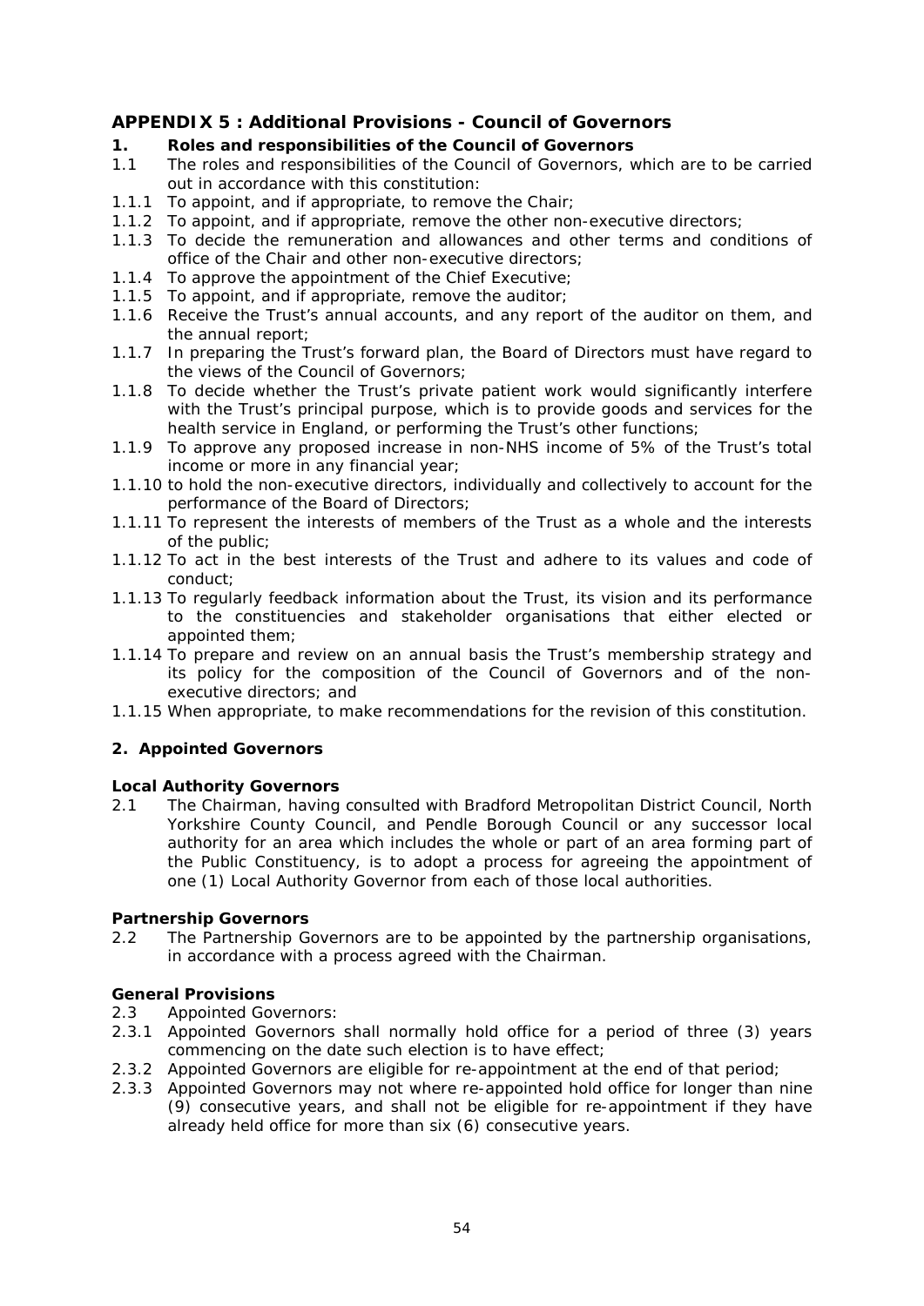## APPENDIX 5 : Additional Provisions - Council of Governors

### 1. Roles and responsibilities of the Council of Governors

1.1 The roles and responsibilities of the Council of Governors, which are to be carried out in accordance with this constitution:

1.1.1 To appoint, and if appropriate, to remove the Chair;

1.1.2 To appoint, and if appropriate, remove the other non-executive directors;

1.1.3 To decide the remuneration and allowances and other terms and conditions of office of the Chair and other non-executive directors;

1.1.4 To approve the appointment of the Chief Executive;

1.1.5 To appoint, and if appropriate, remove the auditor;

1.1.6 Receive the Trust's annual accounts, and any report of the auditor on them, and the annual report;

1.1.7 In preparing the Trust's forward plan, the Board of Directors must have regard to the views of the Council of Governors;

1.1.8 To decide whether the Trust's private patient work would significantly interfere with the Trust's principal purpose, which is to provide goods and services for the health service in England, or performing the Trust's other functions;

1.1.9 To approve any proposed increase in non-NHS income of 5% of the Trust's total income or more in any financial year;

1.1.10 to hold the non-executive directors, individually and collectively to account for the performance of the Board of Directors;

1.1.11 To represent the interests of members of the Trust as a whole and the interests of the public;

1.1.12 To act in the best interests of the Trust and adhere to its values and code of conduct;

1.1.13 To regularly feedback information about the Trust, its vision and its performance to the constituencies and stakeholder organisations that either elected or appointed them;

1.1.14 To prepare and review on an annual basis the Trust's membership strategy and its policy for the composition of the Council of Governors and of the non-executive directors; and

1.1.15 When appropriate, to make recommendations for the revision of this constitution.

### 2. Appointed Governors

**Local Authority Governors**

2.1 The Chairman, having consulted with Bradford Metropolitan District Council, North Yorkshire County Council, and Pendle Borough Council or any successor local authority for an area which includes the whole or part of an area forming part of the Public Constituency, is to adopt a process for agreeing the appointment of one (1) Local Authority Governor from each of those local authorities.

**Partnership Governors**

2.2 The Partnership Governors are to be appointed by the partnership organisations, in accordance with a process agreed with the Chairman.

**General Provisions**

2.3 Appointed Governors:

2.3.1 Appointed Governors shall normally hold office for a period of three (3) years commencing on the date such election is to have effect;

2.3.2 Appointed Governors are eligible for re-appointment at the end of that period;

2.3.3 Appointed Governors may not where re-appointed hold office for longer than nine (9) consecutive years, and shall not be eligible for re-appointment if they have already held office for more than six (6) consecutive years.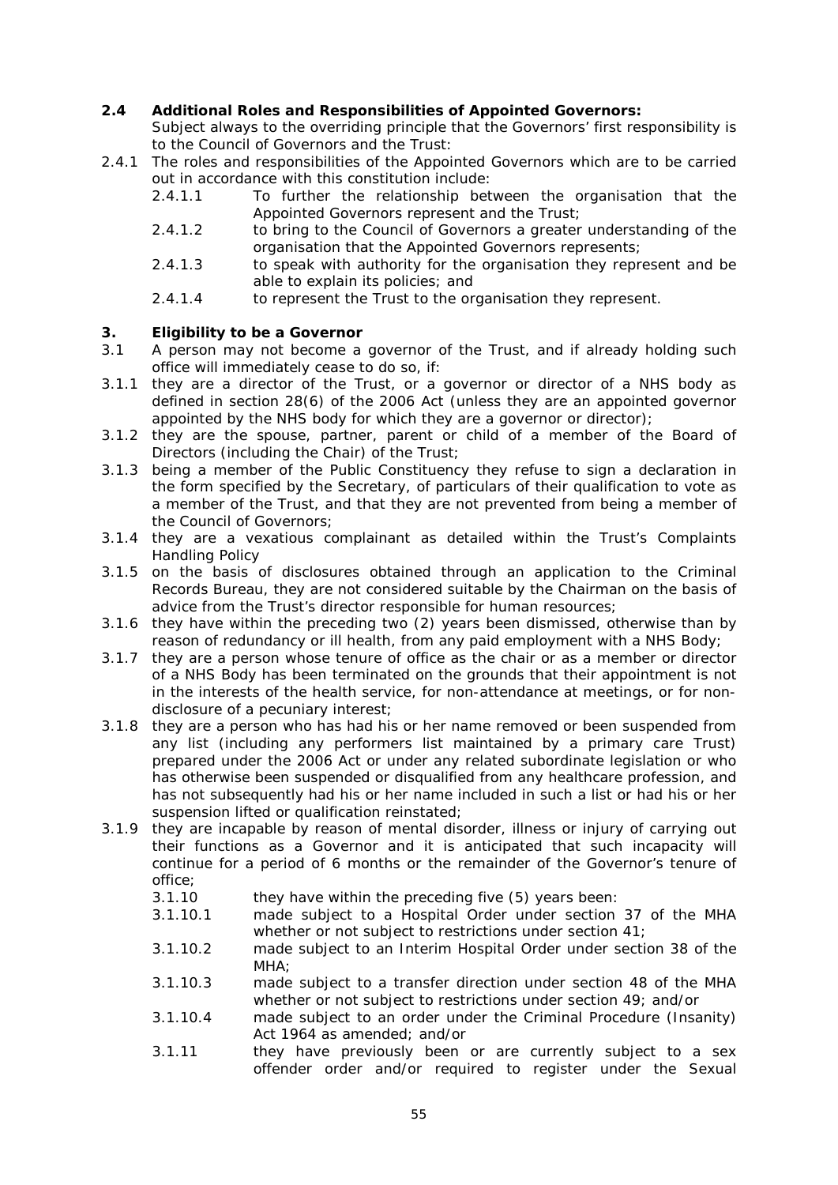**2.4 Additional Roles and Responsibilities of Appointed Governors:**

Subject always to the overriding principle that the Governors' first responsibility is to the Council of Governors and the Trust:

2.4.1 The roles and responsibilities of the Appointed Governors which are to be carried out in accordance with this constitution include:

- 2.4.1.1 To further the relationship between the organisation that the Appointed Governors represent and the Trust;
- 2.4.1.2 to bring to the Council of Governors a greater understanding of the organisation that the Appointed Governors represents;
- 2.4.1.3 to speak with authority for the organisation they represent and be able to explain its policies; and
- 2.4.1.4 to represent the Trust to the organisation they represent.

## 3. Eligibility to be a Governor

3.1 A person may not become a governor of the Trust, and if already holding such office will immediately cease to do so, if:

3.1.1 they are a director of the Trust, or a governor or director of a NHS body as defined in section 28(6) of the 2006 Act (unless they are an appointed governor appointed by the NHS body for which they are a governor or director);

3.1.2 they are the spouse, partner, parent or child of a member of the Board of Directors (including the Chair) of the Trust;

3.1.3 being a member of the Public Constituency they refuse to sign a declaration in the form specified by the Secretary, of particulars of their qualification to vote as a member of the Trust, and that they are not prevented from being a member of the Council of Governors;

3.1.4 they are a vexatious complainant as detailed within the Trust's Complaints Handling Policy

3.1.5 on the basis of disclosures obtained through an application to the Criminal Records Bureau, they are not considered suitable by the Chairman on the basis of advice from the Trust's director responsible for human resources;

3.1.6 they have within the preceding two (2) years been dismissed, otherwise than by reason of redundancy or ill health, from any paid employment with a NHS Body;

3.1.7 they are a person whose tenure of office as the chair or as a member or director of a NHS Body has been terminated on the grounds that their appointment is not in the interests of the health service, for non-attendance at meetings, or for non-disclosure of a pecuniary interest;

3.1.8 they are a person who has had his or her name removed or been suspended from any list (including any performers list maintained by a primary care Trust) prepared under the 2006 Act or under any related subordinate legislation or who has otherwise been suspended or disqualified from any healthcare profession, and has not subsequently had his or her name included in such a list or had his or her suspension lifted or qualification reinstated;

3.1.9 they are incapable by reason of mental disorder, illness or injury of carrying out their functions as a Governor and it is anticipated that such incapacity will continue for a period of 6 months or the remainder of the Governor's tenure of office;

- 3.1.10 they have within the preceding five (5) years been:
- 3.1.10.1 made subject to a Hospital Order under section 37 of the MHA whether or not subject to restrictions under section 41;
- 3.1.10.2 made subject to an Interim Hospital Order under section 38 of the MHA;
- 3.1.10.3 made subject to a transfer direction under section 48 of the MHA whether or not subject to restrictions under section 49; and/or
- 3.1.10.4 made subject to an order under the Criminal Procedure (Insanity) Act 1964 as amended; and/or
- 3.1.11 they have previously been or are currently subject to a sex offender order and/or required to register under the Sexual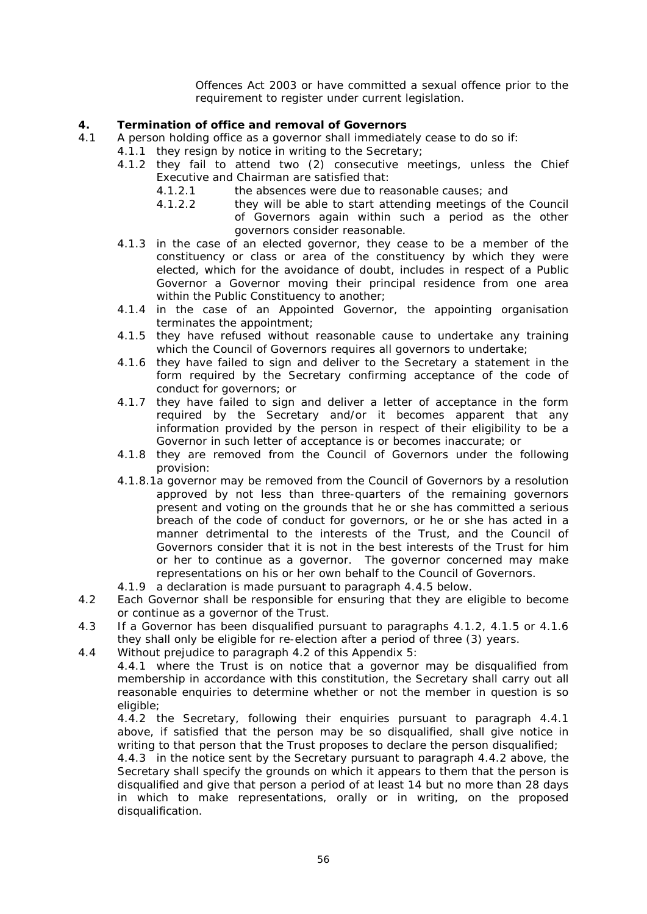Offences Act 2003 or have committed a sexual offence prior to the requirement to register under current legislation.

**4. Termination of office and removal of Governors**

4.1 A person holding office as a governor shall immediately cease to do so if:

4.1.1 they resign by notice in writing to the Secretary;

4.1.2 they fail to attend two (2) consecutive meetings, unless the Chief Executive and Chairman are satisfied that:

4.1.2.1 the absences were due to reasonable causes; and

4.1.2.2 they will be able to start attending meetings of the Council of Governors again within such a period as the other governors consider reasonable.

4.1.3 in the case of an elected governor, they cease to be a member of the constituency or class or area of the constituency by which they were elected, which for the avoidance of doubt, includes in respect of a Public Governor a Governor moving their principal residence from one area within the Public Constituency to another;

4.1.4 in the case of an Appointed Governor, the appointing organisation terminates the appointment;

4.1.5 they have refused without reasonable cause to undertake any training which the Council of Governors requires all governors to undertake;

4.1.6 they have failed to sign and deliver to the Secretary a statement in the form required by the Secretary confirming acceptance of the code of conduct for governors; or

4.1.7 they have failed to sign and deliver a letter of acceptance in the form required by the Secretary and/or it becomes apparent that any information provided by the person in respect of their eligibility to be a Governor in such letter of acceptance is or becomes inaccurate; or

4.1.8 they are removed from the Council of Governors under the following provision:

4.1.8.1 a governor may be removed from the Council of Governors by a resolution approved by not less than three-quarters of the remaining governors present and voting on the grounds that he or she has committed a serious breach of the code of conduct for governors, or he or she has acted in a manner detrimental to the interests of the Trust, and the Council of Governors consider that it is not in the best interests of the Trust for him or her to continue as a governor. The governor concerned may make representations on his or her own behalf to the Council of Governors.

4.1.9 a declaration is made pursuant to paragraph 4.4.5 below.

4.2 Each Governor shall be responsible for ensuring that they are eligible to become or continue as a governor of the Trust.

4.3 If a Governor has been disqualified pursuant to paragraphs 4.1.2, 4.1.5 or 4.1.6 they shall only be eligible for re-election after a period of three (3) years.

4.4 Without prejudice to paragraph 4.2 of this Appendix 5:

4.4.1 where the Trust is on notice that a governor may be disqualified from membership in accordance with this constitution, the Secretary shall carry out all reasonable enquiries to determine whether or not the member in question is so eligible;

4.4.2 the Secretary, following their enquiries pursuant to paragraph 4.4.1 above, if satisfied that the person may be so disqualified, shall give notice in writing to that person that the Trust proposes to declare the person disqualified;

4.4.3 in the notice sent by the Secretary pursuant to paragraph 4.4.2 above, the Secretary shall specify the grounds on which it appears to them that the person is disqualified and give that person a period of at least 14 but no more than 28 days in which to make representations, orally or in writing, on the proposed disqualification.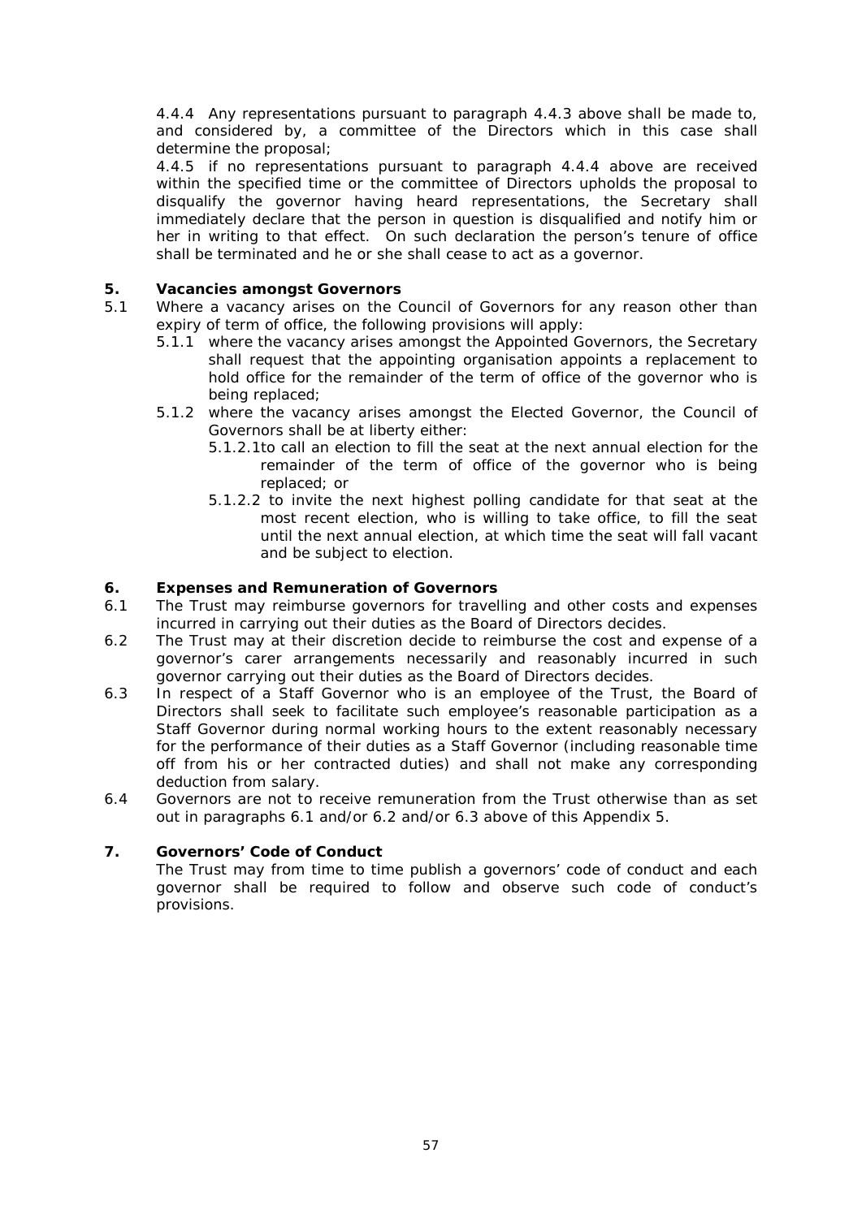4.4.4 Any representations pursuant to paragraph 4.4.3 above shall be made to, and considered by, a committee of the Directors which in this case shall determine the proposal;

4.4.5 if no representations pursuant to paragraph 4.4.4 above are received within the specified time or the committee of Directors upholds the proposal to disqualify the governor having heard representations, the Secretary shall immediately declare that the person in question is disqualified and notify him or her in writing to that effect. On such declaration the person's tenure of office shall be terminated and he or she shall cease to act as a governor.

## 5. Vacancies amongst Governors

5.1 Where a vacancy arises on the Council of Governors for any reason other than expiry of term of office, the following provisions will apply:

- 5.1.1 where the vacancy arises amongst the Appointed Governors, the Secretary shall request that the appointing organisation appoints a replacement to hold office for the remainder of the term of office of the governor who is being replaced;
- 5.1.2 where the vacancy arises amongst the Elected Governor, the Council of Governors shall be at liberty either:
  - 5.1.2.1to call an election to fill the seat at the next annual election for the remainder of the term of office of the governor who is being replaced; or
  - 5.1.2.2 to invite the next highest polling candidate for that seat at the most recent election, who is willing to take office, to fill the seat until the next annual election, at which time the seat will fall vacant and be subject to election.

## 6. Expenses and Remuneration of Governors

6.1 The Trust may reimburse governors for travelling and other costs and expenses incurred in carrying out their duties as the Board of Directors decides.

6.2 The Trust may at their discretion decide to reimburse the cost and expense of a governor's carer arrangements necessarily and reasonably incurred in such governor carrying out their duties as the Board of Directors decides.

6.3 In respect of a Staff Governor who is an employee of the Trust, the Board of Directors shall seek to facilitate such employee's reasonable participation as a Staff Governor during normal working hours to the extent reasonably necessary for the performance of their duties as a Staff Governor (including reasonable time off from his or her contracted duties) and shall not make any corresponding deduction from salary.

6.4 Governors are not to receive remuneration from the Trust otherwise than as set out in paragraphs 6.1 and/or 6.2 and/or 6.3 above of this Appendix 5.

## 7. Governors' Code of Conduct

The Trust may from time to time publish a governors' code of conduct and each governor shall be required to follow and observe such code of conduct's provisions.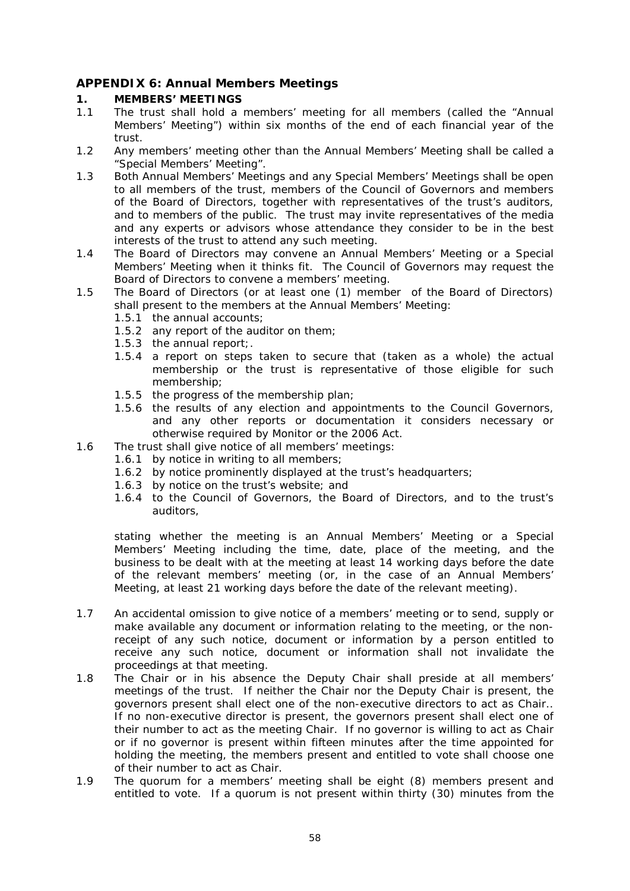## APPENDIX 6: Annual Members Meetings

### 1. MEMBERS' MEETINGS

1.1 The trust shall hold a members' meeting for all members (called the "Annual Members' Meeting") within six months of the end of each financial year of the trust.

1.2 Any members' meeting other than the Annual Members' Meeting shall be called a "Special Members' Meeting".

1.3 Both Annual Members' Meetings and any Special Members' Meetings shall be open to all members of the trust, members of the Council of Governors and members of the Board of Directors, together with representatives of the trust's auditors, and to members of the public. The trust may invite representatives of the media and any experts or advisors whose attendance they consider to be in the best interests of the trust to attend any such meeting.

1.4 The Board of Directors may convene an Annual Members' Meeting or a Special Members' Meeting when it thinks fit. The Council of Governors may request the Board of Directors to convene a members' meeting.

1.5 The Board of Directors (or at least one (1) member of the Board of Directors) shall present to the members at the Annual Members' Meeting:

- 1.5.1 the annual accounts;
- 1.5.2 any report of the auditor on them;
- 1.5.3 the annual report;.
- 1.5.4 a report on steps taken to secure that (taken as a whole) the actual membership or the trust is representative of those eligible for such membership;
- 1.5.5 the progress of the membership plan;
- 1.5.6 the results of any election and appointments to the Council Governors, and any other reports or documentation it considers necessary or otherwise required by Monitor or the 2006 Act.

1.6 The trust shall give notice of all members' meetings:

- 1.6.1 by notice in writing to all members;
- 1.6.2 by notice prominently displayed at the trust's headquarters;
- 1.6.3 by notice on the trust's website; and
- 1.6.4 to the Council of Governors, the Board of Directors, and to the trust's auditors,

stating whether the meeting is an Annual Members' Meeting or a Special Members' Meeting including the time, date, place of the meeting, and the business to be dealt with at the meeting at least 14 working days before the date of the relevant members' meeting (or, in the case of an Annual Members' Meeting, at least 21 working days before the date of the relevant meeting).

1.7 An accidental omission to give notice of a members' meeting or to send, supply or make available any document or information relating to the meeting, or the non-receipt of any such notice, document or information by a person entitled to receive any such notice, document or information shall not invalidate the proceedings at that meeting.

1.8 The Chair or in his absence the Deputy Chair shall preside at all members' meetings of the trust. If neither the Chair nor the Deputy Chair is present, the governors present shall elect one of the non-executive directors to act as Chair.. If no non-executive director is present, the governors present shall elect one of their number to act as the meeting Chair. If no governor is willing to act as Chair or if no governor is present within fifteen minutes after the time appointed for holding the meeting, the members present and entitled to vote shall choose one of their number to act as Chair.

1.9 The quorum for a members' meeting shall be eight (8) members present and entitled to vote. If a quorum is not present within thirty (30) minutes from the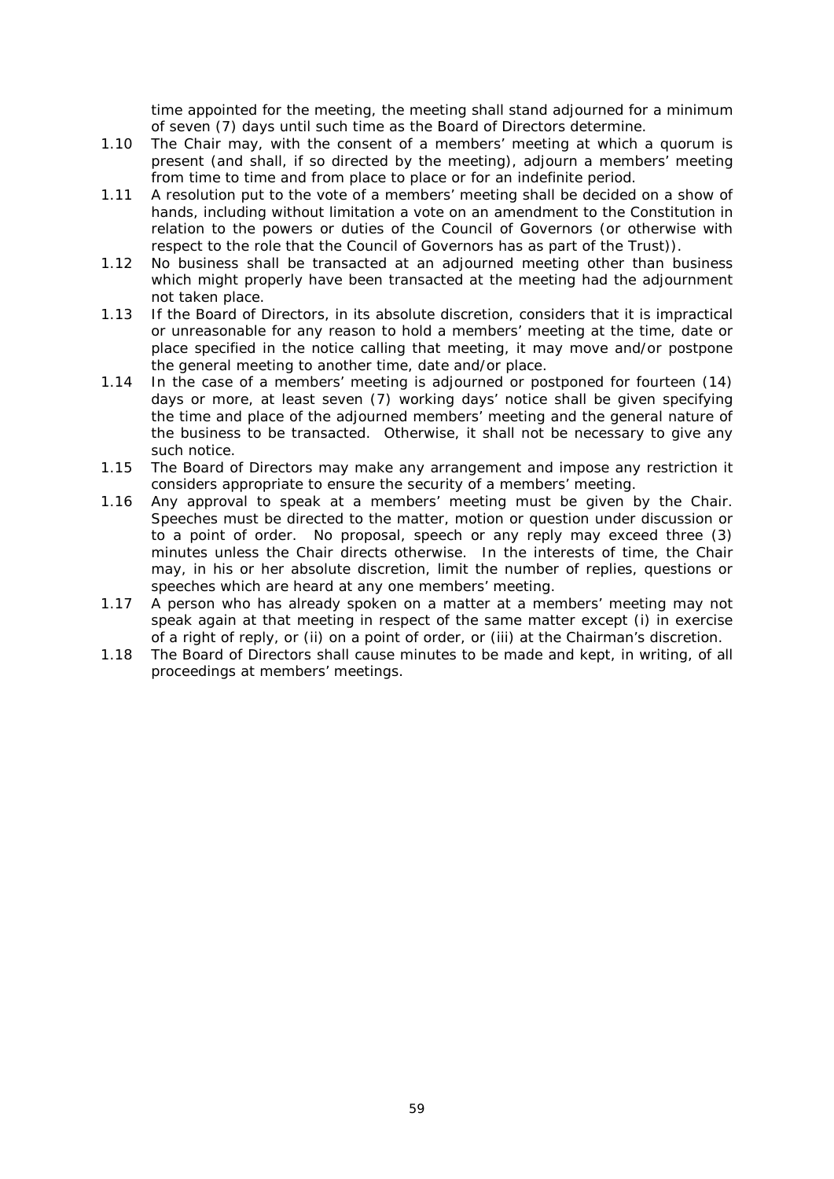time appointed for the meeting, the meeting shall stand adjourned for a minimum of seven (7) days until such time as the Board of Directors determine.

1.10 The Chair may, with the consent of a members' meeting at which a quorum is present (and shall, if so directed by the meeting), adjourn a members' meeting from time to time and from place to place or for an indefinite period.

1.11 A resolution put to the vote of a members' meeting shall be decided on a show of hands, including without limitation a vote on an amendment to the Constitution in relation to the powers or duties of the Council of Governors (or otherwise with respect to the role that the Council of Governors has as part of the Trust)).

1.12 No business shall be transacted at an adjourned meeting other than business which might properly have been transacted at the meeting had the adjournment not taken place.

1.13 If the Board of Directors, in its absolute discretion, considers that it is impractical or unreasonable for any reason to hold a members' meeting at the time, date or place specified in the notice calling that meeting, it may move and/or postpone the general meeting to another time, date and/or place.

1.14 In the case of a members' meeting is adjourned or postponed for fourteen (14) days or more, at least seven (7) working days' notice shall be given specifying the time and place of the adjourned members' meeting and the general nature of the business to be transacted. Otherwise, it shall not be necessary to give any such notice.

1.15 The Board of Directors may make any arrangement and impose any restriction it considers appropriate to ensure the security of a members' meeting.

1.16 Any approval to speak at a members' meeting must be given by the Chair. Speeches must be directed to the matter, motion or question under discussion or to a point of order. No proposal, speech or any reply may exceed three (3) minutes unless the Chair directs otherwise. In the interests of time, the Chair may, in his or her absolute discretion, limit the number of replies, questions or speeches which are heard at any one members' meeting.

1.17 A person who has already spoken on a matter at a members' meeting may not speak again at that meeting in respect of the same matter except (i) in exercise of a right of reply, or (ii) on a point of order, or (iii) at the Chairman's discretion.

1.18 The Board of Directors shall cause minutes to be made and kept, in writing, of all proceedings at members' meetings.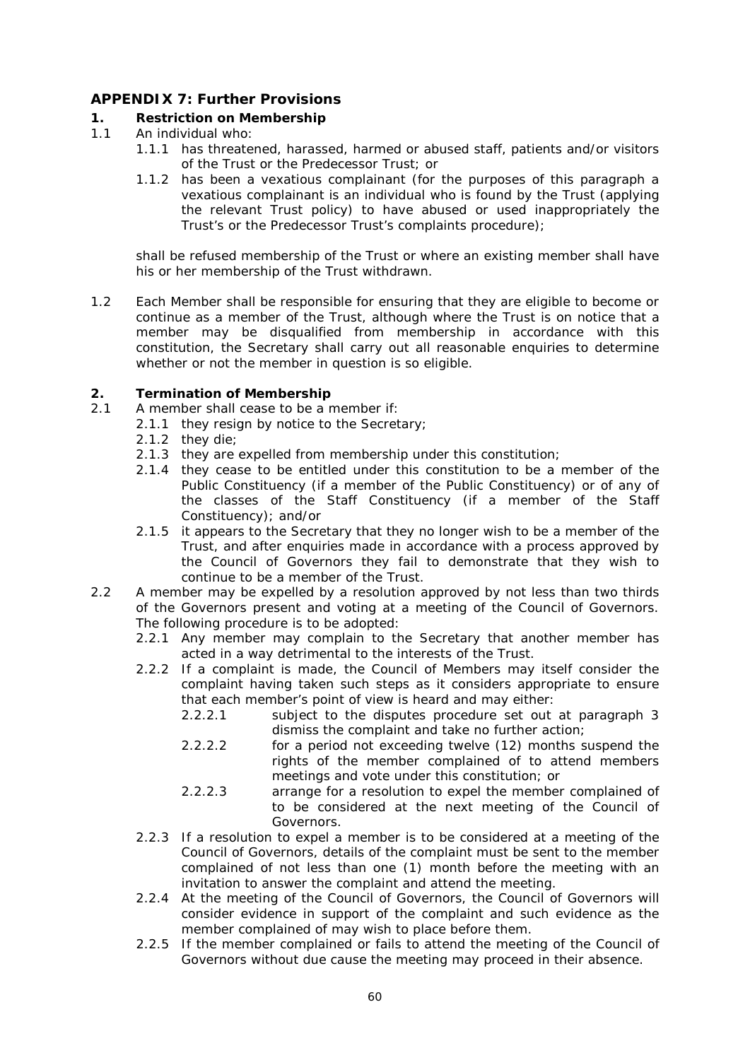## APPENDIX 7: Further Provisions

### 1. Restriction on Membership

1.1 An individual who:

1.1.1 has threatened, harassed, harmed or abused staff, patients and/or visitors of the Trust or the Predecessor Trust; or

1.1.2 has been a vexatious complainant (for the purposes of this paragraph a vexatious complainant is an individual who is found by the Trust (applying the relevant Trust policy) to have abused or used inappropriately the Trust's or the Predecessor Trust's complaints procedure);

shall be refused membership of the Trust or where an existing member shall have his or her membership of the Trust withdrawn.

1.2 Each Member shall be responsible for ensuring that they are eligible to become or continue as a member of the Trust, although where the Trust is on notice that a member may be disqualified from membership in accordance with this constitution, the Secretary shall carry out all reasonable enquiries to determine whether or not the member in question is so eligible.

### 2. Termination of Membership

2.1 A member shall cease to be a member if:

2.1.1 they resign by notice to the Secretary;

2.1.2 they die;

2.1.3 they are expelled from membership under this constitution;

2.1.4 they cease to be entitled under this constitution to be a member of the Public Constituency (if a member of the Public Constituency) or of any of the classes of the Staff Constituency (if a member of the Staff Constituency); and/or

2.1.5 it appears to the Secretary that they no longer wish to be a member of the Trust, and after enquiries made in accordance with a process approved by the Council of Governors they fail to demonstrate that they wish to continue to be a member of the Trust.

2.2 A member may be expelled by a resolution approved by not less than two thirds of the Governors present and voting at a meeting of the Council of Governors. The following procedure is to be adopted:

2.2.1 Any member may complain to the Secretary that another member has acted in a way detrimental to the interests of the Trust.

2.2.2 If a complaint is made, the Council of Members may itself consider the complaint having taken such steps as it considers appropriate to ensure that each member's point of view is heard and may either:

2.2.2.1 subject to the disputes procedure set out at paragraph 3 dismiss the complaint and take no further action;

2.2.2.2 for a period not exceeding twelve (12) months suspend the rights of the member complained of to attend members meetings and vote under this constitution; or

2.2.2.3 arrange for a resolution to expel the member complained of to be considered at the next meeting of the Council of Governors.

2.2.3 If a resolution to expel a member is to be considered at a meeting of the Council of Governors, details of the complaint must be sent to the member complained of not less than one (1) month before the meeting with an invitation to answer the complaint and attend the meeting.

2.2.4 At the meeting of the Council of Governors, the Council of Governors will consider evidence in support of the complaint and such evidence as the member complained of may wish to place before them.

2.2.5 If the member complained or fails to attend the meeting of the Council of Governors without due cause the meeting may proceed in their absence.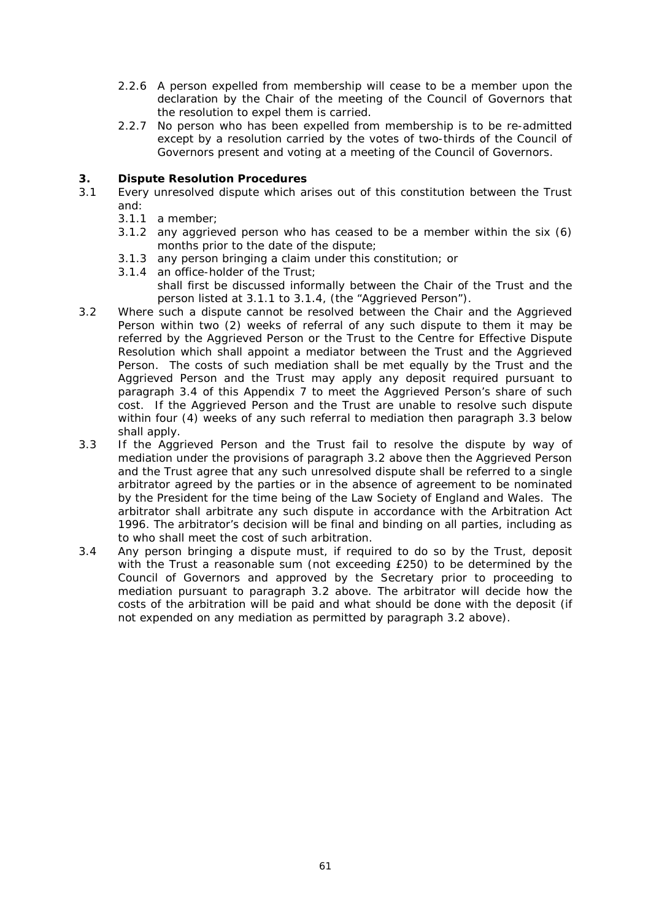2.2.6 A person expelled from membership will cease to be a member upon the declaration by the Chair of the meeting of the Council of Governors that the resolution to expel them is carried.

2.2.7 No person who has been expelled from membership is to be re-admitted except by a resolution carried by the votes of two-thirds of the Council of Governors present and voting at a meeting of the Council of Governors.

## 3. Dispute Resolution Procedures

3.1 Every unresolved dispute which arises out of this constitution between the Trust and:

3.1.1 a member;

3.1.2 any aggrieved person who has ceased to be a member within the six (6) months prior to the date of the dispute;

3.1.3 any person bringing a claim under this constitution; or

3.1.4 an office-holder of the Trust;

shall first be discussed informally between the Chair of the Trust and the person listed at 3.1.1 to 3.1.4, (the "Aggrieved Person").

3.2 Where such a dispute cannot be resolved between the Chair and the Aggrieved Person within two (2) weeks of referral of any such dispute to them it may be referred by the Aggrieved Person or the Trust to the Centre for Effective Dispute Resolution which shall appoint a mediator between the Trust and the Aggrieved Person. The costs of such mediation shall be met equally by the Trust and the Aggrieved Person and the Trust may apply any deposit required pursuant to paragraph 3.4 of this Appendix 7 to meet the Aggrieved Person's share of such cost. If the Aggrieved Person and the Trust are unable to resolve such dispute within four (4) weeks of any such referral to mediation then paragraph 3.3 below shall apply.

3.3 If the Aggrieved Person and the Trust fail to resolve the dispute by way of mediation under the provisions of paragraph 3.2 above then the Aggrieved Person and the Trust agree that any such unresolved dispute shall be referred to a single arbitrator agreed by the parties or in the absence of agreement to be nominated by the President for the time being of the Law Society of England and Wales. The arbitrator shall arbitrate any such dispute in accordance with the Arbitration Act 1996. The arbitrator's decision will be final and binding on all parties, including as to who shall meet the cost of such arbitration.

3.4 Any person bringing a dispute must, if required to do so by the Trust, deposit with the Trust a reasonable sum (not exceeding £250) to be determined by the Council of Governors and approved by the Secretary prior to proceeding to mediation pursuant to paragraph 3.2 above. The arbitrator will decide how the costs of the arbitration will be paid and what should be done with the deposit (if not expended on any mediation as permitted by paragraph 3.2 above).